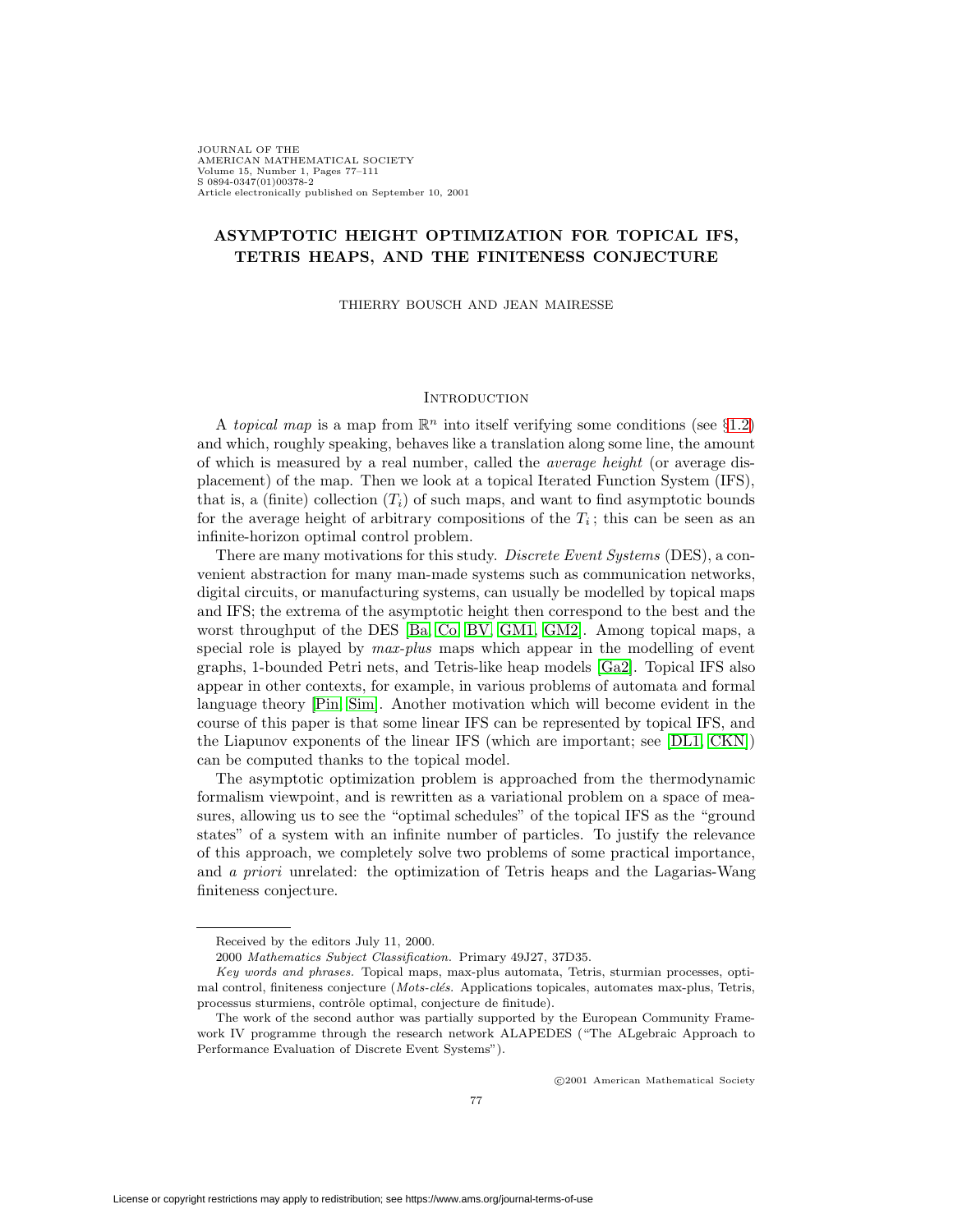# ASYMPTOTIC HEIGHT OPTIMIZATION FOR TOPICAL IFS, TETRIS HEAPS, AND THE FINITENESS CONJECTURE

THIERRY BOUSCH AND JEAN MAIRESSE

## Introduction

A *topical map* is a map from $\mathbb{R}^n$ into itself verifying some conditions (see §1.2) and which, roughly speaking, behaves like a translation along some line, the amount of which is measured by a real number, called the *average height* (or average displacement) of the map. Then we look at a topical Iterated Function System (IFS), that is, a (finite) collection $(T_i)$ of such maps, and want to find asymptotic bounds for the average height of arbitrary compositions of the $T_i$; this can be seen as an infinite-horizon optimal control problem.

There are many motivations for this study. *Discrete Event Systems* (DES), a convenient abstraction for many man-made systems such as communication networks, digital circuits, or manufacturing systems, can usually be modelled by topical maps and IFS; the extrema of the asymptotic height then correspond to the best and the worst throughput of the DES [Ba, Co, BV, GM1, GM2]. Among topical maps, a special role is played by *max-plus* maps which appear in the modelling of event graphs, 1-bounded Petri nets, and Tetris-like heap models [Ga2]. Topical IFS also appear in other contexts, for example, in various problems of automata and formal language theory [Pin, Sim]. Another motivation which will become evident in the course of this paper is that some linear IFS can be represented by topical IFS, and the Liapunov exponents of the linear IFS (which are important; see [DL1, CKN]) can be computed thanks to the topical model.

The asymptotic optimization problem is approached from the thermodynamic formalism viewpoint, and is rewritten as a variational problem on a space of measures, allowing us to see the "optimal schedules" of the topical IFS as the "ground states" of a system with an infinite number of particles. To justify the relevance of this approach, we completely solve two problems of some practical importance, and *a priori* unrelated: the optimization of Tetris heaps and the Lagarias-Wang finiteness conjecture.

---

Received by the editors July 11, 2000.

2000 *Mathematics Subject Classification.* Primary 49J27, 37D35.

*Key words and phrases.* Topical maps, max-plus automata, Tetris, sturmian processes, optimal control, finiteness conjecture (*Mots-clés.* Applications topicales, automates max-plus, Tetris, processus sturmiens, contrôle optimal, conjecture de finitude).

The work of the second author was partially supported by the European Community Framework IV programme through the research network ALAPEDES ("The ALgebraic Approach to Performance Evaluation of Discrete Event Systems").

©2001 American Mathematical Society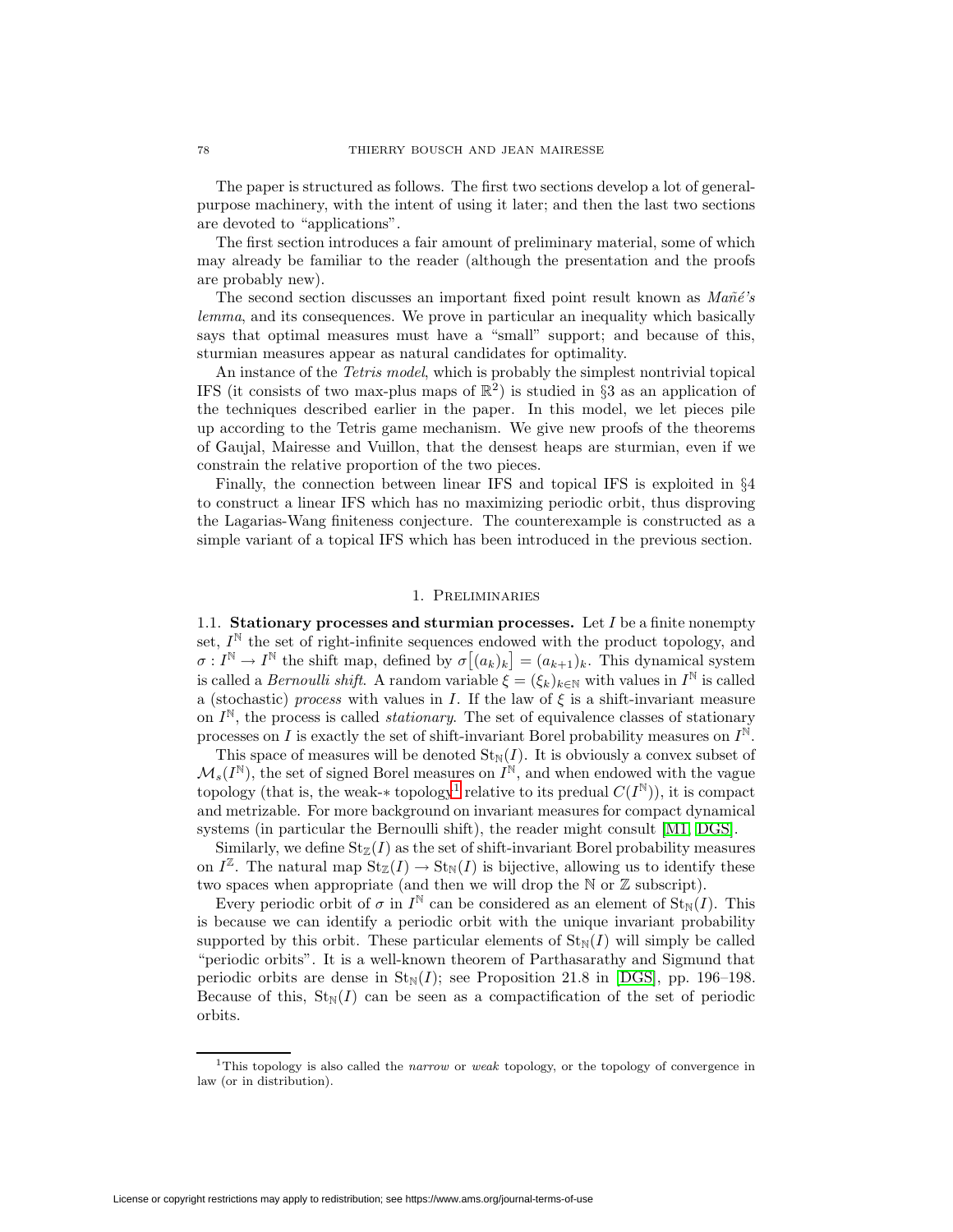The paper is structured as follows. The first two sections develop a lot of general-purpose machinery, with the intent of using it later; and then the last two sections are devoted to "applications".

The first section introduces a fair amount of preliminary material, some of which may already be familiar to the reader (although the presentation and the proofs are probably new).

The second section discusses an important fixed point result known as *Mañé's lemma*, and its consequences. We prove in particular an inequality which basically says that optimal measures must have a "small" support; and because of this, sturmian measures appear as natural candidates for optimality.

An instance of the *Tetris model*, which is probably the simplest nontrivial topical IFS (it consists of two max-plus maps of $\mathbb{R}^2$) is studied in §3 as an application of the techniques described earlier in the paper. In this model, we let pieces pile up according to the Tetris game mechanism. We give new proofs of the theorems of Gaujal, Mairesse and Vuillon, that the densest heaps are sturmian, even if we constrain the relative proportion of the two pieces.

Finally, the connection between linear IFS and topical IFS is exploited in §4 to construct a linear IFS which has no maximizing periodic orbit, thus disproving the Lagarias-Wang finiteness conjecture. The counterexample is constructed as a simple variant of a topical IFS which has been introduced in the previous section.

## 1. Preliminaries

**1.1. Stationary processes and sturmian processes.** Let $I$ be a finite nonempty set, $I^{\mathbb{N}}$ the set of right-infinite sequences endowed with the product topology, and $\sigma : I^{\mathbb{N}} \to I^{\mathbb{N}}$ the shift map, defined by $\sigma\big[(a_k)_k\big] = (a_{k+1})_k$. This dynamical system is called a *Bernoulli shift*. A random variable $\xi = (\xi_k)_{k\in\mathbb{N}}$ with values in $I^{\mathbb{N}}$ is called a (stochastic) *process* with values in $I$. If the law of $\xi$ is a shift-invariant measure on $I^{\mathbb{N}}$, the process is called *stationary*. The set of equivalence classes of stationary processes on $I$ is exactly the set of shift-invariant Borel probability measures on $I^{\mathbb{N}}$.

This space of measures will be denoted $\mathrm{St}_{\mathbb{N}}(I)$. It is obviously a convex subset of $\mathcal{M}_s(I^{\mathbb{N}})$, the set of signed Borel measures on $I^{\mathbb{N}}$, and when endowed with the vague topology (that is, the weak-$*$ topology[1] relative to its predual $C(I^{\mathbb{N}})$), it is compact and metrizable. For more background on invariant measures for compact dynamical systems (in particular the Bernoulli shift), the reader might consult [M1, DGS].

Similarly, we define $\mathrm{St}_{\mathbb{Z}}(I)$ as the set of shift-invariant Borel probability measures on $I^{\mathbb{Z}}$. The natural map $\mathrm{St}_{\mathbb{Z}}(I) \to \mathrm{St}_{\mathbb{N}}(I)$ is bijective, allowing us to identify these two spaces when appropriate (and then we will drop the $\mathbb{N}$ or $\mathbb{Z}$ subscript).

Every periodic orbit of $\sigma$ in $I^{\mathbb{N}}$ can be considered as an element of $\mathrm{St}_{\mathbb{N}}(I)$. This is because we can identify a periodic orbit with the unique invariant probability supported by this orbit. These particular elements of $\mathrm{St}_{\mathbb{N}}(I)$ will simply be called "periodic orbits". It is a well-known theorem of Parthasarathy and Sigmund that periodic orbits are dense in $\mathrm{St}_{\mathbb{N}}(I)$; see Proposition 21.8 in [DGS], pp. 196–198. Because of this, $\mathrm{St}_{\mathbb{N}}(I)$ can be seen as a compactification of the set of periodic orbits.

[1] This topology is also called the *narrow* or *weak* topology, or the topology of convergence in law (or in distribution).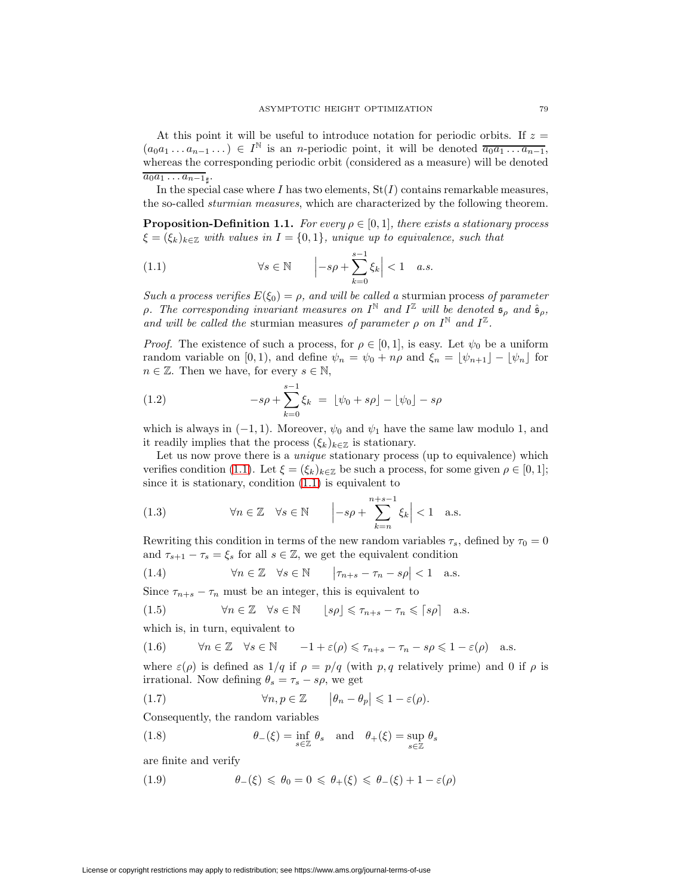At this point it will be useful to introduce notation for periodic orbits. If $z = (a_0 a_1 \dots a_{n-1} \dots) \in I^{\mathbb{N}}$ is an $n$-periodic point, it will be denoted $\overline{a_0 a_1 \dots a_{n-1}}$, whereas the corresponding periodic orbit (considered as a measure) will be denoted $\overline{a_0 a_1 \dots a_{n-1}}_\sharp$.

In the special case where $I$ has two elements, $\mathrm{St}(I)$ contains remarkable measures, the so-called *sturmian measures*, which are characterized by the following theorem.

**Proposition-Definition 1.1.** *For every $\rho \in [0,1]$, there exists a stationary process $\xi = (\xi_k)_{k\in\mathbb{Z}}$ with values in $I = \{0,1\}$, unique up to equivalence, such that*

$$\forall s \in \mathbb{N} \qquad \Big| -s\rho + \sum_{k=0}^{s-1} \xi_k \Big| < 1 \quad a.s. \tag{1.1}$$

*Such a process verifies $E(\xi_0) = \rho$, and will be called a* sturmian process *of parameter $\rho$. The corresponding invariant measures on $I^{\mathbb{N}}$ and $I^{\mathbb{Z}}$ will be denoted $\mathfrak{s}_\rho$ and $\hat{\mathfrak{s}}_\rho$, and will be called the* sturmian measures *of parameter $\rho$ on $I^{\mathbb{N}}$ and $I^{\mathbb{Z}}$.*

*Proof.* The existence of such a process, for $\rho \in [0,1]$, is easy. Let $\psi_0$ be a uniform random variable on $[0,1)$, and define $\psi_n = \psi_0 + n\rho$ and $\xi_n = \lfloor \psi_{n+1} \rfloor - \lfloor \psi_n \rfloor$ for $n \in \mathbb{Z}$. Then we have, for every $s \in \mathbb{N}$,

$$-s\rho + \sum_{k=0}^{s-1} \xi_k \; = \; \lfloor \psi_0 + s\rho \rfloor - \lfloor \psi_0 \rfloor - s\rho \tag{1.2}$$

which is always in $(-1,1)$. Moreover, $\psi_0$ and $\psi_1$ have the same law modulo 1, and it readily implies that the process $(\xi_k)_{k\in\mathbb{Z}}$ is stationary.

Let us now prove there is a *unique* stationary process (up to equivalence) which verifies condition (1.1). Let $\xi = (\xi_k)_{k\in\mathbb{Z}}$ be such a process, for some given $\rho \in [0,1]$; since it is stationary, condition (1.1) is equivalent to

$$\forall n \in \mathbb{Z} \quad \forall s \in \mathbb{N} \qquad \Big| -s\rho + \sum_{k=n}^{n+s-1} \xi_k \Big| < 1 \quad \text{a.s.} \tag{1.3}$$

Rewriting this condition in terms of the new random variables $\tau_s$, defined by $\tau_0 = 0$ and $\tau_{s+1} - \tau_s = \xi_s$ for all $s \in \mathbb{Z}$, we get the equivalent condition

$$\forall n \in \mathbb{Z} \quad \forall s \in \mathbb{N} \qquad \big| \tau_{n+s} - \tau_n - s\rho \big| < 1 \quad \text{a.s.} \tag{1.4}$$

Since $\tau_{n+s} - \tau_n$ must be an integer, this is equivalent to

$$\forall n \in \mathbb{Z} \quad \forall s \in \mathbb{N} \qquad \lfloor s\rho \rfloor \leqslant \tau_{n+s} - \tau_n \leqslant \lceil s\rho \rceil \quad \text{a.s.} \tag{1.5}$$

which is, in turn, equivalent to

$$\forall n \in \mathbb{Z} \quad \forall s \in \mathbb{N} \qquad -1 + \varepsilon(\rho) \leqslant \tau_{n+s} - \tau_n - s\rho \leqslant 1 - \varepsilon(\rho) \quad \text{a.s.} \tag{1.6}$$

where $\varepsilon(\rho)$ is defined as $1/q$ if $\rho = p/q$ (with $p, q$ relatively prime) and 0 if $\rho$ is irrational. Now defining $\theta_s = \tau_s - s\rho$, we get

$$\forall n, p \in \mathbb{Z} \qquad \big| \theta_n - \theta_p \big| \leqslant 1 - \varepsilon(\rho). \tag{1.7}$$

Consequently, the random variables

$$\theta_-(\xi) = \inf_{s\in\mathbb{Z}} \theta_s \quad \text{and} \quad \theta_+(\xi) = \sup_{s\in\mathbb{Z}} \theta_s \tag{1.8}$$

are finite and verify

$$\theta_-(\xi) \;\leqslant\; \theta_0 = 0 \;\leqslant\; \theta_+(\xi) \;\leqslant\; \theta_-(\xi) + 1 - \varepsilon(\rho) \tag{1.9}$$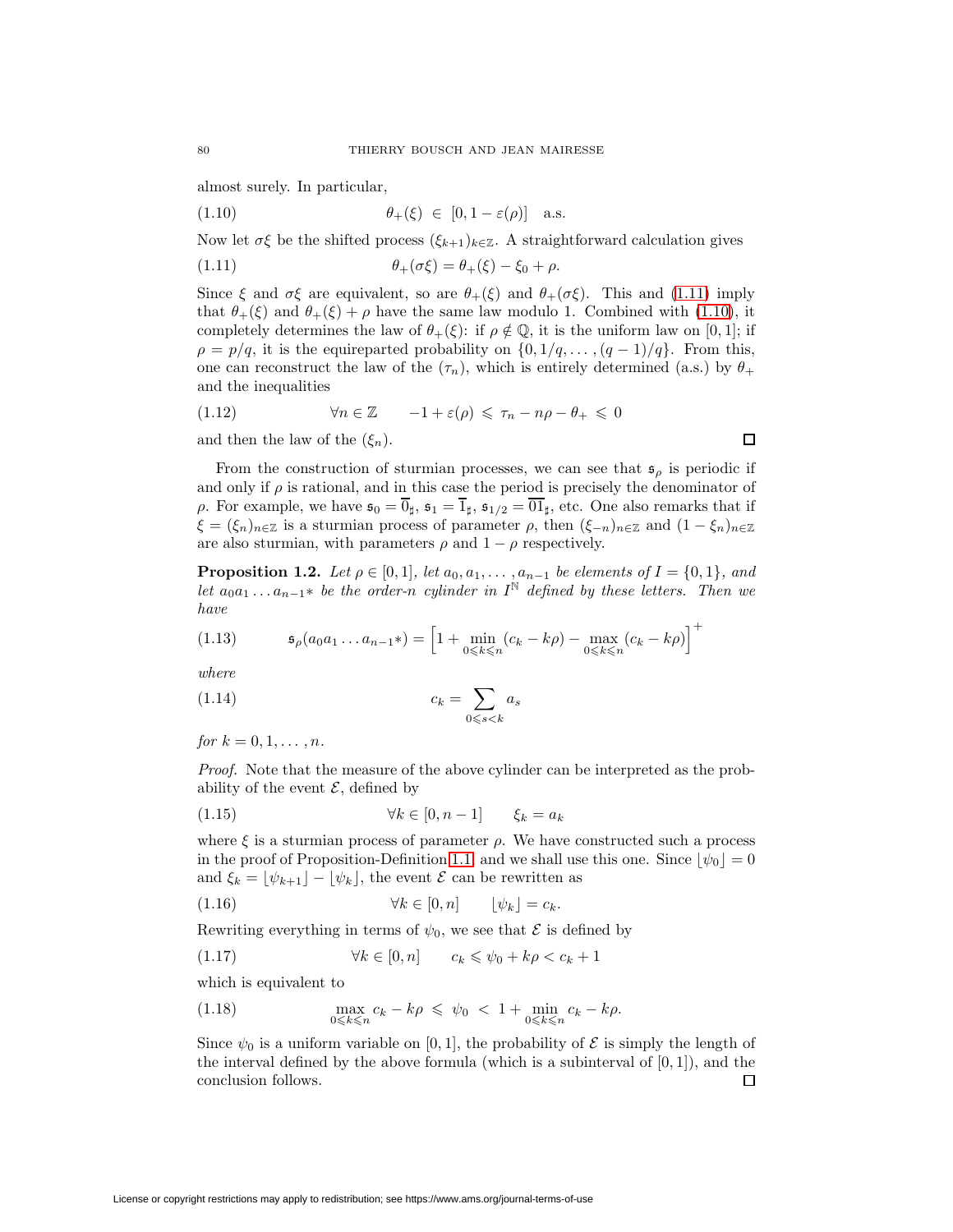almost surely. In particular,

$$\theta_+(\xi) \in [0, 1 - \varepsilon(\rho)] \quad \text{a.s.} \tag{1.10}$$

Now let $\sigma\xi$ be the shifted process $(\xi_{k+1})_{k\in\mathbb{Z}}$. A straightforward calculation gives

$$\theta_+(\sigma\xi) = \theta_+(\xi) - \xi_0 + \rho. \tag{1.11}$$

Since $\xi$ and $\sigma\xi$ are equivalent, so are $\theta_+(\xi)$ and $\theta_+(\sigma\xi)$. This and (1.11) imply that $\theta_+(\xi)$ and $\theta_+(\xi) + \rho$ have the same law modulo 1. Combined with (1.10), it completely determines the law of $\theta_+(\xi)$: if $\rho \notin \mathbb{Q}$, it is the uniform law on $[0, 1]$; if $\rho = p/q$, it is the equireparted probability on $\{0, 1/q, \ldots, (q-1)/q\}$. From this, one can reconstruct the law of the $(\tau_n)$, which is entirely determined (a.s.) by $\theta_+$ and the inequalities

$$\forall n \in \mathbb{Z} \qquad -1 + \varepsilon(\rho) \leqslant \tau_n - n\rho - \theta_+ \leqslant 0 \tag{1.12}$$

and then the law of the $(\xi_n)$. □

From the construction of sturmian processes, we can see that $\mathfrak{s}_\rho$ is periodic if and only if $\rho$ is rational, and in this case the period is precisely the denominator of $\rho$. For example, we have $\mathfrak{s}_0 = \overline{0}_\sharp$, $\mathfrak{s}_1 = \overline{1}_\sharp$, $\mathfrak{s}_{1/2} = \overline{01}_\sharp$, etc. One also remarks that if $\xi = (\xi_n)_{n\in\mathbb{Z}}$ is a sturmian process of parameter $\rho$, then $(\xi_{-n})_{n\in\mathbb{Z}}$ and $(1 - \xi_n)_{n\in\mathbb{Z}}$ are also sturmian, with parameters $\rho$ and $1 - \rho$ respectively.

**Proposition 1.2.** *Let $\rho \in [0, 1]$, let $a_0, a_1, \ldots, a_{n-1}$ be elements of $I = \{0, 1\}$, and let $a_0 a_1 \ldots a_{n-1}*$ be the order-$n$ cylinder in $I^{\mathbb{N}}$ defined by these letters. Then we have*

$$\mathfrak{s}_\rho(a_0 a_1 \ldots a_{n-1}*) = \Big[1 + \min_{0\leqslant k\leqslant n}(c_k - k\rho) - \max_{0\leqslant k\leqslant n}(c_k - k\rho)\Big]^+ \tag{1.13}$$

*where*

$$c_k = \sum_{0\leqslant s<k} a_s \tag{1.14}$$

*for $k = 0, 1, \ldots, n$.*

*Proof.* Note that the measure of the above cylinder can be interpreted as the probability of the event $\mathcal{E}$, defined by

$$\forall k \in [0, n-1] \qquad \xi_k = a_k \tag{1.15}$$

where $\xi$ is a sturmian process of parameter $\rho$. We have constructed such a process in the proof of Proposition-Definition 1.1 and we shall use this one. Since $\lfloor\psi_0\rfloor = 0$ and $\xi_k = \lfloor\psi_{k+1}\rfloor - \lfloor\psi_k\rfloor$, the event $\mathcal{E}$ can be rewritten as

$$\forall k \in [0, n] \qquad \lfloor\psi_k\rfloor = c_k. \tag{1.16}$$

Rewriting everything in terms of $\psi_0$, we see that $\mathcal{E}$ is defined by

$$\forall k \in [0, n] \qquad c_k \leqslant \psi_0 + k\rho < c_k + 1 \tag{1.17}$$

which is equivalent to

$$\max_{0\leqslant k\leqslant n} c_k - k\rho \leqslant \psi_0 < 1 + \min_{0\leqslant k\leqslant n} c_k - k\rho. \tag{1.18}$$

Since $\psi_0$ is a uniform variable on $[0, 1]$, the probability of $\mathcal{E}$ is simply the length of the interval defined by the above formula (which is a subinterval of $[0, 1]$), and the conclusion follows. □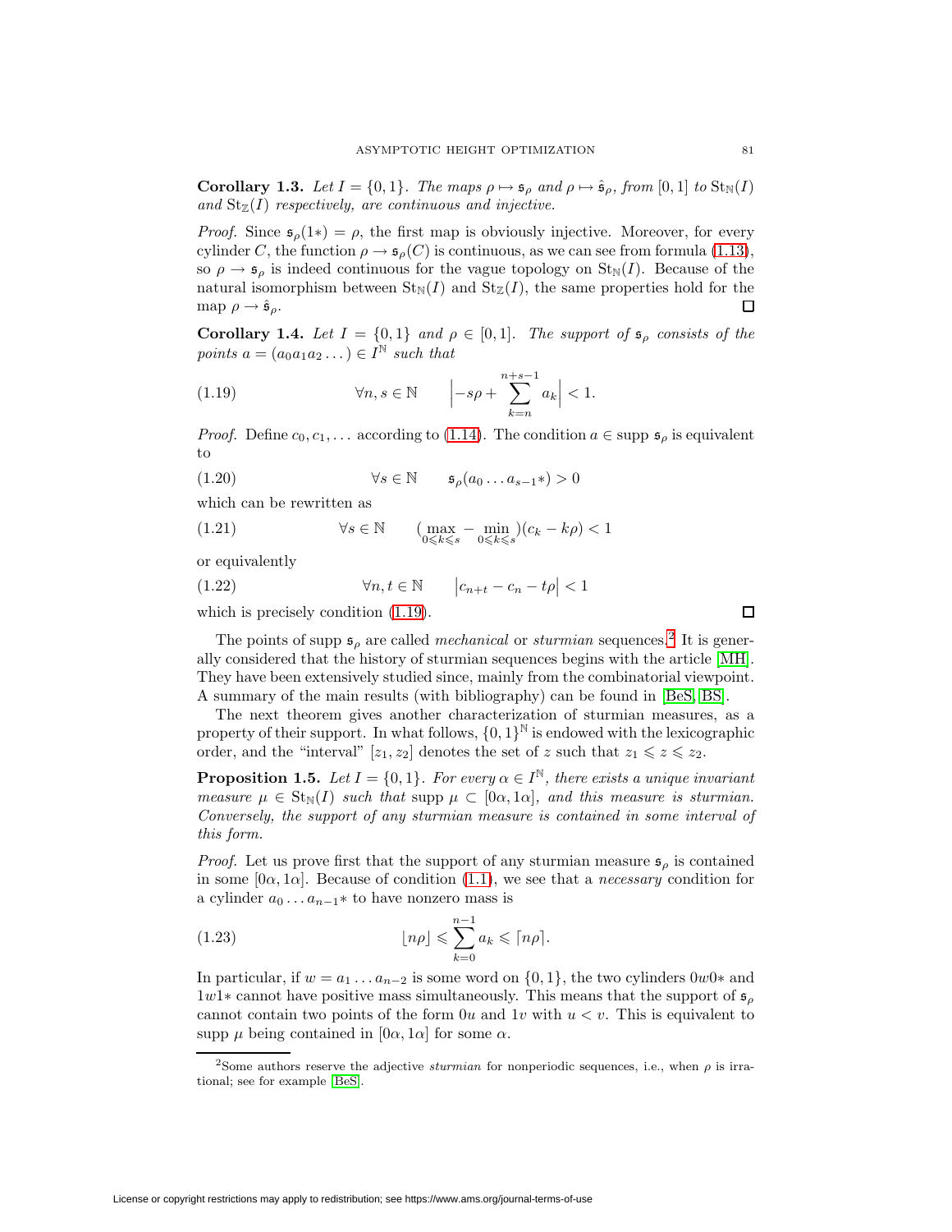**Corollary 1.3.** *Let $I = \{0,1\}$. The maps $\rho \mapsto \mathfrak{s}_\rho$ and $\rho \mapsto \hat{\mathfrak{s}}_\rho$, from $[0,1]$ to $\mathrm{St}_{\mathbb{N}}(I)$ and $\mathrm{St}_{\mathbb{Z}}(I)$ respectively, are continuous and injective.*

*Proof.* Since $\mathfrak{s}_\rho(1*) = \rho$, the first map is obviously injective. Moreover, for every cylinder $C$, the function $\rho \to \mathfrak{s}_\rho(C)$ is continuous, as we can see from formula (1.13), so $\rho \to \mathfrak{s}_\rho$ is indeed continuous for the vague topology on $\mathrm{St}_{\mathbb{N}}(I)$. Because of the natural isomorphism between $\mathrm{St}_{\mathbb{N}}(I)$ and $\mathrm{St}_{\mathbb{Z}}(I)$, the same properties hold for the map $\rho \to \hat{\mathfrak{s}}_\rho$. ∎

**Corollary 1.4.** *Let $I = \{0,1\}$ and $\rho \in [0,1]$. The support of $\mathfrak{s}_\rho$ consists of the points $a = (a_0 a_1 a_2 \dots) \in I^{\mathbb{N}}$ such that*

$$\forall n, s \in \mathbb{N} \qquad \Big| -s\rho + \sum_{k=n}^{n+s-1} a_k \Big| < 1. \tag{1.19}$$

*Proof.* Define $c_0, c_1, \dots$ according to (1.14). The condition $a \in \operatorname{supp} \mathfrak{s}_\rho$ is equivalent to

$$\forall s \in \mathbb{N} \qquad \mathfrak{s}_\rho(a_0 \dots a_{s-1}*) > 0 \tag{1.20}$$

which can be rewritten as

$$\forall s \in \mathbb{N} \qquad \big(\max_{0 \leqslant k \leqslant s} - \min_{0 \leqslant k \leqslant s}\big)(c_k - k\rho) < 1 \tag{1.21}$$

or equivalently

$$\forall n, t \in \mathbb{N} \qquad \big| c_{n+t} - c_n - t\rho \big| < 1 \tag{1.22}$$

which is precisely condition (1.19). ∎

The points of $\operatorname{supp} \mathfrak{s}_\rho$ are called *mechanical* or *sturmian* sequences.[2] It is generally considered that the history of sturmian sequences begins with the article [MH]. They have been extensively studied since, mainly from the combinatorial viewpoint. A summary of the main results (with bibliography) can be found in [BeS, BS].

The next theorem gives another characterization of sturmian measures, as a property of their support. In what follows, $\{0,1\}^{\mathbb{N}}$ is endowed with the lexicographic order, and the "interval" $[z_1, z_2]$ denotes the set of $z$ such that $z_1 \leqslant z \leqslant z_2$.

**Proposition 1.5.** *Let $I = \{0,1\}$. For every $\alpha \in I^{\mathbb{N}}$, there exists a unique invariant measure $\mu \in \mathrm{St}_{\mathbb{N}}(I)$ such that $\operatorname{supp} \mu \subset [0\alpha, 1\alpha]$, and this measure is sturmian. Conversely, the support of any sturmian measure is contained in some interval of this form.*

*Proof.* Let us prove first that the support of any sturmian measure $\mathfrak{s}_\rho$ is contained in some $[0\alpha, 1\alpha]$. Because of condition (1.1), we see that a *necessary* condition for a cylinder $a_0 \dots a_{n-1}*$ to have nonzero mass is

$$\lfloor n\rho \rfloor \leqslant \sum_{k=0}^{n-1} a_k \leqslant \lceil n\rho \rceil. \tag{1.23}$$

In particular, if $w = a_1 \dots a_{n-2}$ is some word on $\{0,1\}$, the two cylinders $0w0*$ and $1w1*$ cannot have positive mass simultaneously. This means that the support of $\mathfrak{s}_\rho$ cannot contain two points of the form $0u$ and $1v$ with $u < v$. This is equivalent to $\operatorname{supp} \mu$ being contained in $[0\alpha, 1\alpha]$ for some $\alpha$.

[2] Some authors reserve the adjective *sturmian* for nonperiodic sequences, i.e., when $\rho$ is irrational; see for example [BeS].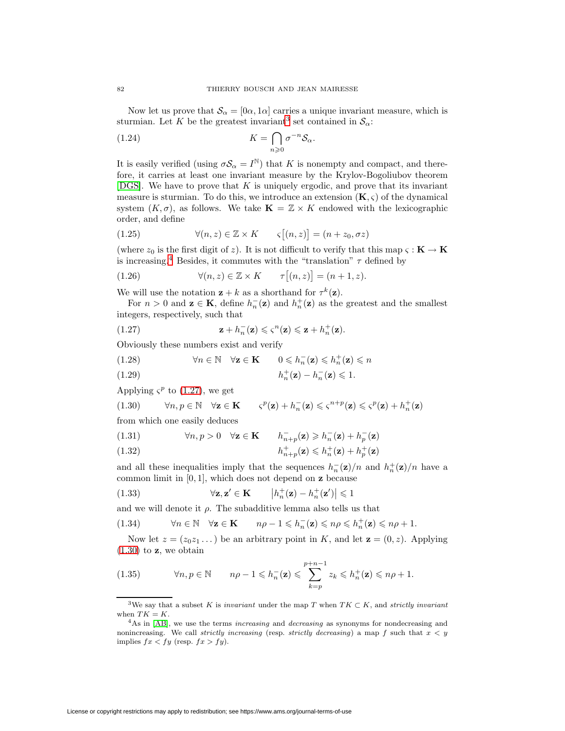Now let us prove that $\mathcal{S}_\alpha = [0\alpha, 1\alpha]$ carries a unique invariant measure, which is sturmian. Let $K$ be the greatest invariant[3] set contained in $\mathcal{S}_\alpha$:

$$K = \bigcap_{n \geqslant 0} \sigma^{-n} \mathcal{S}_\alpha. \tag{1.24}$$

It is easily verified (using $\sigma \mathcal{S}_\alpha = I^{\mathbb{N}}$) that $K$ is nonempty and compact, and therefore, it carries at least one invariant measure by the Krylov-Bogoliubov theorem [DGS]. We have to prove that $K$ is uniquely ergodic, and prove that its invariant measure is sturmian. To do this, we introduce an extension $(\mathbf{K}, \varsigma)$ of the dynamical system $(K, \sigma)$, as follows. We take $\mathbf{K} = \mathbb{Z} \times K$ endowed with the lexicographic order, and define

$$\forall (n, z) \in \mathbb{Z} \times K \qquad \varsigma\big[(n, z)\big] = (n + z_0, \sigma z) \tag{1.25}$$

(where $z_0$ is the first digit of $z$). It is not difficult to verify that this map $\varsigma : \mathbf{K} \to \mathbf{K}$ is increasing.[4] Besides, it commutes with the "translation" $\tau$ defined by

$$\forall (n, z) \in \mathbb{Z} \times K \qquad \tau\big[(n, z)\big] = (n + 1, z). \tag{1.26}$$

We will use the notation $\mathbf{z} + k$ as a shorthand for $\tau^k(\mathbf{z})$.

For $n > 0$ and $\mathbf{z} \in \mathbf{K}$, define $h_n^-(\mathbf{z})$ and $h_n^+(\mathbf{z})$ as the greatest and the smallest integers, respectively, such that

$$\mathbf{z} + h_n^-(\mathbf{z}) \leqslant \varsigma^n(\mathbf{z}) \leqslant \mathbf{z} + h_n^+(\mathbf{z}). \tag{1.27}$$

Obviously these numbers exist and verify

$$\forall n \in \mathbb{N} \quad \forall \mathbf{z} \in \mathbf{K} \qquad 0 \leqslant h_n^-(\mathbf{z}) \leqslant h_n^+(\mathbf{z}) \leqslant n \tag{1.28}$$

$$h_n^+(\mathbf{z}) - h_n^-(\mathbf{z}) \leqslant 1. \tag{1.29}$$

Applying $\varsigma^p$ to (1.27), we get

$$\forall n, p \in \mathbb{N} \quad \forall \mathbf{z} \in \mathbf{K} \qquad \varsigma^p(\mathbf{z}) + h_n^-(\mathbf{z}) \leqslant \varsigma^{n+p}(\mathbf{z}) \leqslant \varsigma^p(\mathbf{z}) + h_n^+(\mathbf{z}) \tag{1.30}$$

from which one easily deduces

$$\forall n, p > 0 \quad \forall \mathbf{z} \in \mathbf{K} \qquad h_{n+p}^-(\mathbf{z}) \geqslant h_n^-(\mathbf{z}) + h_p^-(\mathbf{z}) \tag{1.31}$$

$$h_{n+p}^+(\mathbf{z}) \leqslant h_n^+(\mathbf{z}) + h_p^+(\mathbf{z}) \tag{1.32}$$

and all these inequalities imply that the sequences $h_n^-(\mathbf{z})/n$ and $h_n^+(\mathbf{z})/n$ have a common limit in $[0, 1]$, which does not depend on $\mathbf{z}$ because

$$\forall \mathbf{z}, \mathbf{z}' \in \mathbf{K} \qquad \big|h_n^+(\mathbf{z}) - h_n^+(\mathbf{z}')\big| \leqslant 1 \tag{1.33}$$

and we will denote it $\rho$. The subadditive lemma also tells us that

$$\forall n \in \mathbb{N} \quad \forall \mathbf{z} \in \mathbf{K} \qquad n\rho - 1 \leqslant h_n^-(\mathbf{z}) \leqslant n\rho \leqslant h_n^+(\mathbf{z}) \leqslant n\rho + 1. \tag{1.34}$$

Now let $z = (z_0 z_1 \dots)$ be an arbitrary point in $K$, and let $\mathbf{z} = (0, z)$. Applying (1.30) to $\mathbf{z}$, we obtain

$$\forall n, p \in \mathbb{N} \qquad n\rho - 1 \leqslant h_n^-(\mathbf{z}) \leqslant \sum_{k=p}^{p+n-1} z_k \leqslant h_n^+(\mathbf{z}) \leqslant n\rho + 1. \tag{1.35}$$

---

[3] We say that a subset $K$ is *invariant* under the map $T$ when $TK \subset K$, and *strictly invariant* when $TK = K$.

[4] As in [AB], we use the terms *increasing* and *decreasing* as synonyms for nondecreasing and nonincreasing. We call *strictly increasing* (resp. *strictly decreasing*) a map $f$ such that $x < y$ implies $fx < fy$ (resp. $fx > fy$).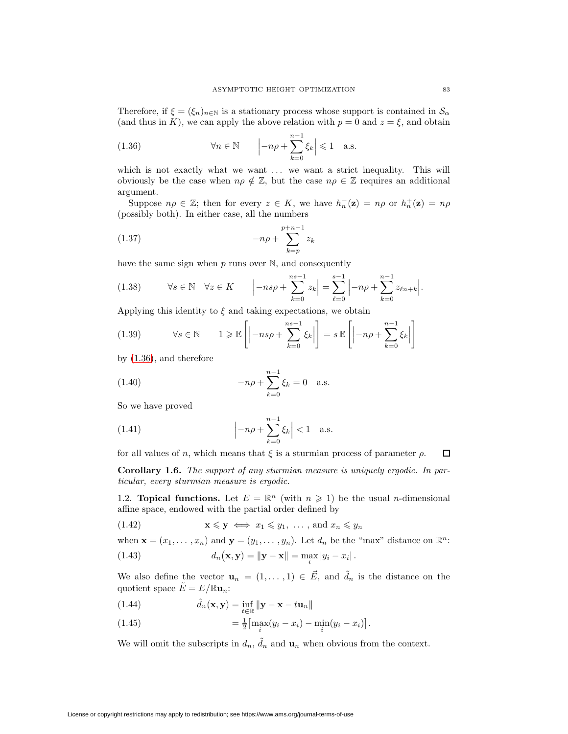Therefore, if $\xi = (\xi_n)_{n\in\mathbb{N}}$ is a stationary process whose support is contained in $\mathcal{S}_\alpha$ (and thus in $K$), we can apply the above relation with $p = 0$ and $z = \xi$, and obtain

$$\forall n \in \mathbb{N} \qquad \Big| -n\rho + \sum_{k=0}^{n-1} \xi_k \Big| \leqslant 1 \quad \text{a.s.} \tag{1.36}$$

which is not exactly what we want ... we want a strict inequality. This will obviously be the case when $n\rho \notin \mathbb{Z}$, but the case $n\rho \in \mathbb{Z}$ requires an additional argument.

Suppose $n\rho \in \mathbb{Z}$; then for every $z \in K$, we have $h_n^-(\mathbf{z}) = n\rho$ or $h_n^+(\mathbf{z}) = n\rho$ (possibly both). In either case, all the numbers

$$-n\rho + \sum_{k=p}^{p+n-1} z_k \tag{1.37}$$

have the same sign when $p$ runs over $\mathbb{N}$, and consequently

$$\forall s \in \mathbb{N} \quad \forall z \in K \qquad \Big| -ns\rho + \sum_{k=0}^{ns-1} z_k \Big| = \sum_{\ell=0}^{s-1} \Big| -n\rho + \sum_{k=0}^{n-1} z_{\ell n+k} \Big|. \tag{1.38}$$

Applying this identity to $\xi$ and taking expectations, we obtain

$$\forall s \in \mathbb{N} \qquad 1 \geqslant \mathbb{E}\left[ \Big| -ns\rho + \sum_{k=0}^{ns-1} \xi_k \Big| \right] = s\,\mathbb{E}\left[ \Big| -n\rho + \sum_{k=0}^{n-1} \xi_k \Big| \right] \tag{1.39}$$

by (1.36), and therefore

$$-n\rho + \sum_{k=0}^{n-1} \xi_k = 0 \quad \text{a.s.} \tag{1.40}$$

So we have proved

$$\Big| -n\rho + \sum_{k=0}^{n-1} \xi_k \Big| < 1 \quad \text{a.s.} \tag{1.41}$$

for all values of $n$, which means that $\xi$ is a sturmian process of parameter $\rho$. $\square$

**Corollary 1.6.** *The support of any sturmian measure is uniquely ergodic. In particular, every sturmian measure is ergodic.*

1.2. **Topical functions.** Let $E = \mathbb{R}^n$ (with $n \geqslant 1$) be the usual $n$-dimensional affine space, endowed with the partial order defined by

$$\mathbf{x} \leqslant \mathbf{y} \iff x_1 \leqslant y_1, \ \ldots, \text{ and } x_n \leqslant y_n \tag{1.42}$$

when $\mathbf{x} = (x_1, \ldots, x_n)$ and $\mathbf{y} = (y_1, \ldots, y_n)$. Let $d_n$ be the "max" distance on $\mathbb{R}^n$:

$$d_n(\mathbf{x}, \mathbf{y}) = \|\mathbf{y} - \mathbf{x}\| = \max_i |y_i - x_i|\,. \tag{1.43}$$

We also define the vector $\mathbf{u}_n = (1, \ldots, 1) \in \vec{E}$, and $\tilde{d}_n$ is the distance on the quotient space $\tilde{E} = E/\mathbb{R}\mathbf{u}_n$:

$$\tilde{d}_n(\mathbf{x}, \mathbf{y}) = \inf_{t\in\mathbb{R}} \|\mathbf{y} - \mathbf{x} - t\mathbf{u}_n\| \tag{1.44}$$

$$= \tfrac{1}{2}\big[\max_i (y_i - x_i) - \min_i (y_i - x_i)\big]\,. \tag{1.45}$$

We will omit the subscripts in $d_n$, $\tilde{d}_n$ and $\mathbf{u}_n$ when obvious from the context.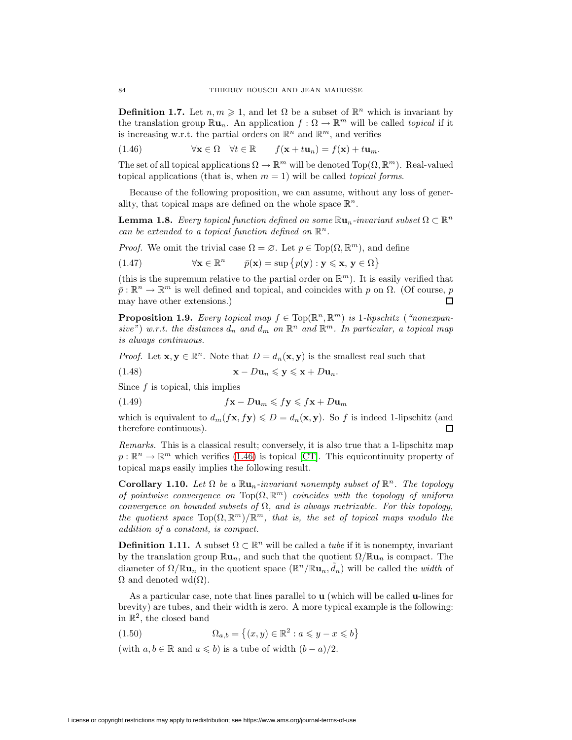**Definition 1.7.** Let $n, m \geqslant 1$, and let $\Omega$ be a subset of $\mathbb{R}^n$ which is invariant by the translation group $\mathbb{R}\mathbf{u}_n$. An application $f : \Omega \to \mathbb{R}^m$ will be called *topical* if it is increasing w.r.t. the partial orders on $\mathbb{R}^n$ and $\mathbb{R}^m$, and verifies

$$\forall \mathbf{x} \in \Omega \quad \forall t \in \mathbb{R} \qquad f(\mathbf{x} + t\mathbf{u}_n) = f(\mathbf{x}) + t\mathbf{u}_m. \tag{1.46}$$

The set of all topical applications $\Omega \to \mathbb{R}^m$ will be denoted $\mathrm{Top}(\Omega, \mathbb{R}^m)$. Real-valued topical applications (that is, when $m = 1$) will be called *topical forms*.

Because of the following proposition, we can assume, without any loss of generality, that topical maps are defined on the whole space $\mathbb{R}^n$.

**Lemma 1.8.** *Every topical function defined on some $\mathbb{R}\mathbf{u}_n$-invariant subset $\Omega \subset \mathbb{R}^n$ can be extended to a topical function defined on $\mathbb{R}^n$.*

*Proof.* We omit the trivial case $\Omega = \varnothing$. Let $p \in \mathrm{Top}(\Omega, \mathbb{R}^m)$, and define

$$\forall \mathbf{x} \in \mathbb{R}^n \qquad \bar{p}(\mathbf{x}) = \sup \big\{ p(\mathbf{y}) : \mathbf{y} \leqslant \mathbf{x},\ \mathbf{y} \in \Omega \big\} \tag{1.47}$$

(this is the supremum relative to the partial order on $\mathbb{R}^m$). It is easily verified that $\bar{p} : \mathbb{R}^n \to \mathbb{R}^m$ is well defined and topical, and coincides with $p$ on $\Omega$. (Of course, $p$ may have other extensions.) □

**Proposition 1.9.** *Every topical map $f \in \mathrm{Top}(\mathbb{R}^n, \mathbb{R}^m)$ is 1-lipschitz ("nonexpansive") w.r.t. the distances $d_n$ and $d_m$ on $\mathbb{R}^n$ and $\mathbb{R}^m$. In particular, a topical map is always continuous.*

*Proof.* Let $\mathbf{x}, \mathbf{y} \in \mathbb{R}^n$. Note that $D = d_n(\mathbf{x}, \mathbf{y})$ is the smallest real such that

$$\mathbf{x} - D\mathbf{u}_n \leqslant \mathbf{y} \leqslant \mathbf{x} + D\mathbf{u}_n. \tag{1.48}$$

Since $f$ is topical, this implies

$$f\mathbf{x} - D\mathbf{u}_m \leqslant f\mathbf{y} \leqslant f\mathbf{x} + D\mathbf{u}_m \tag{1.49}$$

which is equivalent to $d_m(f\mathbf{x}, f\mathbf{y}) \leqslant D = d_n(\mathbf{x}, \mathbf{y})$. So $f$ is indeed 1-lipschitz (and therefore continuous). □

*Remarks.* This is a classical result; conversely, it is also true that a 1-lipschitz map $p : \mathbb{R}^n \to \mathbb{R}^m$ which verifies (1.46) is topical [CT]. This equicontinuity property of topical maps easily implies the following result.

**Corollary 1.10.** *Let $\Omega$ be a $\mathbb{R}\mathbf{u}_n$-invariant nonempty subset of $\mathbb{R}^n$. The topology of pointwise convergence on $\mathrm{Top}(\Omega, \mathbb{R}^m)$ coincides with the topology of uniform convergence on bounded subsets of $\Omega$, and is always metrizable. For this topology, the quotient space $\mathrm{Top}(\Omega, \mathbb{R}^m)/\mathbb{R}^m$, that is, the set of topical maps modulo the addition of a constant, is compact.*

**Definition 1.11.** A subset $\Omega \subset \mathbb{R}^n$ will be called a *tube* if it is nonempty, invariant by the translation group $\mathbb{R}\mathbf{u}_n$, and such that the quotient $\Omega/\mathbb{R}\mathbf{u}_n$ is compact. The diameter of $\Omega/\mathbb{R}\mathbf{u}_n$ in the quotient space $(\mathbb{R}^n/\mathbb{R}\mathbf{u}_n, \tilde{d}_n)$ will be called the *width* of $\Omega$ and denoted $\mathrm{wd}(\Omega)$.

As a particular case, note that lines parallel to $\mathbf{u}$ (which will be called $\mathbf{u}$-lines for brevity) are tubes, and their width is zero. A more typical example is the following: in $\mathbb{R}^2$, the closed band

$$\Omega_{a,b} = \big\{ (x, y) \in \mathbb{R}^2 : a \leqslant y - x \leqslant b \big\} \tag{1.50}$$

(with $a, b \in \mathbb{R}$ and $a \leqslant b$) is a tube of width $(b - a)/2$.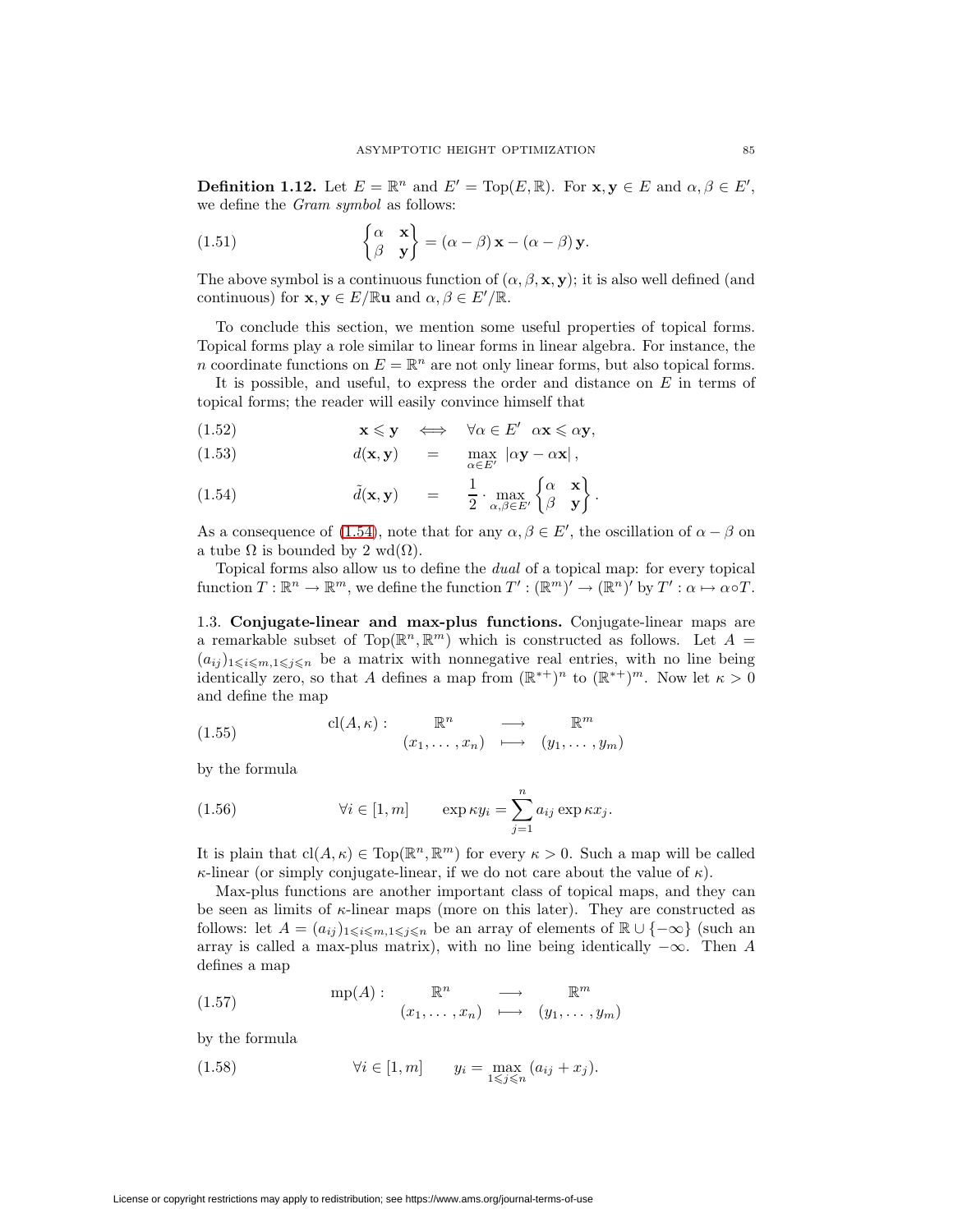**Definition 1.12.** Let $E = \mathbb{R}^n$ and $E' = \text{Top}(E, \mathbb{R})$. For $\mathbf{x}, \mathbf{y} \in E$ and $\alpha, \beta \in E'$, we define the *Gram symbol* as follows:

$$\begin{Bmatrix} \alpha & \mathbf{x} \\ \beta & \mathbf{y} \end{Bmatrix} = (\alpha - \beta)\,\mathbf{x} - (\alpha - \beta)\,\mathbf{y}. \tag{1.51}$$

The above symbol is a continuous function of $(\alpha, \beta, \mathbf{x}, \mathbf{y})$; it is also well defined (and continuous) for $\mathbf{x}, \mathbf{y} \in E/\mathbb{R}\mathbf{u}$ and $\alpha, \beta \in E'/\mathbb{R}$.

To conclude this section, we mention some useful properties of topical forms. Topical forms play a role similar to linear forms in linear algebra. For instance, the $n$ coordinate functions on $E = \mathbb{R}^n$ are not only linear forms, but also topical forms.

It is possible, and useful, to express the order and distance on $E$ in terms of topical forms; the reader will easily convince himself that

$$\mathbf{x} \leqslant \mathbf{y} \iff \forall \alpha \in E' \ \ \alpha\mathbf{x} \leqslant \alpha\mathbf{y}, \tag{1.52}$$

$$d(\mathbf{x}, \mathbf{y}) = \max_{\alpha \in E'} |\alpha\mathbf{y} - \alpha\mathbf{x}|, \tag{1.53}$$

$$\tilde{d}(\mathbf{x}, \mathbf{y}) = \frac{1}{2} \cdot \max_{\alpha, \beta \in E'} \begin{Bmatrix} \alpha & \mathbf{x} \\ \beta & \mathbf{y} \end{Bmatrix}. \tag{1.54}$$

As a consequence of (1.54), note that for any $\alpha, \beta \in E'$, the oscillation of $\alpha - \beta$ on a tube $\Omega$ is bounded by $2 \text{ wd}(\Omega)$.

Topical forms also allow us to define the *dual* of a topical map: for every topical function $T : \mathbb{R}^n \to \mathbb{R}^m$, we define the function $T' : (\mathbb{R}^m)' \to (\mathbb{R}^n)'$ by $T' : \alpha \mapsto \alpha \circ T$.

1.3. **Conjugate-linear and max-plus functions.** Conjugate-linear maps are a remarkable subset of $\text{Top}(\mathbb{R}^n, \mathbb{R}^m)$ which is constructed as follows. Let $A = (a_{ij})_{1 \leqslant i \leqslant m, 1 \leqslant j \leqslant n}$ be a matrix with nonnegative real entries, with no line being identically zero, so that $A$ defines a map from $(\mathbb{R}^{*+})^n$ to $(\mathbb{R}^{*+})^m$. Now let $\kappa > 0$ and define the map

$$\text{cl}(A, \kappa) : \begin{array}{ccc} \mathbb{R}^n & \longrightarrow & \mathbb{R}^m \\ (x_1, \dots, x_n) & \longmapsto & (y_1, \dots, y_m) \end{array} \tag{1.55}$$

by the formula

$$\forall i \in [1, m] \qquad \exp \kappa y_i = \sum_{j=1}^{n} a_{ij} \exp \kappa x_j. \tag{1.56}$$

It is plain that $\text{cl}(A, \kappa) \in \text{Top}(\mathbb{R}^n, \mathbb{R}^m)$ for every $\kappa > 0$. Such a map will be called $\kappa$-linear (or simply conjugate-linear, if we do not care about the value of $\kappa$).

Max-plus functions are another important class of topical maps, and they can be seen as limits of $\kappa$-linear maps (more on this later). They are constructed as follows: let $A = (a_{ij})_{1 \leqslant i \leqslant m, 1 \leqslant j \leqslant n}$ be an array of elements of $\mathbb{R} \cup \{-\infty\}$ (such an array is called a max-plus matrix), with no line being identically $-\infty$. Then $A$ defines a map

$$\text{mp}(A) : \begin{array}{ccc} \mathbb{R}^n & \longrightarrow & \mathbb{R}^m \\ (x_1, \dots, x_n) & \longmapsto & (y_1, \dots, y_m) \end{array} \tag{1.57}$$

by the formula

$$\forall i \in [1, m] \qquad y_i = \max_{1 \leqslant j \leqslant n} (a_{ij} + x_j). \tag{1.58}$$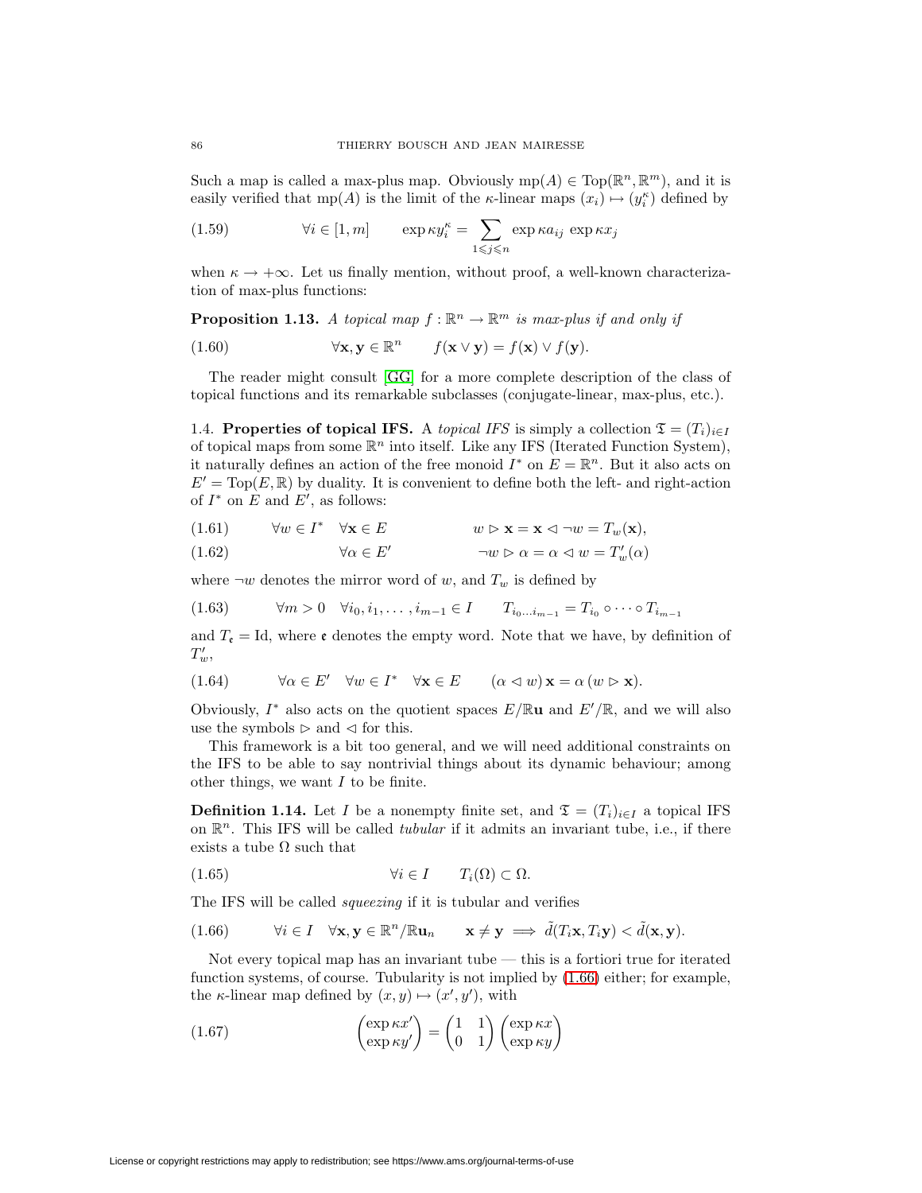Such a map is called a max-plus map. Obviously $\mathrm{mp}(A) \in \mathrm{Top}(\mathbb{R}^n, \mathbb{R}^m)$, and it is easily verified that $\mathrm{mp}(A)$ is the limit of the $\kappa$-linear maps $(x_i) \mapsto (y_i^\kappa)$ defined by

$$\forall i \in [1, m] \qquad \exp \kappa y_i^\kappa = \sum_{1 \leqslant j \leqslant n} \exp \kappa a_{ij} \, \exp \kappa x_j \tag{1.59}$$

when $\kappa \to +\infty$. Let us finally mention, without proof, a well-known characterization of max-plus functions:

**Proposition 1.13.** *A topical map $f : \mathbb{R}^n \to \mathbb{R}^m$ is max-plus if and only if*

$$\forall \mathbf{x}, \mathbf{y} \in \mathbb{R}^n \qquad f(\mathbf{x} \vee \mathbf{y}) = f(\mathbf{x}) \vee f(\mathbf{y}). \tag{1.60}$$

The reader might consult [GG] for a more complete description of the class of topical functions and its remarkable subclasses (conjugate-linear, max-plus, etc.).

1.4. **Properties of topical IFS.** A *topical IFS* is simply a collection $\mathfrak{T} = (T_i)_{i \in I}$ of topical maps from some $\mathbb{R}^n$ into itself. Like any IFS (Iterated Function System), it naturally defines an action of the free monoid $I^*$ on $E = \mathbb{R}^n$. But it also acts on $E' = \mathrm{Top}(E, \mathbb{R})$ by duality. It is convenient to define both the left- and right-action of $I^*$ on $E$ and $E'$, as follows:

$$\forall w \in I^* \quad \forall \mathbf{x} \in E \qquad\qquad w \rhd \mathbf{x} = \mathbf{x} \lhd \neg w = T_w(\mathbf{x}), \tag{1.61}$$

$$\forall \alpha \in E' \qquad\qquad \neg w \rhd \alpha = \alpha \lhd w = T'_w(\alpha) \tag{1.62}$$

where $\neg w$ denotes the mirror word of $w$, and $T_w$ is defined by

$$\forall m > 0 \quad \forall i_0, i_1, \ldots, i_{m-1} \in I \qquad T_{i_0 \ldots i_{m-1}} = T_{i_0} \circ \cdots \circ T_{i_{m-1}} \tag{1.63}$$

and $T_{\mathfrak{e}} = \mathrm{Id}$, where $\mathfrak{e}$ denotes the empty word. Note that we have, by definition of $T'_w$,

$$\forall \alpha \in E' \quad \forall w \in I^* \quad \forall \mathbf{x} \in E \qquad (\alpha \lhd w) \, \mathbf{x} = \alpha \, (w \rhd \mathbf{x}). \tag{1.64}$$

Obviously, $I^*$ also acts on the quotient spaces $E/\mathbb{R}\mathbf{u}$ and $E'/\mathbb{R}$, and we will also use the symbols $\rhd$ and $\lhd$ for this.

This framework is a bit too general, and we will need additional constraints on the IFS to be able to say nontrivial things about its dynamic behaviour; among other things, we want $I$ to be finite.

**Definition 1.14.** Let $I$ be a nonempty finite set, and $\mathfrak{T} = (T_i)_{i \in I}$ a topical IFS on $\mathbb{R}^n$. This IFS will be called *tubular* if it admits an invariant tube, i.e., if there exists a tube $\Omega$ such that

$$\forall i \in I \qquad T_i(\Omega) \subset \Omega. \tag{1.65}$$

The IFS will be called *squeezing* if it is tubular and verifies

$$\forall i \in I \quad \forall \mathbf{x}, \mathbf{y} \in \mathbb{R}^n/\mathbb{R}\mathbf{u}_n \qquad \mathbf{x} \neq \mathbf{y} \implies \tilde{d}(T_i \mathbf{x}, T_i \mathbf{y}) < \tilde{d}(\mathbf{x}, \mathbf{y}). \tag{1.66}$$

Not every topical map has an invariant tube — this is a fortiori true for iterated function systems, of course. Tubularity is not implied by (1.66) either; for example, the $\kappa$-linear map defined by $(x, y) \mapsto (x', y')$, with

$$\begin{pmatrix} \exp \kappa x' \\ \exp \kappa y' \end{pmatrix} = \begin{pmatrix} 1 & 1 \\ 0 & 1 \end{pmatrix} \begin{pmatrix} \exp \kappa x \\ \exp \kappa y \end{pmatrix} \tag{1.67}$$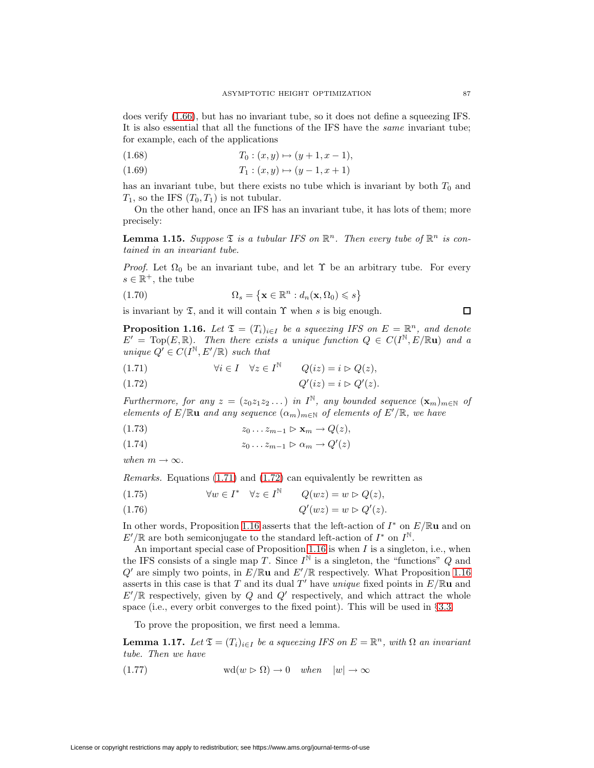does verify (1.66), but has no invariant tube, so it does not define a squeezing IFS. It is also essential that all the functions of the IFS have the *same* invariant tube; for example, each of the applications

$$T_0 : (x, y) \mapsto (y + 1, x - 1), \tag{1.68}$$

$$T_1 : (x, y) \mapsto (y - 1, x + 1) \tag{1.69}$$

has an invariant tube, but there exists no tube which is invariant by both $T_0$ and $T_1$, so the IFS $(T_0, T_1)$ is not tubular.

On the other hand, once an IFS has an invariant tube, it has lots of them; more precisely:

**Lemma 1.15.** *Suppose $\mathfrak{T}$ is a tubular IFS on $\mathbb{R}^n$. Then every tube of $\mathbb{R}^n$ is contained in an invariant tube.*

*Proof.* Let $\Omega_0$ be an invariant tube, and let $\Upsilon$ be an arbitrary tube. For every $s \in \mathbb{R}^+$, the tube

$$\Omega_s = \left\{\mathbf{x} \in \mathbb{R}^n : d_n(\mathbf{x}, \Omega_0) \leqslant s\right\} \tag{1.70}$$

is invariant by $\mathfrak{T}$, and it will contain $\Upsilon$ when $s$ is big enough. □

**Proposition 1.16.** *Let $\mathfrak{T} = (T_i)_{i \in I}$ be a squeezing IFS on $E = \mathbb{R}^n$, and denote $E' = \operatorname{Top}(E, \mathbb{R})$. Then there exists a unique function $Q \in C(I^{\mathbb{N}}, E/\mathbb{R}\mathbf{u})$ and a unique $Q' \in C(I^{\mathbb{N}}, E'/\mathbb{R})$ such that*

$$\forall i \in I \quad \forall z \in I^{\mathbb{N}} \qquad Q(iz) = i \rhd Q(z), \tag{1.71}$$

$$Q'(iz) = i \rhd Q'(z). \tag{1.72}$$

*Furthermore, for any $z = (z_0 z_1 z_2 \dots)$ in $I^{\mathbb{N}}$, any bounded sequence $(\mathbf{x}_m)_{m \in \mathbb{N}}$ of elements of $E/\mathbb{R}\mathbf{u}$ and any sequence $(\alpha_m)_{m \in \mathbb{N}}$ of elements of $E'/\mathbb{R}$, we have*

$$z_0 \dots z_{m-1} \rhd \mathbf{x}_m \to Q(z), \tag{1.73}$$

$$z_0 \dots z_{m-1} \rhd \alpha_m \to Q'(z) \tag{1.74}$$

*when $m \to \infty$.*

*Remarks.* Equations (1.71) and (1.72) can equivalently be rewritten as

$$\forall w \in I^* \quad \forall z \in I^{\mathbb{N}} \qquad Q(wz) = w \rhd Q(z), \tag{1.75}$$

$$Q'(wz) = w \rhd Q'(z). \tag{1.76}$$

In other words, Proposition 1.16 asserts that the left-action of $I^*$ on $E/\mathbb{R}\mathbf{u}$ and on $E'/\mathbb{R}$ are both semiconjugate to the standard left-action of $I^*$ on $I^{\mathbb{N}}$.

An important special case of Proposition 1.16 is when $I$ is a singleton, i.e., when the IFS consists of a single map $T$. Since $I^{\mathbb{N}}$ is a singleton, the "functions" $Q$ and $Q'$ are simply two points, in $E/\mathbb{R}\mathbf{u}$ and $E'/\mathbb{R}$ respectively. What Proposition 1.16 asserts in this case is that $T$ and its dual $T'$ have *unique* fixed points in $E/\mathbb{R}\mathbf{u}$ and $E'/\mathbb{R}$ respectively, given by $Q$ and $Q'$ respectively, and which attract the whole space (i.e., every orbit converges to the fixed point). This will be used in §3.3.

To prove the proposition, we first need a lemma.

**Lemma 1.17.** *Let $\mathfrak{T} = (T_i)_{i \in I}$ be a squeezing IFS on $E = \mathbb{R}^n$, with $\Omega$ an invariant tube. Then we have*

$$\operatorname{wd}(w \rhd \Omega) \to 0 \quad \textit{when} \quad |w| \to \infty \tag{1.77}$$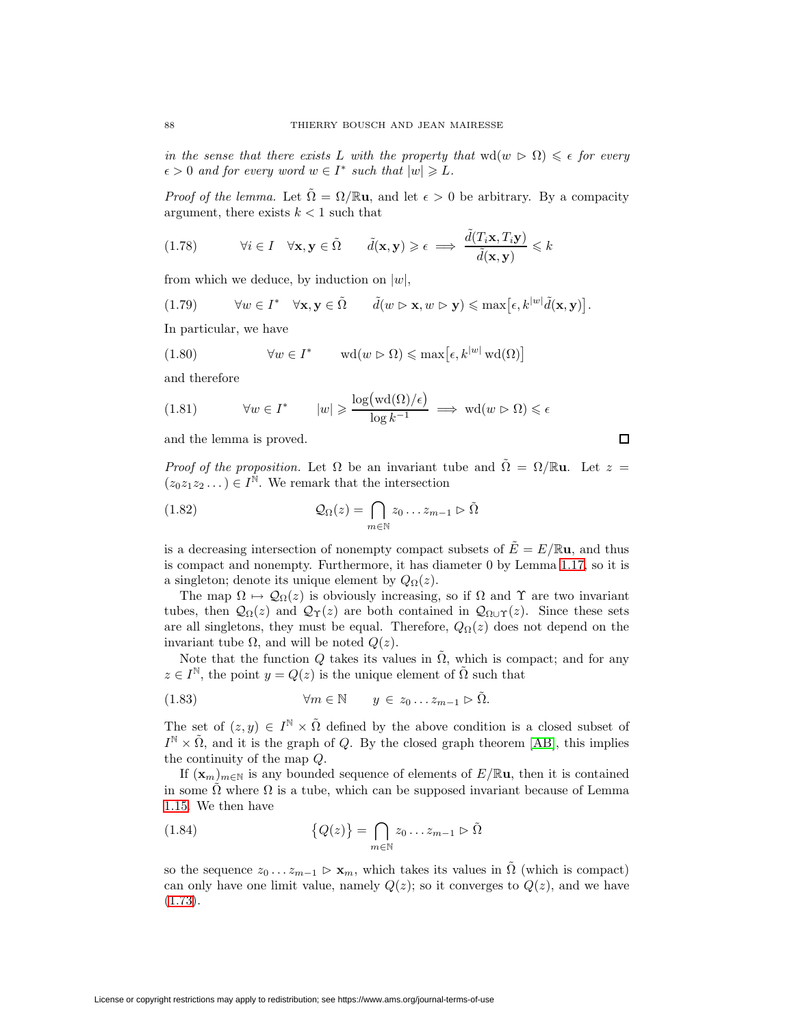*in the sense that there exists $L$ with the property that* $\operatorname{wd}(w \rhd \Omega) \leqslant \epsilon$ *for every* $\epsilon > 0$ *and for every word* $w \in I^*$ *such that* $|w| \geqslant L$.

*Proof of the lemma.* Let $\tilde{\Omega} = \Omega/\mathbb{R}\mathbf{u}$, and let $\epsilon > 0$ be arbitrary. By a compacity argument, there exists $k < 1$ such that

$$\forall i \in I \quad \forall \mathbf{x}, \mathbf{y} \in \tilde{\Omega} \qquad \tilde{d}(\mathbf{x}, \mathbf{y}) \geqslant \epsilon \implies \frac{\tilde{d}(T_i\mathbf{x}, T_i\mathbf{y})}{\tilde{d}(\mathbf{x}, \mathbf{y})} \leqslant k \tag{1.78}$$

from which we deduce, by induction on $|w|$,

$$\forall w \in I^* \quad \forall \mathbf{x}, \mathbf{y} \in \tilde{\Omega} \qquad \tilde{d}(w \rhd \mathbf{x}, w \rhd \mathbf{y}) \leqslant \max\bigl[\epsilon, k^{|w|}\tilde{d}(\mathbf{x}, \mathbf{y})\bigr]. \tag{1.79}$$

In particular, we have

$$\forall w \in I^* \qquad \operatorname{wd}(w \rhd \Omega) \leqslant \max\bigl[\epsilon, k^{|w|} \operatorname{wd}(\Omega)\bigr] \tag{1.80}$$

and therefore

$$\forall w \in I^* \qquad |w| \geqslant \frac{\log\bigl(\operatorname{wd}(\Omega)/\epsilon\bigr)}{\log k^{-1}} \implies \operatorname{wd}(w \rhd \Omega) \leqslant \epsilon \tag{1.81}$$

and the lemma is proved. □

*Proof of the proposition.* Let $\Omega$ be an invariant tube and $\tilde{\Omega} = \Omega/\mathbb{R}\mathbf{u}$. Let $z = (z_0 z_1 z_2 \dots) \in I^{\mathbb{N}}$. We remark that the intersection

$$\mathcal{Q}_\Omega(z) = \bigcap_{m \in \mathbb{N}} z_0 \dots z_{m-1} \rhd \tilde{\Omega} \tag{1.82}$$

is a decreasing intersection of nonempty compact subsets of $\tilde{E} = E/\mathbb{R}\mathbf{u}$, and thus is compact and nonempty. Furthermore, it has diameter 0 by Lemma 1.17, so it is a singleton; denote its unique element by $Q_\Omega(z)$.

The map $\Omega \mapsto \mathcal{Q}_\Omega(z)$ is obviously increasing, so if $\Omega$ and $\Upsilon$ are two invariant tubes, then $\mathcal{Q}_\Omega(z)$ and $\mathcal{Q}_\Upsilon(z)$ are both contained in $\mathcal{Q}_{\Omega \cup \Upsilon}(z)$. Since these sets are all singletons, they must be equal. Therefore, $Q_\Omega(z)$ does not depend on the invariant tube $\Omega$, and will be noted $Q(z)$.

Note that the function $Q$ takes its values in $\tilde{\Omega}$, which is compact; and for any $z \in I^{\mathbb{N}}$, the point $y = Q(z)$ is the unique element of $\tilde{\Omega}$ such that

$$\forall m \in \mathbb{N} \qquad y \in z_0 \dots z_{m-1} \rhd \tilde{\Omega}. \tag{1.83}$$

The set of $(z, y) \in I^{\mathbb{N}} \times \tilde{\Omega}$ defined by the above condition is a closed subset of $I^{\mathbb{N}} \times \tilde{\Omega}$, and it is the graph of $Q$. By the closed graph theorem [AB], this implies the continuity of the map $Q$.

If $(\mathbf{x}_m)_{m \in \mathbb{N}}$ is any bounded sequence of elements of $E/\mathbb{R}\mathbf{u}$, then it is contained in some $\tilde{\Omega}$ where $\Omega$ is a tube, which can be supposed invariant because of Lemma 1.15. We then have

$$\bigl\{Q(z)\bigr\} = \bigcap_{m \in \mathbb{N}} z_0 \dots z_{m-1} \rhd \tilde{\Omega} \tag{1.84}$$

so the sequence $z_0 \dots z_{m-1} \rhd \mathbf{x}_m$, which takes its values in $\tilde{\Omega}$ (which is compact) can only have one limit value, namely $Q(z)$; so it converges to $Q(z)$, and we have (1.73).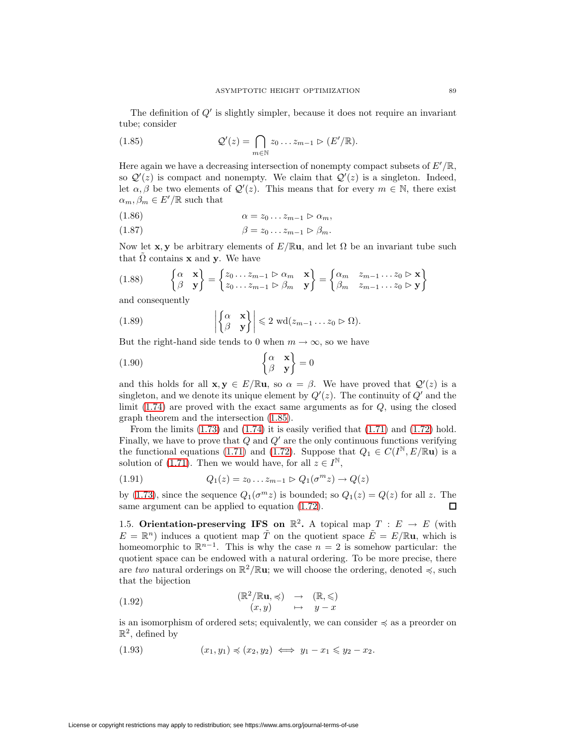The definition of $Q'$ is slightly simpler, because it does not require an invariant tube; consider

$$\mathcal{Q}'(z) = \bigcap_{m\in\mathbb{N}} z_0 \dots z_{m-1} \rhd (E'/\mathbb{R}). \tag{1.85}$$

Here again we have a decreasing intersection of nonempty compact subsets of $E'/\mathbb{R}$, so $\mathcal{Q}'(z)$ is compact and nonempty. We claim that $\mathcal{Q}'(z)$ is a singleton. Indeed, let $\alpha, \beta$ be two elements of $\mathcal{Q}'(z)$. This means that for every $m \in \mathbb{N}$, there exist $\alpha_m, \beta_m \in E'/\mathbb{R}$ such that

$$\alpha = z_0 \dots z_{m-1} \rhd \alpha_m, \tag{1.86}$$

$$\beta = z_0 \dots z_{m-1} \rhd \beta_m. \tag{1.87}$$

Now let $\mathbf{x}, \mathbf{y}$ be arbitrary elements of $E/\mathbb{R}\mathbf{u}$, and let $\Omega$ be an invariant tube such that $\tilde{\Omega}$ contains $\mathbf{x}$ and $\mathbf{y}$. We have

$$\begin{Bmatrix} \alpha & \mathbf{x} \\ \beta & \mathbf{y} \end{Bmatrix} = \begin{Bmatrix} z_0 \dots z_{m-1} \rhd \alpha_m & \mathbf{x} \\ z_0 \dots z_{m-1} \rhd \beta_m & \mathbf{y} \end{Bmatrix} = \begin{Bmatrix} \alpha_m & z_{m-1} \dots z_0 \rhd \mathbf{x} \\ \beta_m & z_{m-1} \dots z_0 \rhd \mathbf{y} \end{Bmatrix} \tag{1.88}$$

and consequently

$$\left| \begin{Bmatrix} \alpha & \mathbf{x} \\ \beta & \mathbf{y} \end{Bmatrix} \right| \leqslant 2 \ \mathrm{wd}(z_{m-1} \dots z_0 \rhd \Omega). \tag{1.89}$$

But the right-hand side tends to 0 when $m \to \infty$, so we have

$$\begin{Bmatrix} \alpha & \mathbf{x} \\ \beta & \mathbf{y} \end{Bmatrix} = 0 \tag{1.90}$$

and this holds for all $\mathbf{x}, \mathbf{y} \in E/\mathbb{R}\mathbf{u}$, so $\alpha = \beta$. We have proved that $\mathcal{Q}'(z)$ is a singleton, and we denote its unique element by $Q'(z)$. The continuity of $Q'$ and the limit (1.74) are proved with the exact same arguments as for $Q$, using the closed graph theorem and the intersection (1.85).

From the limits (1.73) and (1.74) it is easily verified that (1.71) and (1.72) hold. Finally, we have to prove that $Q$ and $Q'$ are the only continuous functions verifying the functional equations (1.71) and (1.72). Suppose that $Q_1 \in C(I^{\mathbb{N}}, E/\mathbb{R}\mathbf{u})$ is a solution of (1.71). Then we would have, for all $z \in I^{\mathbb{N}}$,

$$Q_1(z) = z_0 \dots z_{m-1} \rhd Q_1(\sigma^m z) \to Q(z) \tag{1.91}$$

by (1.73), since the sequence $Q_1(\sigma^m z)$ is bounded; so $Q_1(z) = Q(z)$ for all $z$. The same argument can be applied to equation (1.72). □

1.5. **Orientation-preserving IFS on $\mathbb{R}^2$.** A topical map $T : E \to E$ (with $E = \mathbb{R}^n$) induces a quotient map $\tilde{T}$ on the quotient space $\tilde{E} = E/\mathbb{R}\mathbf{u}$, which is homeomorphic to $\mathbb{R}^{n-1}$. This is why the case $n = 2$ is somehow particular: the quotient space can be endowed with a natural ordering. To be more precise, there are *two* natural orderings on $\mathbb{R}^2/\mathbb{R}\mathbf{u}$; we will choose the ordering, denoted $\preccurlyeq$, such that the bijection

$$\begin{array}{rcl} (\mathbb{R}^2/\mathbb{R}\mathbf{u}, \preccurlyeq) & \to & (\mathbb{R}, \leqslant) \\ (x, y) & \mapsto & y - x \end{array} \tag{1.92}$$

is an isomorphism of ordered sets; equivalently, we can consider $\preccurlyeq$ as a preorder on $\mathbb{R}^2$, defined by

$$(x_1, y_1) \preccurlyeq (x_2, y_2) \iff y_1 - x_1 \leqslant y_2 - x_2. \tag{1.93}$$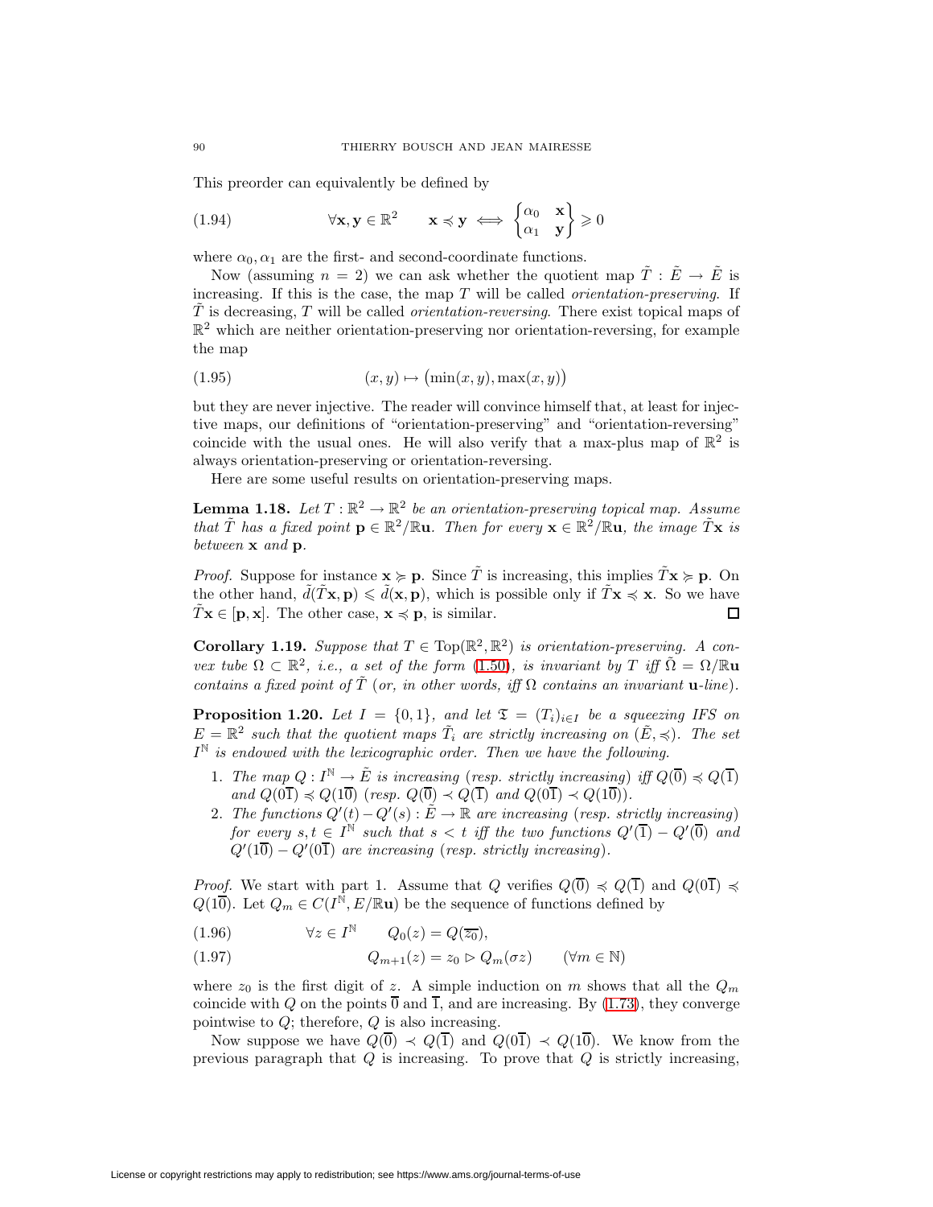This preorder can equivalently be defined by

$$\forall \mathbf{x}, \mathbf{y} \in \mathbb{R}^2 \qquad \mathbf{x} \preccurlyeq \mathbf{y} \iff \begin{Bmatrix} \alpha_0 & \mathbf{x} \\ \alpha_1 & \mathbf{y} \end{Bmatrix} \geqslant 0 \tag{1.94}$$

where $\alpha_0, \alpha_1$ are the first- and second-coordinate functions.

Now (assuming $n = 2$) we can ask whether the quotient map $\tilde{T} : \tilde{E} \to \tilde{E}$ is increasing. If this is the case, the map $T$ will be called *orientation-preserving*. If $\tilde{T}$ is decreasing, $T$ will be called *orientation-reversing*. There exist topical maps of $\mathbb{R}^2$ which are neither orientation-preserving nor orientation-reversing, for example the map

$$(x, y) \mapsto \big(\min(x, y), \max(x, y)\big) \tag{1.95}$$

but they are never injective. The reader will convince himself that, at least for injective maps, our definitions of "orientation-preserving" and "orientation-reversing" coincide with the usual ones. He will also verify that a max-plus map of $\mathbb{R}^2$ is always orientation-preserving or orientation-reversing.

Here are some useful results on orientation-preserving maps.

**Lemma 1.18.** *Let $T : \mathbb{R}^2 \to \mathbb{R}^2$ be an orientation-preserving topical map. Assume that $\tilde{T}$ has a fixed point $\mathbf{p} \in \mathbb{R}^2/\mathbb{R}\mathbf{u}$. Then for every $\mathbf{x} \in \mathbb{R}^2/\mathbb{R}\mathbf{u}$, the image $\tilde{T}\mathbf{x}$ is between $\mathbf{x}$ and $\mathbf{p}$.*

*Proof.* Suppose for instance $\mathbf{x} \succcurlyeq \mathbf{p}$. Since $\tilde{T}$ is increasing, this implies $\tilde{T}\mathbf{x} \succcurlyeq \mathbf{p}$. On the other hand, $\tilde{d}(\tilde{T}\mathbf{x}, \mathbf{p}) \leqslant \tilde{d}(\mathbf{x}, \mathbf{p})$, which is possible only if $\tilde{T}\mathbf{x} \preccurlyeq \mathbf{x}$. So we have $\tilde{T}\mathbf{x} \in [\mathbf{p}, \mathbf{x}]$. The other case, $\mathbf{x} \preccurlyeq \mathbf{p}$, is similar. □

**Corollary 1.19.** *Suppose that $T \in \mathrm{Top}(\mathbb{R}^2, \mathbb{R}^2)$ is orientation-preserving. A convex tube $\Omega \subset \mathbb{R}^2$, i.e., a set of the form (1.50), is invariant by $T$ iff $\tilde{\Omega} = \Omega/\mathbb{R}\mathbf{u}$ contains a fixed point of $\tilde{T}$ (or, in other words, iff $\Omega$ contains an invariant $\mathbf{u}$-line).*

**Proposition 1.20.** *Let $I = \{0, 1\}$, and let $\mathfrak{T} = (T_i)_{i \in I}$ be a squeezing IFS on $E = \mathbb{R}^2$ such that the quotient maps $\tilde{T}_i$ are strictly increasing on $(\tilde{E}, \preccurlyeq)$. The set $I^{\mathbb{N}}$ is endowed with the lexicographic order. Then we have the following.*

1. *The map $Q : I^{\mathbb{N}} \to \tilde{E}$ is increasing (resp. strictly increasing) iff $Q(\overline{0}) \preccurlyeq Q(\overline{1})$ and $Q(0\overline{1}) \preccurlyeq Q(1\overline{0})$ (resp. $Q(\overline{0}) \prec Q(\overline{1})$ and $Q(0\overline{1}) \prec Q(1\overline{0})$).*
2. *The functions $Q'(t) - Q'(s) : \tilde{E} \to \mathbb{R}$ are increasing (resp. strictly increasing) for every $s, t \in I^{\mathbb{N}}$ such that $s < t$ iff the two functions $Q'(\overline{1}) - Q'(\overline{0})$ and $Q'(1\overline{0}) - Q'(0\overline{1})$ are increasing (resp. strictly increasing).*

*Proof.* We start with part 1. Assume that $Q$ verifies $Q(\overline{0}) \preccurlyeq Q(\overline{1})$ and $Q(0\overline{1}) \preccurlyeq Q(1\overline{0})$. Let $Q_m \in C(I^{\mathbb{N}}, E/\mathbb{R}\mathbf{u})$ be the sequence of functions defined by

$$\forall z \in I^{\mathbb{N}} \qquad Q_0(z) = Q(\overline{z_0}), \tag{1.96}$$

$$Q_{m+1}(z) = z_0 \rhd Q_m(\sigma z) \qquad (\forall m \in \mathbb{N}) \tag{1.97}$$

where $z_0$ is the first digit of $z$. A simple induction on $m$ shows that all the $Q_m$ coincide with $Q$ on the points $\overline{0}$ and $\overline{1}$, and are increasing. By (1.73), they converge pointwise to $Q$; therefore, $Q$ is also increasing.

Now suppose we have $Q(\overline{0}) \prec Q(\overline{1})$ and $Q(0\overline{1}) \prec Q(1\overline{0})$. We know from the previous paragraph that $Q$ is increasing. To prove that $Q$ is strictly increasing,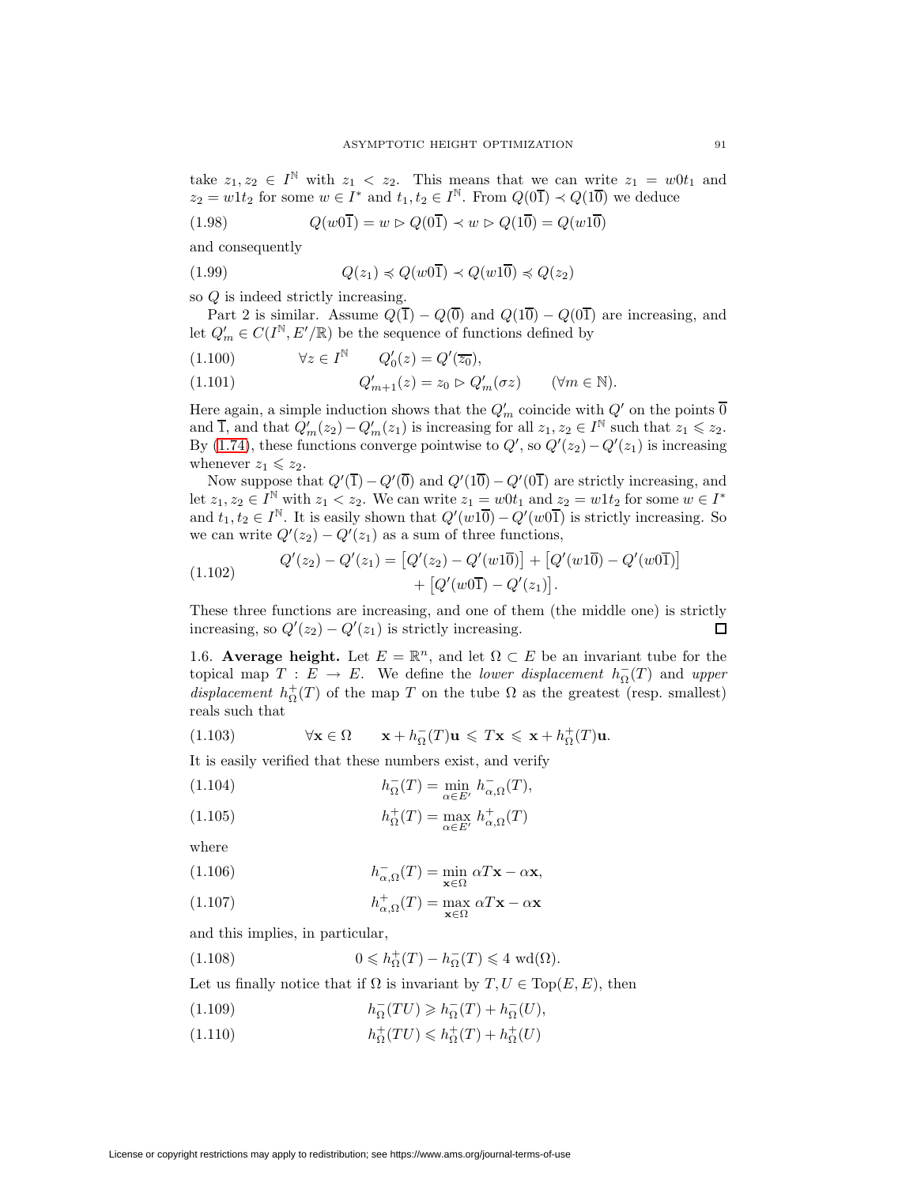take $z_1, z_2 \in I^{\mathbb{N}}$ with $z_1 < z_2$. This means that we can write $z_1 = w0t_1$ and $z_2 = w1t_2$ for some $w \in I^*$ and $t_1, t_2 \in I^{\mathbb{N}}$. From $Q(0\overline{1}) \prec Q(1\overline{0})$ we deduce

$$Q(w0\overline{1}) = w \rhd Q(0\overline{1}) \prec w \rhd Q(1\overline{0}) = Q(w1\overline{0}) \tag{1.98}$$

and consequently

$$Q(z_1) \preccurlyeq Q(w0\overline{1}) \prec Q(w1\overline{0}) \preccurlyeq Q(z_2) \tag{1.99}$$

so $Q$ is indeed strictly increasing.

Part 2 is similar. Assume $Q(\overline{1}) - Q(\overline{0})$ and $Q(1\overline{0}) - Q(0\overline{1})$ are increasing, and let $Q'_m \in C(I^{\mathbb{N}}, E'/\mathbb{R})$ be the sequence of functions defined by

$$\forall z \in I^{\mathbb{N}} \qquad Q'_0(z) = Q'(\overline{z_0}), \tag{1.100}$$

$$Q'_{m+1}(z) = z_0 \rhd Q'_m(\sigma z) \qquad (\forall m \in \mathbb{N}). \tag{1.101}$$

Here again, a simple induction shows that the $Q'_m$ coincide with $Q'$ on the points $\overline{0}$ and $\overline{1}$, and that $Q'_m(z_2) - Q'_m(z_1)$ is increasing for all $z_1, z_2 \in I^{\mathbb{N}}$ such that $z_1 \leqslant z_2$. By (1.74), these functions converge pointwise to $Q'$, so $Q'(z_2) - Q'(z_1)$ is increasing whenever $z_1 \leqslant z_2$.

Now suppose that $Q'(\overline{1}) - Q'(\overline{0})$ and $Q'(1\overline{0}) - Q'(0\overline{1})$ are strictly increasing, and let $z_1, z_2 \in I^{\mathbb{N}}$ with $z_1 < z_2$. We can write $z_1 = w0t_1$ and $z_2 = w1t_2$ for some $w \in I^*$ and $t_1, t_2 \in I^{\mathbb{N}}$. It is easily shown that $Q'(w1\overline{0}) - Q'(w0\overline{1})$ is strictly increasing. So we can write $Q'(z_2) - Q'(z_1)$ as a sum of three functions,

$$\begin{aligned} Q'(z_2) - Q'(z_1) = \big[Q'(z_2) - Q'(w1\overline{0})\big] + \big[Q'(w1\overline{0}) - Q'(w0\overline{1})\big] \\ + \big[Q'(w0\overline{1}) - Q'(z_1)\big]. \end{aligned} \tag{1.102}$$

These three functions are increasing, and one of them (the middle one) is strictly increasing, so $Q'(z_2) - Q'(z_1)$ is strictly increasing. ◻

1.6. **Average height.** Let $E = \mathbb{R}^n$, and let $\Omega \subset E$ be an invariant tube for the topical map $T : E \to E$. We define the *lower displacement* $h^-_\Omega(T)$ and *upper displacement* $h^+_\Omega(T)$ of the map $T$ on the tube $\Omega$ as the greatest (resp. smallest) reals such that

$$\forall \mathbf{x} \in \Omega \qquad \mathbf{x} + h^-_\Omega(T)\mathbf{u} \leqslant T\mathbf{x} \leqslant \mathbf{x} + h^+_\Omega(T)\mathbf{u}. \tag{1.103}$$

It is easily verified that these numbers exist, and verify

$$h^-_\Omega(T) = \min_{\alpha \in E'} h^-_{\alpha,\Omega}(T), \tag{1.104}$$

$$h^+_\Omega(T) = \max_{\alpha \in E'} h^+_{\alpha,\Omega}(T) \tag{1.105}$$

where

$$h^-_{\alpha,\Omega}(T) = \min_{\mathbf{x} \in \Omega} \alpha T\mathbf{x} - \alpha\mathbf{x}, \tag{1.106}$$

$$h^+_{\alpha,\Omega}(T) = \max_{\mathbf{x} \in \Omega} \alpha T\mathbf{x} - \alpha\mathbf{x} \tag{1.107}$$

and this implies, in particular,

$$0 \leqslant h^+_\Omega(T) - h^-_\Omega(T) \leqslant 4 \text{ wd}(\Omega). \tag{1.108}$$

Let us finally notice that if $\Omega$ is invariant by $T, U \in \text{Top}(E, E)$, then

$$h^-_\Omega(TU) \geqslant h^-_\Omega(T) + h^-_\Omega(U), \tag{1.109}$$

$$h^+_\Omega(TU) \leqslant h^+_\Omega(T) + h^+_\Omega(U) \tag{1.110}$$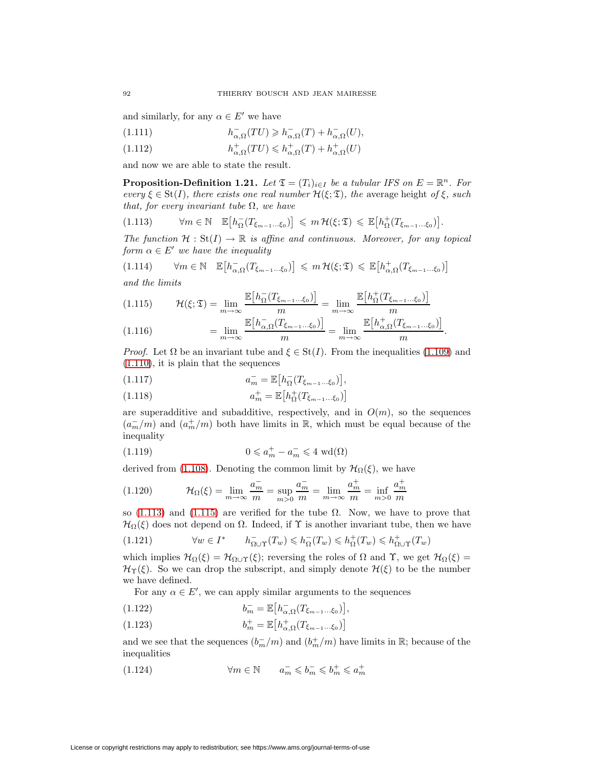and similarly, for any $\alpha \in E'$ we have

$$h^-_{\alpha,\Omega}(TU) \geqslant h^-_{\alpha,\Omega}(T) + h^-_{\alpha,\Omega}(U), \tag{1.111}$$

$$h^+_{\alpha,\Omega}(TU) \leqslant h^+_{\alpha,\Omega}(T) + h^+_{\alpha,\Omega}(U) \tag{1.112}$$

and now we are able to state the result.

**Proposition-Definition 1.21.** *Let $\mathfrak{T} = (T_i)_{i\in I}$ be a tubular IFS on $E = \mathbb{R}^n$. For every $\xi \in \mathrm{St}(I)$, there exists one real number $\mathcal{H}(\xi;\mathfrak{T})$, the* average height *of $\xi$, such that, for every invariant tube $\Omega$, we have*

$$\forall m \in \mathbb{N} \quad \mathbb{E}\big[h^-_\Omega(T_{\xi_{m-1}\dots\xi_0})\big] \leqslant m\,\mathcal{H}(\xi;\mathfrak{T}) \leqslant \mathbb{E}\big[h^+_\Omega(T_{\xi_{m-1}\dots\xi_0})\big]. \tag{1.113}$$

*The function $\mathcal{H} : \mathrm{St}(I) \to \mathbb{R}$ is affine and continuous. Moreover, for any topical form $\alpha \in E'$ we have the inequality*

$$\forall m \in \mathbb{N} \quad \mathbb{E}\big[h^-_{\alpha,\Omega}(T_{\xi_{m-1}\dots\xi_0})\big] \leqslant m\,\mathcal{H}(\xi;\mathfrak{T}) \leqslant \mathbb{E}\big[h^+_{\alpha,\Omega}(T_{\xi_{m-1}\dots\xi_0})\big] \tag{1.114}$$

*and the limits*

$$\mathcal{H}(\xi;\mathfrak{T}) = \lim_{m\to\infty} \frac{\mathbb{E}\big[h^-_\Omega(T_{\xi_{m-1}\dots\xi_0})\big]}{m} = \lim_{m\to\infty} \frac{\mathbb{E}\big[h^+_\Omega(T_{\xi_{m-1}\dots\xi_0})\big]}{m} \tag{1.115}$$

$$= \lim_{m\to\infty} \frac{\mathbb{E}\big[h^-_{\alpha,\Omega}(T_{\xi_{m-1}\dots\xi_0})\big]}{m} = \lim_{m\to\infty} \frac{\mathbb{E}\big[h^+_{\alpha,\Omega}(T_{\xi_{m-1}\dots\xi_0})\big]}{m}. \tag{1.116}$$

*Proof.* Let $\Omega$ be an invariant tube and $\xi \in \mathrm{St}(I)$. From the inequalities (1.109) and (1.110), it is plain that the sequences

$$a^-_m = \mathbb{E}\big[h^-_\Omega(T_{\xi_{m-1}\dots\xi_0})\big], \tag{1.117}$$

$$a^+_m = \mathbb{E}\big[h^+_\Omega(T_{\xi_{m-1}\dots\xi_0})\big] \tag{1.118}$$

are superadditive and subadditive, respectively, and in $O(m)$, so the sequences $(a^-_m/m)$ and $(a^+_m/m)$ both have limits in $\mathbb{R}$, which must be equal because of the inequality

$$0 \leqslant a^+_m - a^-_m \leqslant 4\ \mathrm{wd}(\Omega) \tag{1.119}$$

derived from (1.108). Denoting the common limit by $\mathcal{H}_\Omega(\xi)$, we have

$$\mathcal{H}_\Omega(\xi) = \lim_{m\to\infty} \frac{a^-_m}{m} = \sup_{m>0} \frac{a^-_m}{m} = \lim_{m\to\infty} \frac{a^+_m}{m} = \inf_{m>0} \frac{a^+_m}{m} \tag{1.120}$$

so (1.113) and (1.115) are verified for the tube $\Omega$. Now, we have to prove that $\mathcal{H}_\Omega(\xi)$ does not depend on $\Omega$. Indeed, if $\Upsilon$ is another invariant tube, then we have

$$\forall w \in I^* \qquad h^-_{\Omega\cup\Upsilon}(T_w) \leqslant h^-_\Omega(T_w) \leqslant h^+_\Omega(T_w) \leqslant h^+_{\Omega\cup\Upsilon}(T_w) \tag{1.121}$$

which implies $\mathcal{H}_\Omega(\xi) = \mathcal{H}_{\Omega\cup\Upsilon}(\xi)$; reversing the roles of $\Omega$ and $\Upsilon$, we get $\mathcal{H}_\Omega(\xi) = \mathcal{H}_\Upsilon(\xi)$. So we can drop the subscript, and simply denote $\mathcal{H}(\xi)$ to be the number we have defined.

For any $\alpha \in E'$, we can apply similar arguments to the sequences

$$b^-_m = \mathbb{E}\big[h^-_{\alpha,\Omega}(T_{\xi_{m-1}\dots\xi_0})\big], \tag{1.122}$$

$$b^+_m = \mathbb{E}\big[h^+_{\alpha,\Omega}(T_{\xi_{m-1}\dots\xi_0})\big] \tag{1.123}$$

and we see that the sequences $(b^-_m/m)$ and $(b^+_m/m)$ have limits in $\mathbb{R}$; because of the inequalities

$$\forall m \in \mathbb{N} \qquad a^-_m \leqslant b^-_m \leqslant b^+_m \leqslant a^+_m \tag{1.124}$$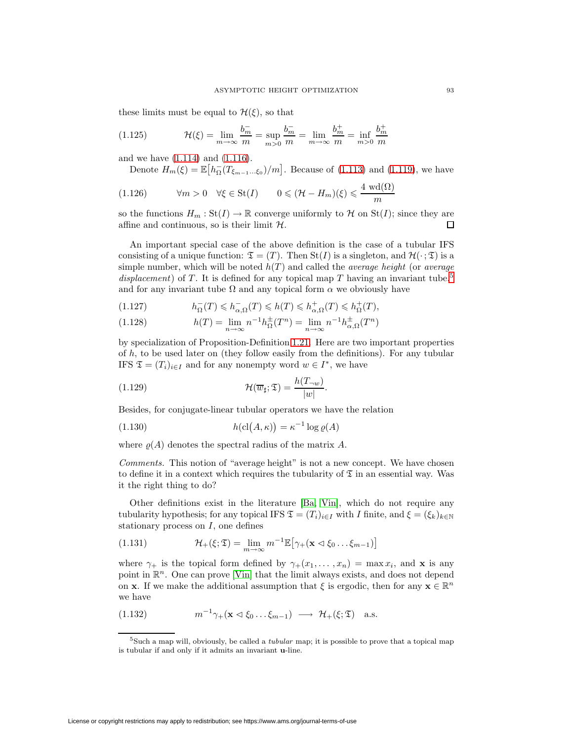these limits must be equal to $\mathcal{H}(\xi)$, so that

$$\mathcal{H}(\xi) = \lim_{m\to\infty} \frac{b_m^-}{m} = \sup_{m>0} \frac{b_m^-}{m} = \lim_{m\to\infty} \frac{b_m^+}{m} = \inf_{m>0} \frac{b_m^+}{m} \tag{1.125}$$

and we have (1.114) and (1.116).

Denote $H_m(\xi) = \mathbb{E}\big[h_\Omega^-(T_{\xi_{m-1}\ldots\xi_0})/m\big]$. Because of (1.113) and (1.119), we have

$$\forall m > 0 \quad \forall \xi \in \mathrm{St}(I) \qquad 0 \leqslant (\mathcal{H} - H_m)(\xi) \leqslant \frac{4\ \mathrm{wd}(\Omega)}{m} \tag{1.126}$$

so the functions $H_m : \mathrm{St}(I) \to \mathbb{R}$ converge uniformly to $\mathcal{H}$ on $\mathrm{St}(I)$; since they are affine and continuous, so is their limit $\mathcal{H}$. $\square$

An important special case of the above definition is the case of a tubular IFS consisting of a unique function: $\mathfrak{T} = (T)$. Then $\mathrm{St}(I)$ is a singleton, and $\mathcal{H}(\cdot\,; \mathfrak{T})$ is a simple number, which will be noted $h(T)$ and called the *average height* (or *average displacement*) of $T$. It is defined for any topical map $T$ having an invariant tube,[5] and for any invariant tube $\Omega$ and any topical form $\alpha$ we obviously have

$$h_\Omega^-(T) \leqslant h_{\alpha,\Omega}^-(T) \leqslant h(T) \leqslant h_{\alpha,\Omega}^+(T) \leqslant h_\Omega^+(T), \tag{1.127}$$

$$h(T) = \lim_{n\to\infty} n^{-1} h_\Omega^\pm(T^n) = \lim_{n\to\infty} n^{-1} h_{\alpha,\Omega}^\pm(T^n) \tag{1.128}$$

by specialization of Proposition-Definition 1.21. Here are two important properties of $h$, to be used later on (they follow easily from the definitions). For any tubular IFS $\mathfrak{T} = (T_i)_{i\in I}$ and for any nonempty word $w \in I^*$, we have

$$\mathcal{H}(\overline{w}_\sharp; \mathfrak{T}) = \frac{h(T_{\neg w})}{|w|}. \tag{1.129}$$

Besides, for conjugate-linear tubular operators we have the relation

$$h\big(\mathrm{cl}(A, \kappa)\big) = \kappa^{-1} \log \varrho(A) \tag{1.130}$$

where $\varrho(A)$ denotes the spectral radius of the matrix $A$.

*Comments.* This notion of "average height" is not a new concept. We have chosen to define it in a context which requires the tubularity of $\mathfrak{T}$ in an essential way. Was it the right thing to do?

Other definitions exist in the literature [Ba, Vin], which do not require any tubularity hypothesis; for any topical IFS $\mathfrak{T} = (T_i)_{i\in I}$ with $I$ finite, and $\xi = (\xi_k)_{k\in\mathbb{N}}$ stationary process on $I$, one defines

$$\mathcal{H}_+(\xi; \mathfrak{T}) = \lim_{m\to\infty} m^{-1} \mathbb{E}\big[\gamma_+(\mathbf{x} \lhd \xi_0 \ldots \xi_{m-1})\big] \tag{1.131}$$

where $\gamma_+$ is the topical form defined by $\gamma_+(x_1, \ldots, x_n) = \max x_i$, and $\mathbf{x}$ is any point in $\mathbb{R}^n$. One can prove [Vin] that the limit always exists, and does not depend on $\mathbf{x}$. If we make the additional assumption that $\xi$ is ergodic, then for any $\mathbf{x} \in \mathbb{R}^n$ we have

$$m^{-1} \gamma_+(\mathbf{x} \lhd \xi_0 \ldots \xi_{m-1}) \longrightarrow \mathcal{H}_+(\xi; \mathfrak{T}) \quad \text{a.s.} \tag{1.132}$$

[5] Such a map will, obviously, be called a *tubular* map; it is possible to prove that a topical map is tubular if and only if it admits an invariant $\mathbf{u}$-line.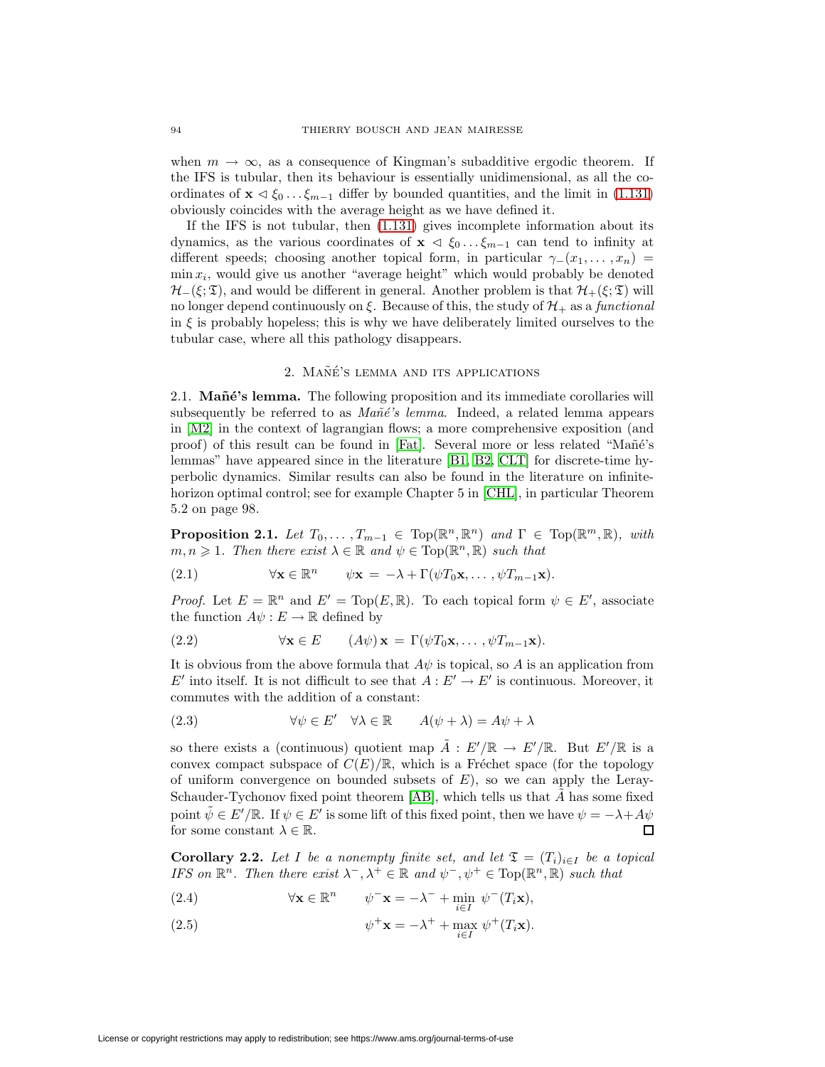when $m \to \infty$, as a consequence of Kingman's subadditive ergodic theorem. If the IFS is tubular, then its behaviour is essentially unidimensional, as all the coordinates of $\mathbf{x} \lhd \xi_0 \ldots \xi_{m-1}$ differ by bounded quantities, and the limit in (1.131) obviously coincides with the average height as we have defined it.

If the IFS is not tubular, then (1.131) gives incomplete information about its dynamics, as the various coordinates of $\mathbf{x} \lhd \xi_0 \ldots \xi_{m-1}$ can tend to infinity at different speeds; choosing another topical form, in particular $\gamma_-(x_1, \ldots, x_n) = \min x_i$, would give us another "average height" which would probably be denoted $\mathcal{H}_-(\xi; \mathfrak{T})$, and would be different in general. Another problem is that $\mathcal{H}_+(\xi; \mathfrak{T})$ will no longer depend continuously on $\xi$. Because of this, the study of $\mathcal{H}_+$ as a *functional* in $\xi$ is probably hopeless; this is why we have deliberately limited ourselves to the tubular case, where all this pathology disappears.

## 2. Mañé's lemma and its applications

**2.1. Mañé's lemma.** The following proposition and its immediate corollaries will subsequently be referred to as *Mañé's lemma*. Indeed, a related lemma appears in [M2] in the context of lagrangian flows; a more comprehensive exposition (and proof) of this result can be found in [Fat]. Several more or less related "Mañé's lemmas" have appeared since in the literature [B1, B2, CLT] for discrete-time hyperbolic dynamics. Similar results can also be found in the literature on infinite-horizon optimal control; see for example Chapter 5 in [CHL], in particular Theorem 5.2 on page 98.

**Proposition 2.1.** *Let $T_0, \ldots, T_{m-1} \in \mathrm{Top}(\mathbb{R}^n, \mathbb{R}^n)$ and $\Gamma \in \mathrm{Top}(\mathbb{R}^m, \mathbb{R})$, with $m, n \geqslant 1$. Then there exist $\lambda \in \mathbb{R}$ and $\psi \in \mathrm{Top}(\mathbb{R}^n, \mathbb{R})$ such that*

$$\forall \mathbf{x} \in \mathbb{R}^n \qquad \psi\mathbf{x} = -\lambda + \Gamma(\psi T_0 \mathbf{x}, \ldots, \psi T_{m-1}\mathbf{x}). \tag{2.1}$$

*Proof.* Let $E = \mathbb{R}^n$ and $E' = \mathrm{Top}(E, \mathbb{R})$. To each topical form $\psi \in E'$, associate the function $A\psi : E \to \mathbb{R}$ defined by

$$\forall \mathbf{x} \in E \qquad (A\psi)\,\mathbf{x} = \Gamma(\psi T_0 \mathbf{x}, \ldots, \psi T_{m-1}\mathbf{x}). \tag{2.2}$$

It is obvious from the above formula that $A\psi$ is topical, so $A$ is an application from $E'$ into itself. It is not difficult to see that $A : E' \to E'$ is continuous. Moreover, it commutes with the addition of a constant:

$$\forall \psi \in E' \quad \forall \lambda \in \mathbb{R} \qquad A(\psi + \lambda) = A\psi + \lambda \tag{2.3}$$

so there exists a (continuous) quotient map $\tilde{A} : E'/\mathbb{R} \to E'/\mathbb{R}$. But $E'/\mathbb{R}$ is a convex compact subspace of $C(E)/\mathbb{R}$, which is a Fréchet space (for the topology of uniform convergence on bounded subsets of $E$), so we can apply the Leray-Schauder-Tychonov fixed point theorem [AB], which tells us that $\tilde{A}$ has some fixed point $\tilde{\psi} \in E'/\mathbb{R}$. If $\psi \in E'$ is some lift of this fixed point, then we have $\psi = -\lambda + A\psi$ for some constant $\lambda \in \mathbb{R}$. $\square$

**Corollary 2.2.** *Let $I$ be a nonempty finite set, and let $\mathfrak{T} = (T_i)_{i \in I}$ be a topical IFS on $\mathbb{R}^n$. Then there exist $\lambda^-, \lambda^+ \in \mathbb{R}$ and $\psi^-, \psi^+ \in \mathrm{Top}(\mathbb{R}^n, \mathbb{R})$ such that*

$$\forall \mathbf{x} \in \mathbb{R}^n \qquad \psi^-\mathbf{x} = -\lambda^- + \min_{i \in I}\ \psi^-(T_i\mathbf{x}), \tag{2.4}$$

$$\psi^+\mathbf{x} = -\lambda^+ + \max_{i \in I}\ \psi^+(T_i\mathbf{x}). \tag{2.5}$$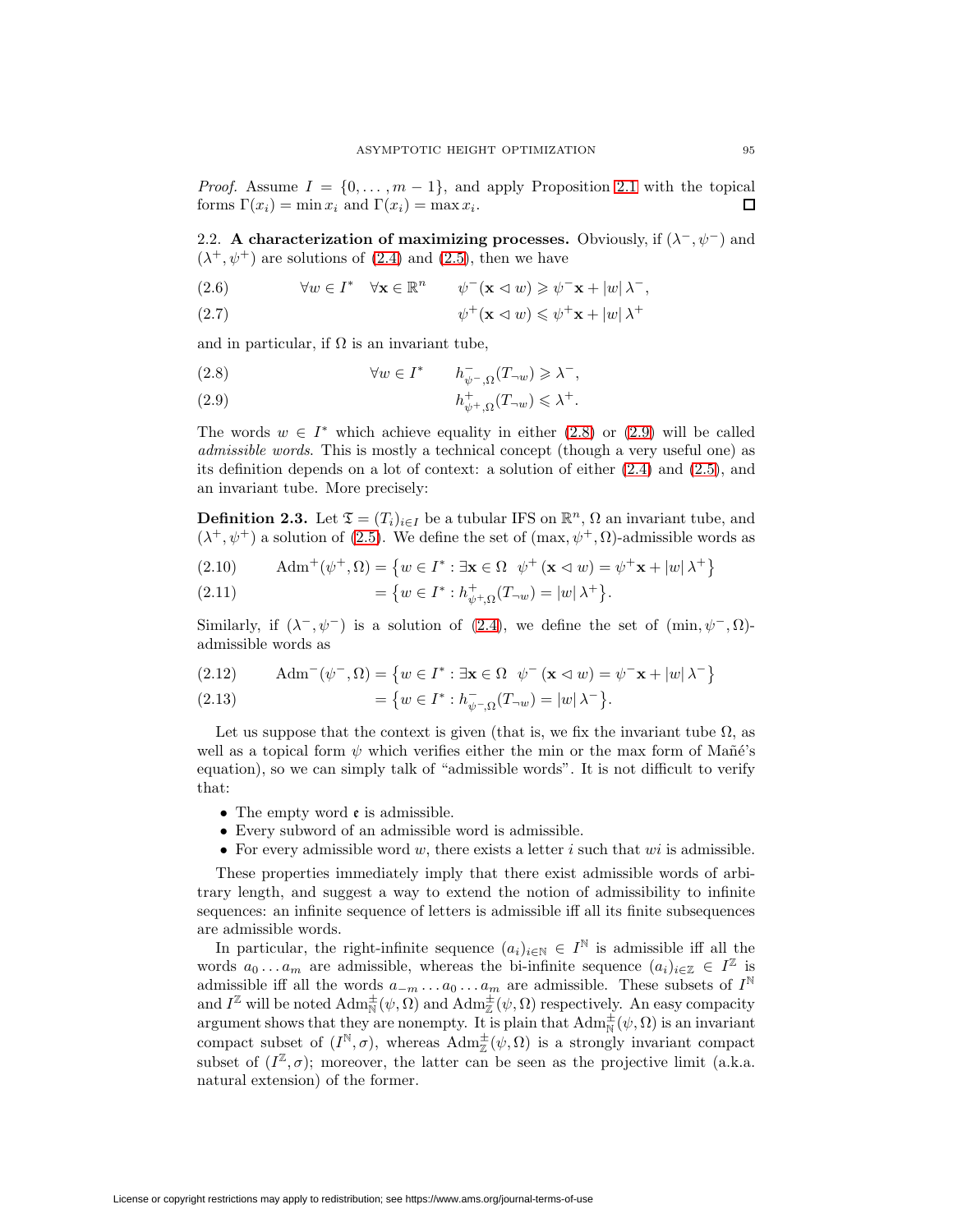*Proof.* Assume $I = \{0, \ldots, m-1\}$, and apply Proposition 2.1 with the topical forms $\Gamma(x_i) = \min x_i$ and $\Gamma(x_i) = \max x_i$. ◻

## 2.2. A characterization of maximizing processes.

Obviously, if $(\lambda^-, \psi^-)$ and $(\lambda^+, \psi^+)$ are solutions of (2.4) and (2.5), then we have

$$\forall w \in I^* \quad \forall \mathbf{x} \in \mathbb{R}^n \qquad \psi^-(\mathbf{x} \lhd w) \geqslant \psi^- \mathbf{x} + |w|\, \lambda^-, \tag{2.6}$$

$$\psi^+(\mathbf{x} \lhd w) \leqslant \psi^+ \mathbf{x} + |w|\, \lambda^+ \tag{2.7}$$

and in particular, if $\Omega$ is an invariant tube,

$$\forall w \in I^* \qquad h^-_{\psi^-,\Omega}(T_{\neg w}) \geqslant \lambda^-, \tag{2.8}$$

$$h^+_{\psi^+,\Omega}(T_{\neg w}) \leqslant \lambda^+. \tag{2.9}$$

The words $w \in I^*$ which achieve equality in either (2.8) or (2.9) will be called *admissible words*. This is mostly a technical concept (though a very useful one) as its definition depends on a lot of context: a solution of either (2.4) and (2.5), and an invariant tube. More precisely:

**Definition 2.3.** Let $\mathfrak{T} = (T_i)_{i \in I}$ be a tubular IFS on $\mathbb{R}^n$, $\Omega$ an invariant tube, and $(\lambda^+, \psi^+)$ a solution of (2.5). We define the set of $(\max, \psi^+, \Omega)$-admissible words as

$$\operatorname{Adm}^+(\psi^+, \Omega) = \left\{ w \in I^* : \exists \mathbf{x} \in \Omega \;\; \psi^+(\mathbf{x} \lhd w) = \psi^+ \mathbf{x} + |w|\, \lambda^+ \right\} \tag{2.10}$$

$$= \left\{ w \in I^* : h^+_{\psi^+,\Omega}(T_{\neg w}) = |w|\, \lambda^+ \right\}. \tag{2.11}$$

Similarly, if $(\lambda^-, \psi^-)$ is a solution of (2.4), we define the set of $(\min, \psi^-, \Omega)$-admissible words as

$$\operatorname{Adm}^-(\psi^-, \Omega) = \left\{ w \in I^* : \exists \mathbf{x} \in \Omega \;\; \psi^-(\mathbf{x} \lhd w) = \psi^- \mathbf{x} + |w|\, \lambda^- \right\} \tag{2.12}$$

$$= \left\{ w \in I^* : h^-_{\psi^-,\Omega}(T_{\neg w}) = |w|\, \lambda^- \right\}. \tag{2.13}$$

Let us suppose that the context is given (that is, we fix the invariant tube $\Omega$, as well as a topical form $\psi$ which verifies either the min or the max form of Mañé's equation), so we can simply talk of "admissible words". It is not difficult to verify that:

- The empty word $\mathfrak{e}$ is admissible.
- Every subword of an admissible word is admissible.
- For every admissible word $w$, there exists a letter $i$ such that $wi$ is admissible.

These properties immediately imply that there exist admissible words of arbitrary length, and suggest a way to extend the notion of admissibility to infinite sequences: an infinite sequence of letters is admissible iff all its finite subsequences are admissible words.

In particular, the right-infinite sequence $(a_i)_{i \in \mathbb{N}} \in I^{\mathbb{N}}$ is admissible iff all the words $a_0 \ldots a_m$ are admissible, whereas the bi-infinite sequence $(a_i)_{i \in \mathbb{Z}} \in I^{\mathbb{Z}}$ is admissible iff all the words $a_{-m} \ldots a_0 \ldots a_m$ are admissible. These subsets of $I^{\mathbb{N}}$ and $I^{\mathbb{Z}}$ will be noted $\operatorname{Adm}^{\pm}_{\mathbb{N}}(\psi, \Omega)$ and $\operatorname{Adm}^{\pm}_{\mathbb{Z}}(\psi, \Omega)$ respectively. An easy compacity argument shows that they are nonempty. It is plain that $\operatorname{Adm}^{\pm}_{\mathbb{N}}(\psi, \Omega)$ is an invariant compact subset of $(I^{\mathbb{N}}, \sigma)$, whereas $\operatorname{Adm}^{\pm}_{\mathbb{Z}}(\psi, \Omega)$ is a strongly invariant compact subset of $(I^{\mathbb{Z}}, \sigma)$; moreover, the latter can be seen as the projective limit (a.k.a. natural extension) of the former.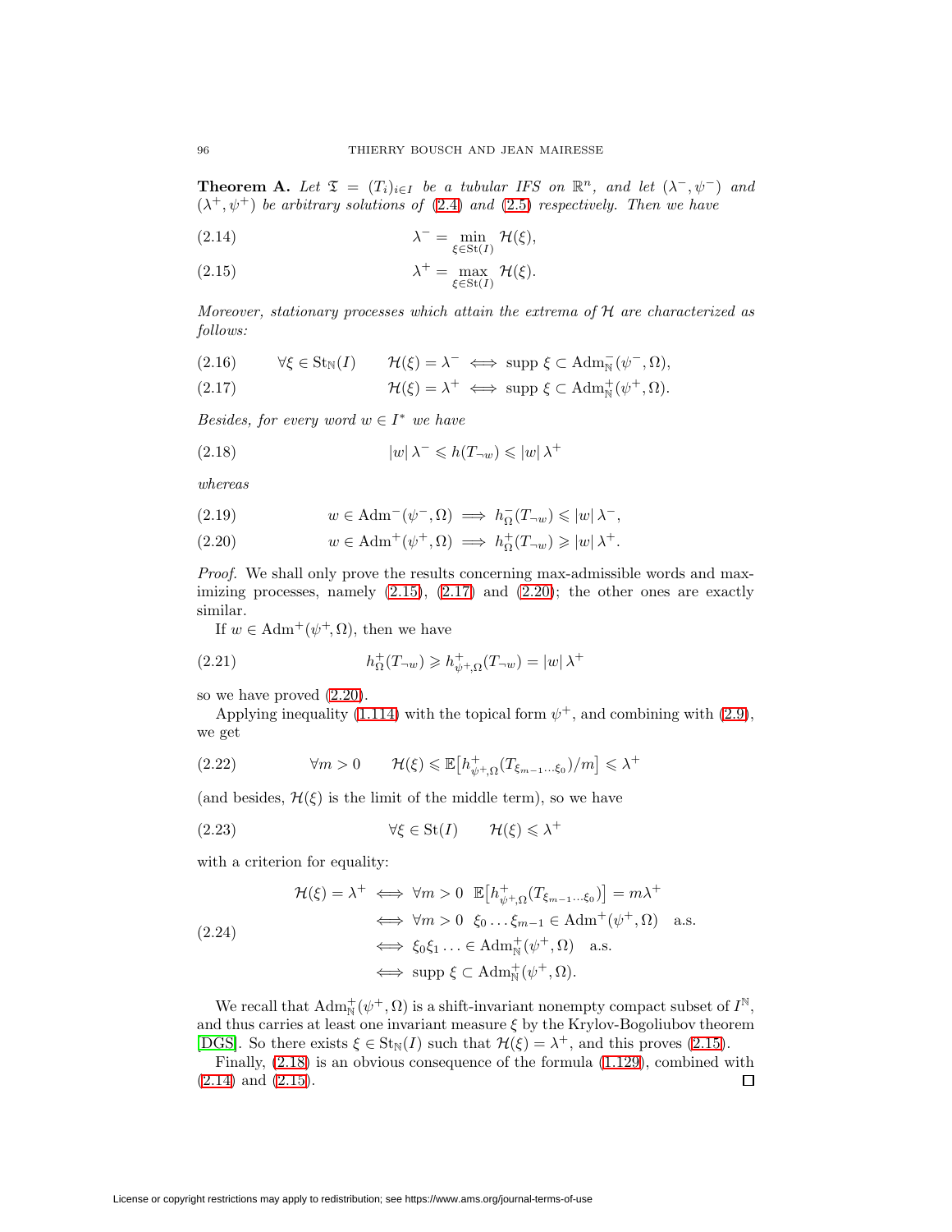**Theorem A.** *Let $\mathfrak{T} = (T_i)_{i\in I}$ be a tubular IFS on $\mathbb{R}^n$, and let $(\lambda^-, \psi^-)$ and $(\lambda^+, \psi^+)$ be arbitrary solutions of (2.4) and (2.5) respectively. Then we have*

$$\lambda^- = \min_{\xi \in \mathrm{St}(I)} \mathcal{H}(\xi), \tag{2.14}$$

$$\lambda^+ = \max_{\xi \in \mathrm{St}(I)} \mathcal{H}(\xi). \tag{2.15}$$

*Moreover, stationary processes which attain the extrema of $\mathcal{H}$ are characterized as follows:*

$$\forall \xi \in \mathrm{St}_{\mathbb{N}}(I) \qquad \mathcal{H}(\xi) = \lambda^- \iff \operatorname{supp} \xi \subset \mathrm{Adm}^-_{\mathbb{N}}(\psi^-, \Omega), \tag{2.16}$$

$$\mathcal{H}(\xi) = \lambda^+ \iff \operatorname{supp} \xi \subset \mathrm{Adm}^+_{\mathbb{N}}(\psi^+, \Omega). \tag{2.17}$$

*Besides, for every word $w \in I^*$ we have*

$$|w|\, \lambda^- \leqslant h(T_{\neg w}) \leqslant |w|\, \lambda^+ \tag{2.18}$$

*whereas*

$$w \in \mathrm{Adm}^-(\psi^-, \Omega) \implies h^-_{\Omega}(T_{\neg w}) \leqslant |w|\, \lambda^-, \tag{2.19}$$

$$w \in \mathrm{Adm}^+(\psi^+, \Omega) \implies h^+_{\Omega}(T_{\neg w}) \geqslant |w|\, \lambda^+. \tag{2.20}$$

*Proof.* We shall only prove the results concerning max-admissible words and maximizing processes, namely (2.15), (2.17) and (2.20); the other ones are exactly similar.

If $w \in \mathrm{Adm}^+(\psi^+, \Omega)$, then we have

$$h^+_{\Omega}(T_{\neg w}) \geqslant h^+_{\psi^+,\Omega}(T_{\neg w}) = |w|\, \lambda^+ \tag{2.21}$$

so we have proved (2.20).

Applying inequality (1.114) with the topical form $\psi^+$, and combining with (2.9), we get

$$\forall m > 0 \qquad \mathcal{H}(\xi) \leqslant \mathbb{E}\big[h^+_{\psi^+,\Omega}(T_{\xi_{m-1}\cdots\xi_0})/m\big] \leqslant \lambda^+ \tag{2.22}$$

(and besides, $\mathcal{H}(\xi)$ is the limit of the middle term), so we have

$$\forall \xi \in \mathrm{St}(I) \qquad \mathcal{H}(\xi) \leqslant \lambda^+ \tag{2.23}$$

with a criterion for equality:

$$\begin{aligned}
\mathcal{H}(\xi) = \lambda^+ &\iff \forall m > 0 \;\; \mathbb{E}\big[h^+_{\psi^+,\Omega}(T_{\xi_{m-1}\cdots\xi_0})\big] = m\lambda^+ \\
&\iff \forall m > 0 \;\; \xi_0 \ldots \xi_{m-1} \in \mathrm{Adm}^+(\psi^+, \Omega) \quad \text{a.s.} \\
&\iff \xi_0\xi_1 \ldots \in \mathrm{Adm}^+_{\mathbb{N}}(\psi^+, \Omega) \quad \text{a.s.} \\
&\iff \operatorname{supp} \xi \subset \mathrm{Adm}^+_{\mathbb{N}}(\psi^+, \Omega).
\end{aligned} \tag{2.24}$$

We recall that $\mathrm{Adm}^+_{\mathbb{N}}(\psi^+, \Omega)$ is a shift-invariant nonempty compact subset of $I^{\mathbb{N}}$, and thus carries at least one invariant measure $\xi$ by the Krylov-Bogoliubov theorem [DGS]. So there exists $\xi \in \mathrm{St}_{\mathbb{N}}(I)$ such that $\mathcal{H}(\xi) = \lambda^+$, and this proves (2.15).

Finally, (2.18) is an obvious consequence of the formula (1.129), combined with (2.14) and (2.15). $\square$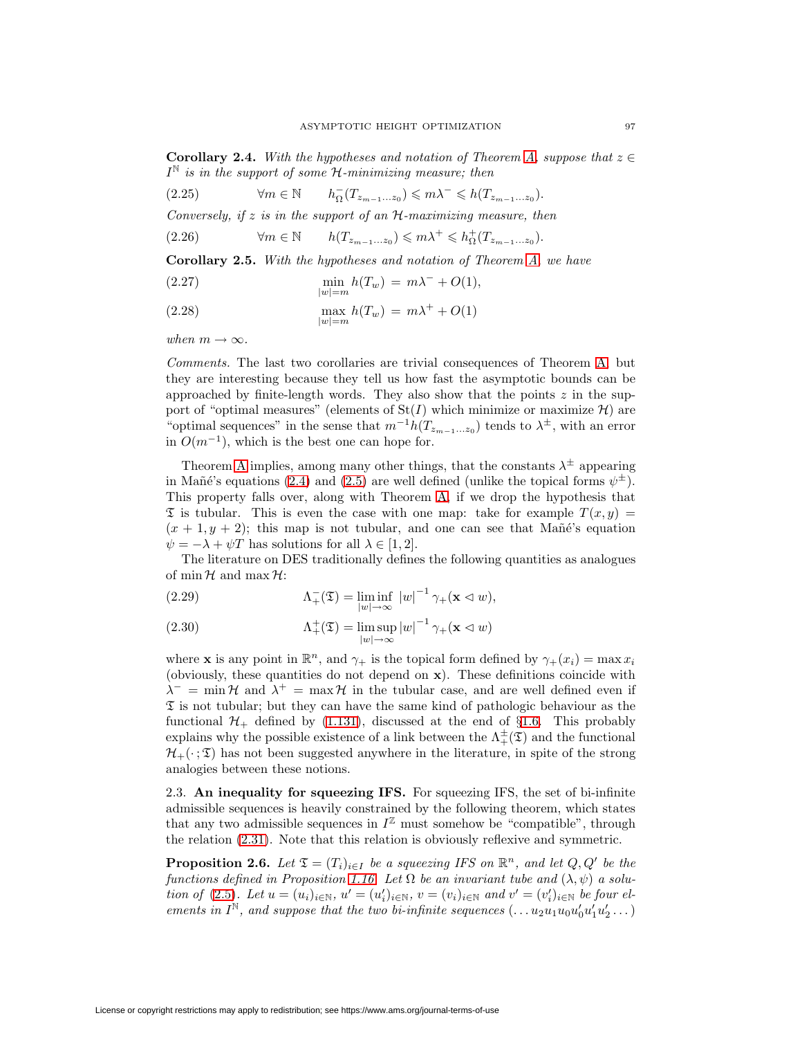**Corollary 2.4.** *With the hypotheses and notation of Theorem A, suppose that $z \in I^{\mathbb{N}}$ is in the support of some $\mathcal{H}$-minimizing measure; then*

$$\forall m \in \mathbb{N} \qquad h^{-}_{\Omega}(T_{z_{m-1}\dots z_0}) \leqslant m\lambda^{-} \leqslant h(T_{z_{m-1}\dots z_0}). \tag{2.25}$$

*Conversely, if $z$ is in the support of an $\mathcal{H}$-maximizing measure, then*

$$\forall m \in \mathbb{N} \qquad h(T_{z_{m-1}\dots z_0}) \leqslant m\lambda^{+} \leqslant h^{+}_{\Omega}(T_{z_{m-1}\dots z_0}). \tag{2.26}$$

**Corollary 2.5.** *With the hypotheses and notation of Theorem A, we have*

$$\min_{|w|=m} h(T_w) \;=\; m\lambda^{-} + O(1), \tag{2.27}$$

$$\max_{|w|=m} h(T_w) \;=\; m\lambda^{+} + O(1) \tag{2.28}$$

*when $m \to \infty$.*

*Comments.* The last two corollaries are trivial consequences of Theorem A, but they are interesting because they tell us how fast the asymptotic bounds can be approached by finite-length words. They also show that the points $z$ in the support of "optimal measures" (elements of $\mathrm{St}(I)$ which minimize or maximize $\mathcal{H}$) are "optimal sequences" in the sense that $m^{-1}h(T_{z_{m-1}\dots z_0})$ tends to $\lambda^{\pm}$, with an error in $O(m^{-1})$, which is the best one can hope for.

Theorem A implies, among many other things, that the constants $\lambda^{\pm}$ appearing in Mañé's equations (2.4) and (2.5) are well defined (unlike the topical forms $\psi^{\pm}$). This property falls over, along with Theorem A, if we drop the hypothesis that $\mathfrak{T}$ is tubular. This is even the case with one map: take for example $T(x, y) = (x + 1, y + 2)$; this map is not tubular, and one can see that Mañé's equation $\psi = -\lambda + \psi T$ has solutions for all $\lambda \in [1, 2]$.

The literature on DES traditionally defines the following quantities as analogues of $\min \mathcal{H}$ and $\max \mathcal{H}$:

$$\Lambda^{-}_{+}(\mathfrak{T}) = \liminf_{|w| \to \infty} |w|^{-1}\, \gamma_{+}(\mathbf{x} \lhd w), \tag{2.29}$$

$$\Lambda^{+}_{+}(\mathfrak{T}) = \limsup_{|w| \to \infty} |w|^{-1}\, \gamma_{+}(\mathbf{x} \lhd w) \tag{2.30}$$

where $\mathbf{x}$ is any point in $\mathbb{R}^n$, and $\gamma_+$ is the topical form defined by $\gamma_+(x_i) = \max x_i$ (obviously, these quantities do not depend on $\mathbf{x}$). These definitions coincide with $\lambda^{-} = \min \mathcal{H}$ and $\lambda^{+} = \max \mathcal{H}$ in the tubular case, and are well defined even if $\mathfrak{T}$ is not tubular; but they can have the same kind of pathologic behaviour as the functional $\mathcal{H}_+$ defined by (1.131), discussed at the end of §1.6. This probably explains why the possible existence of a link between the $\Lambda^{\pm}_{+}(\mathfrak{T})$ and the functional $\mathcal{H}_{+}(\cdot\,;\mathfrak{T})$ has not been suggested anywhere in the literature, in spite of the strong analogies between these notions.

2.3. **An inequality for squeezing IFS.** For squeezing IFS, the set of bi-infinite admissible sequences is heavily constrained by the following theorem, which states that any two admissible sequences in $I^{\mathbb{Z}}$ must somehow be "compatible", through the relation (2.31). Note that this relation is obviously reflexive and symmetric.

**Proposition 2.6.** *Let $\mathfrak{T} = (T_i)_{i \in I}$ be a squeezing IFS on $\mathbb{R}^n$, and let $Q, Q'$ be the functions defined in Proposition 1.16. Let $\Omega$ be an invariant tube and $(\lambda, \psi)$ a solution of (2.5). Let $u = (u_i)_{i \in \mathbb{N}}$, $u' = (u'_i)_{i \in \mathbb{N}}$, $v = (v_i)_{i \in \mathbb{N}}$ and $v' = (v'_i)_{i \in \mathbb{N}}$ be four elements in $I^{\mathbb{N}}$, and suppose that the two bi-infinite sequences $(\dots u_2 u_1 u_0 u'_0 u'_1 u'_2 \dots)$*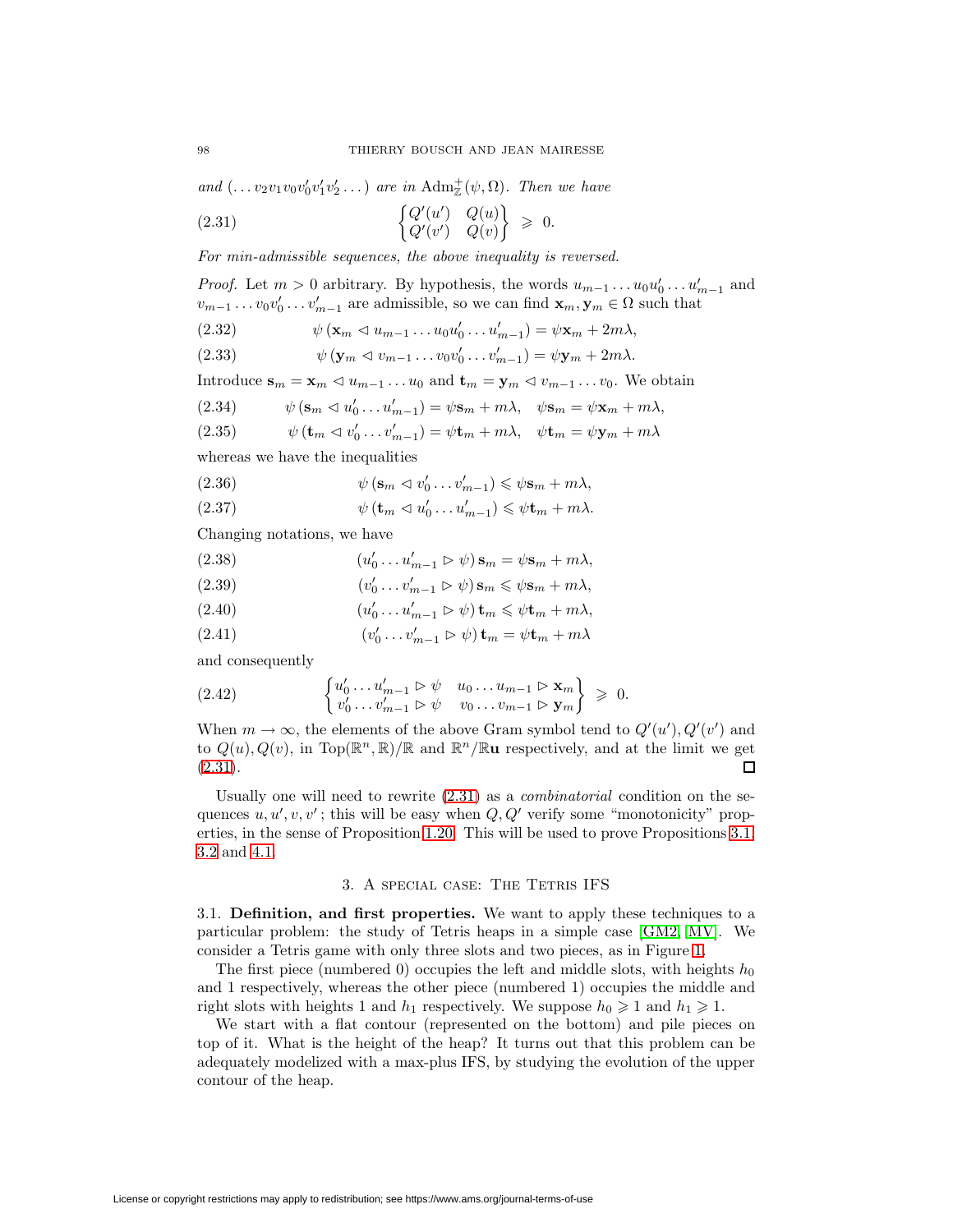*and* $(\dots v_2 v_1 v_0 v'_0 v'_1 v'_2 \dots)$ *are in* $\mathrm{Adm}^+_{\mathbb{Z}}(\psi, \Omega)$*. Then we have*

$$\begin{Bmatrix} Q'(u') & Q(u) \\ Q'(v') & Q(v) \end{Bmatrix} \geqslant 0. \tag{2.31}$$

*For min-admissible sequences, the above inequality is reversed.*

*Proof.* Let $m > 0$ arbitrary. By hypothesis, the words $u_{m-1} \dots u_0 u'_0 \dots u'_{m-1}$ and $v_{m-1} \dots v_0 v'_0 \dots v'_{m-1}$ are admissible, so we can find $\mathbf{x}_m, \mathbf{y}_m \in \Omega$ such that

$$\psi\left(\mathbf{x}_m \lhd u_{m-1} \dots u_0 u'_0 \dots u'_{m-1}\right) = \psi \mathbf{x}_m + 2m\lambda, \tag{2.32}$$

$$\psi\left(\mathbf{y}_m \lhd v_{m-1} \dots v_0 v'_0 \dots v'_{m-1}\right) = \psi \mathbf{y}_m + 2m\lambda. \tag{2.33}$$

Introduce $\mathbf{s}_m = \mathbf{x}_m \lhd u_{m-1} \dots u_0$ and $\mathbf{t}_m = \mathbf{y}_m \lhd v_{m-1} \dots v_0$. We obtain

$$\psi\left(\mathbf{s}_m \lhd u'_0 \dots u'_{m-1}\right) = \psi \mathbf{s}_m + m\lambda, \quad \psi \mathbf{s}_m = \psi \mathbf{x}_m + m\lambda, \tag{2.34}$$

$$\psi\left(\mathbf{t}_m \lhd v'_0 \dots v'_{m-1}\right) = \psi \mathbf{t}_m + m\lambda, \quad \psi \mathbf{t}_m = \psi \mathbf{y}_m + m\lambda \tag{2.35}$$

whereas we have the inequalities

$$\psi\left(\mathbf{s}_m \lhd v'_0 \dots v'_{m-1}\right) \leqslant \psi \mathbf{s}_m + m\lambda, \tag{2.36}$$

$$\psi\left(\mathbf{t}_m \lhd u'_0 \dots u'_{m-1}\right) \leqslant \psi \mathbf{t}_m + m\lambda. \tag{2.37}$$

Changing notations, we have

$$\left(u'_0 \dots u'_{m-1} \rhd \psi\right) \mathbf{s}_m = \psi \mathbf{s}_m + m\lambda, \tag{2.38}$$

$$\left(v'_0 \dots v'_{m-1} \rhd \psi\right) \mathbf{s}_m \leqslant \psi \mathbf{s}_m + m\lambda, \tag{2.39}$$

$$\left(u'_0 \dots u'_{m-1} \rhd \psi\right) \mathbf{t}_m \leqslant \psi \mathbf{t}_m + m\lambda, \tag{2.40}$$

$$\left(v'_0 \dots v'_{m-1} \rhd \psi\right) \mathbf{t}_m = \psi \mathbf{t}_m + m\lambda \tag{2.41}$$

and consequently

$$\begin{Bmatrix} u'_0 \dots u'_{m-1} \rhd \psi & u_0 \dots u_{m-1} \rhd \mathbf{x}_m \\ v'_0 \dots v'_{m-1} \rhd \psi & v_0 \dots v_{m-1} \rhd \mathbf{y}_m \end{Bmatrix} \geqslant 0. \tag{2.42}$$

When $m \to \infty$, the elements of the above Gram symbol tend to $Q'(u'), Q'(v')$ and to $Q(u), Q(v)$, in $\mathrm{Top}(\mathbb{R}^n, \mathbb{R})/\mathbb{R}$ and $\mathbb{R}^n/\mathbb{R}\mathbf{u}$ respectively, and at the limit we get (2.31). ∎

Usually one will need to rewrite (2.31) as a *combinatorial* condition on the sequences $u, u', v, v'$; this will be easy when $Q, Q'$ verify some "monotonicity" properties, in the sense of Proposition 1.20. This will be used to prove Propositions 3.1, 3.2 and 4.1.

## 3. A special case: The Tetris IFS

**3.1. Definition, and first properties.** We want to apply these techniques to a particular problem: the study of Tetris heaps in a simple case [GM2, MV]. We consider a Tetris game with only three slots and two pieces, as in Figure 1.

The first piece (numbered 0) occupies the left and middle slots, with heights $h_0$ and 1 respectively, whereas the other piece (numbered 1) occupies the middle and right slots with heights 1 and $h_1$ respectively. We suppose $h_0 \geqslant 1$ and $h_1 \geqslant 1$.

We start with a flat contour (represented on the bottom) and pile pieces on top of it. What is the height of the heap? It turns out that this problem can be adequately modelized with a max-plus IFS, by studying the evolution of the upper contour of the heap.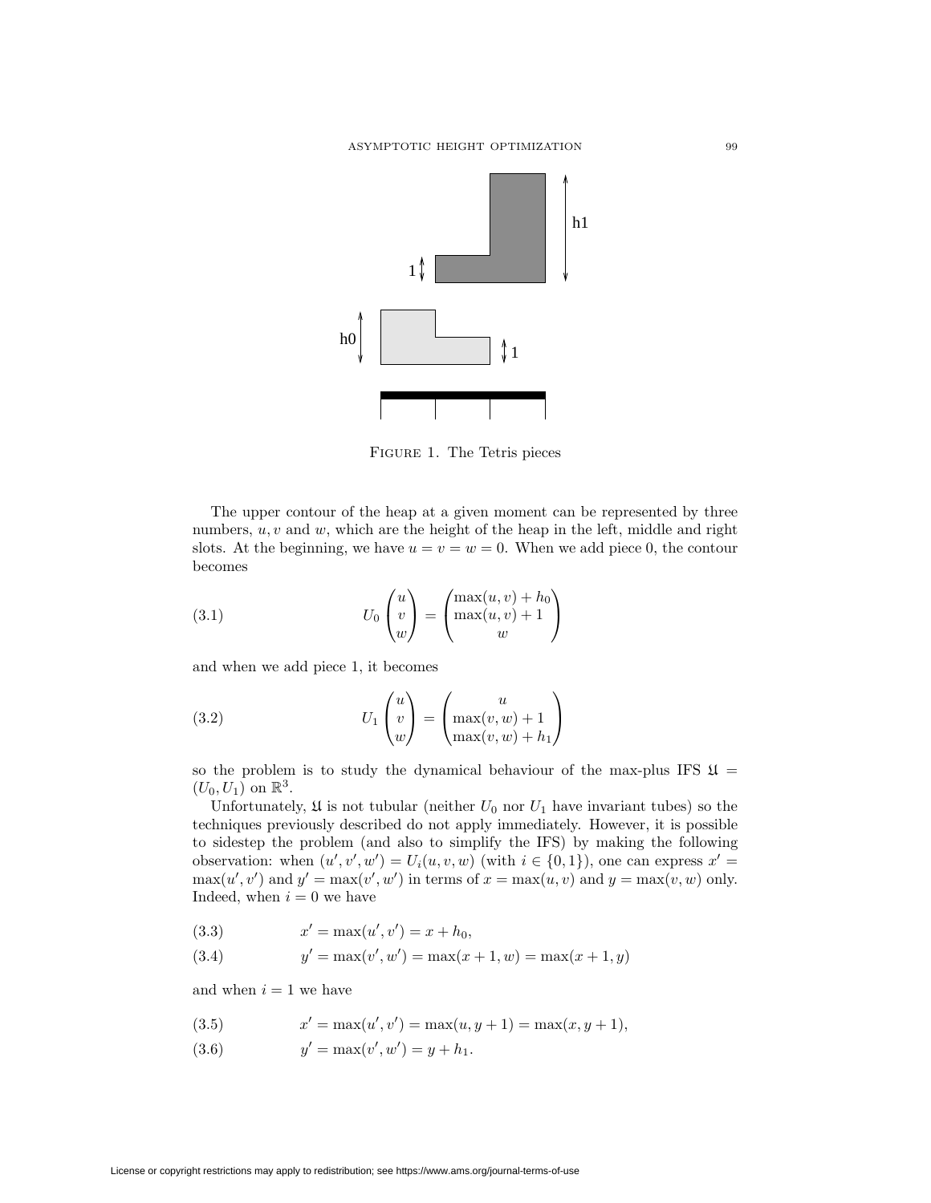Figure 1. The Tetris pieces

The upper contour of the heap at a given moment can be represented by three numbers, $u, v$ and $w$, which are the height of the heap in the left, middle and right slots. At the beginning, we have $u = v = w = 0$. When we add piece 0, the contour becomes

$$U_0 \begin{pmatrix} u \\ v \\ w \end{pmatrix} = \begin{pmatrix} \max(u, v) + h_0 \\ \max(u, v) + 1 \\ w \end{pmatrix} \tag{3.1}$$

and when we add piece 1, it becomes

$$U_1 \begin{pmatrix} u \\ v \\ w \end{pmatrix} = \begin{pmatrix} u \\ \max(v, w) + 1 \\ \max(v, w) + h_1 \end{pmatrix} \tag{3.2}$$

so the problem is to study the dynamical behaviour of the max-plus IFS $\mathfrak{U} = (U_0, U_1)$ on $\mathbb{R}^3$.

Unfortunately, $\mathfrak{U}$ is not tubular (neither $U_0$ nor $U_1$ have invariant tubes) so the techniques previously described do not apply immediately. However, it is possible to sidestep the problem (and also to simplify the IFS) by making the following observation: when $(u', v', w') = U_i(u, v, w)$ (with $i \in \{0, 1\}$), one can express $x' = \max(u', v')$ and $y' = \max(v', w')$ in terms of $x = \max(u, v)$ and $y = \max(v, w)$ only. Indeed, when $i = 0$ we have

$$x' = \max(u', v') = x + h_0, \tag{3.3}$$

$$y' = \max(v', w') = \max(x + 1, w) = \max(x + 1, y) \tag{3.4}$$

and when $i = 1$ we have

$$x' = \max(u', v') = \max(u, y + 1) = \max(x, y + 1), \tag{3.5}$$

$$y' = \max(v', w') = y + h_1. \tag{3.6}$$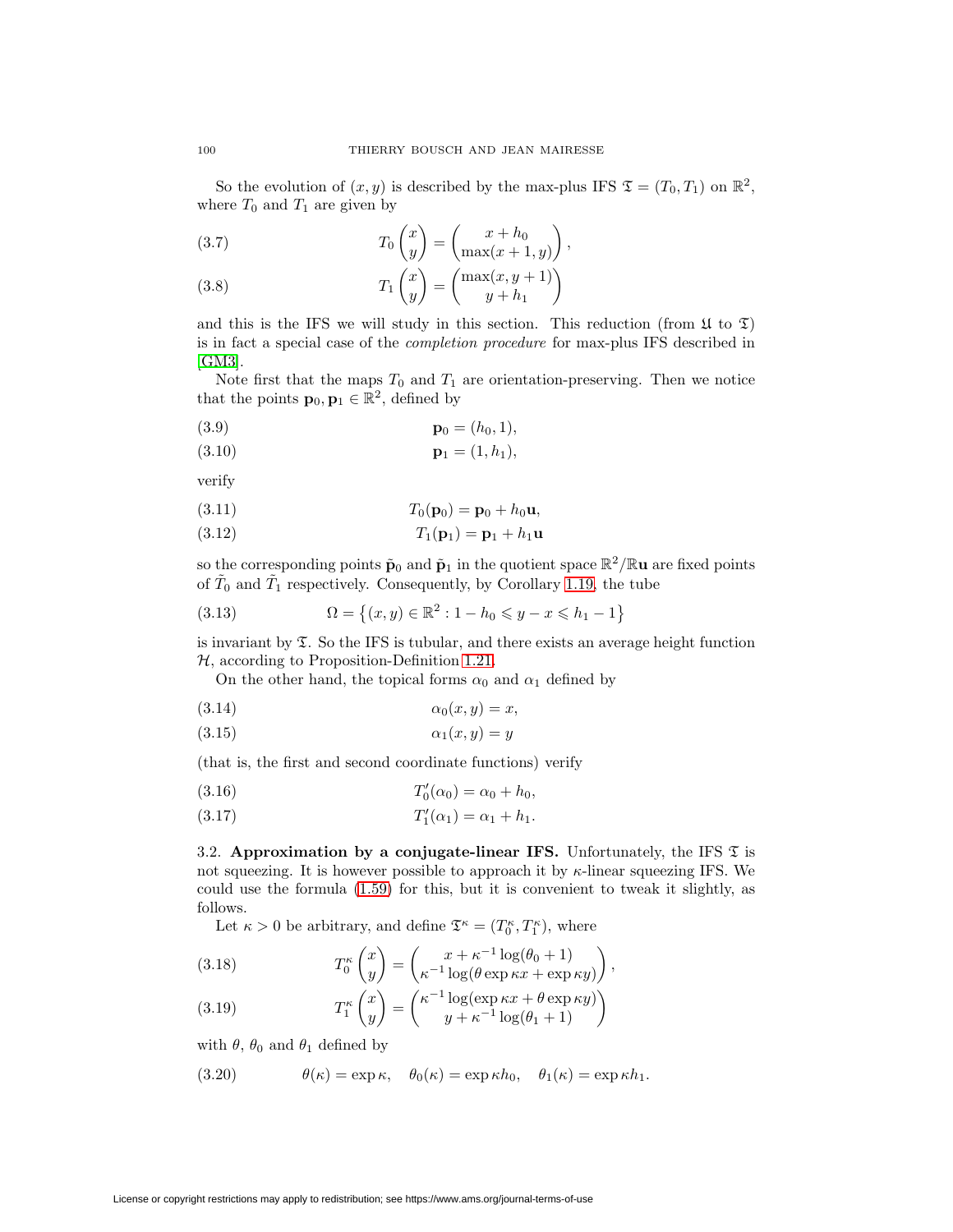So the evolution of $(x, y)$ is described by the max-plus IFS $\mathfrak{T} = (T_0, T_1)$ on $\mathbb{R}^2$, where $T_0$ and $T_1$ are given by

$$T_0 \begin{pmatrix} x \\ y \end{pmatrix} = \begin{pmatrix} x + h_0 \\ \max(x+1, y) \end{pmatrix}, \tag{3.7}$$

$$T_1 \begin{pmatrix} x \\ y \end{pmatrix} = \begin{pmatrix} \max(x, y+1) \\ y + h_1 \end{pmatrix} \tag{3.8}$$

and this is the IFS we will study in this section. This reduction (from $\mathfrak{U}$ to $\mathfrak{T}$) is in fact a special case of the *completion procedure* for max-plus IFS described in [GM3].

Note first that the maps $T_0$ and $T_1$ are orientation-preserving. Then we notice that the points $\mathbf{p}_0, \mathbf{p}_1 \in \mathbb{R}^2$, defined by

$$\mathbf{p}_0 = (h_0, 1), \tag{3.9}$$

$$\mathbf{p}_1 = (1, h_1), \tag{3.10}$$

verify

$$T_0(\mathbf{p}_0) = \mathbf{p}_0 + h_0 \mathbf{u}, \tag{3.11}$$

$$T_1(\mathbf{p}_1) = \mathbf{p}_1 + h_1 \mathbf{u} \tag{3.12}$$

so the corresponding points $\tilde{\mathbf{p}}_0$ and $\tilde{\mathbf{p}}_1$ in the quotient space $\mathbb{R}^2/\mathbb{R}\mathbf{u}$ are fixed points of $\tilde{T}_0$ and $\tilde{T}_1$ respectively. Consequently, by Corollary 1.19, the tube

$$\Omega = \left\{ (x, y) \in \mathbb{R}^2 : 1 - h_0 \leqslant y - x \leqslant h_1 - 1 \right\} \tag{3.13}$$

is invariant by $\mathfrak{T}$. So the IFS is tubular, and there exists an average height function $\mathcal{H}$, according to Proposition-Definition 1.21.

On the other hand, the topical forms $\alpha_0$ and $\alpha_1$ defined by

$$\alpha_0(x, y) = x, \tag{3.14}$$

$$\alpha_1(x, y) = y \tag{3.15}$$

(that is, the first and second coordinate functions) verify

$$T_0'(\alpha_0) = \alpha_0 + h_0, \tag{3.16}$$

$$T_1'(\alpha_1) = \alpha_1 + h_1. \tag{3.17}$$

3.2. **Approximation by a conjugate-linear IFS.** Unfortunately, the IFS $\mathfrak{T}$ is not squeezing. It is however possible to approach it by $\kappa$-linear squeezing IFS. We could use the formula (1.59) for this, but it is convenient to tweak it slightly, as follows.

Let $\kappa > 0$ be arbitrary, and define $\mathfrak{T}^\kappa = (T_0^\kappa, T_1^\kappa)$, where

$$T_0^\kappa \begin{pmatrix} x \\ y \end{pmatrix} = \begin{pmatrix} x + \kappa^{-1} \log(\theta_0 + 1) \\ \kappa^{-1} \log(\theta \exp \kappa x + \exp \kappa y) \end{pmatrix}, \tag{3.18}$$

$$T_1^\kappa \begin{pmatrix} x \\ y \end{pmatrix} = \begin{pmatrix} \kappa^{-1} \log(\exp \kappa x + \theta \exp \kappa y) \\ y + \kappa^{-1} \log(\theta_1 + 1) \end{pmatrix} \tag{3.19}$$

with $\theta$, $\theta_0$ and $\theta_1$ defined by

$$\theta(\kappa) = \exp \kappa, \quad \theta_0(\kappa) = \exp \kappa h_0, \quad \theta_1(\kappa) = \exp \kappa h_1. \tag{3.20}$$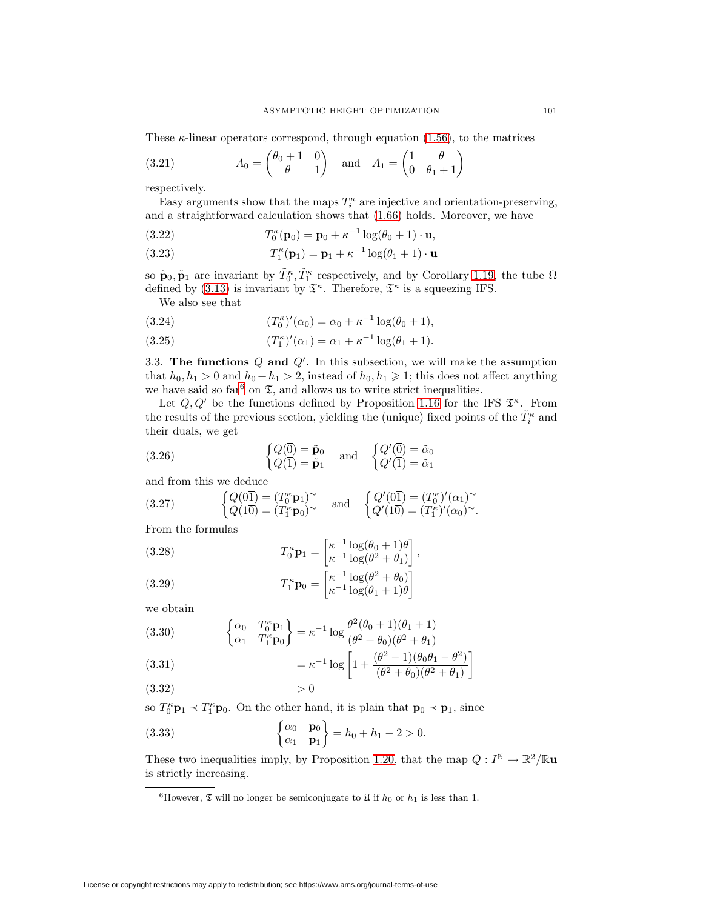These $\kappa$-linear operators correspond, through equation (1.56), to the matrices

$$A_0 = \begin{pmatrix} \theta_0 + 1 & 0 \\ \theta & 1 \end{pmatrix} \quad \text{and} \quad A_1 = \begin{pmatrix} 1 & \theta \\ 0 & \theta_1 + 1 \end{pmatrix} \tag{3.21}$$

respectively.

Easy arguments show that the maps $T_i^\kappa$ are injective and orientation-preserving, and a straightforward calculation shows that (1.66) holds. Moreover, we have

$$T_0^\kappa(\mathbf{p}_0) = \mathbf{p}_0 + \kappa^{-1} \log(\theta_0 + 1) \cdot \mathbf{u}, \tag{3.22}$$

$$T_1^\kappa(\mathbf{p}_1) = \mathbf{p}_1 + \kappa^{-1} \log(\theta_1 + 1) \cdot \mathbf{u} \tag{3.23}$$

so $\tilde{\mathbf{p}}_0, \tilde{\mathbf{p}}_1$ are invariant by $\tilde{T}_0^\kappa, \tilde{T}_1^\kappa$ respectively, and by Corollary 1.19, the tube $\Omega$ defined by (3.13) is invariant by $\mathfrak{T}^\kappa$. Therefore, $\mathfrak{T}^\kappa$ is a squeezing IFS.

We also see that

$$(T_0^\kappa)'(\alpha_0) = \alpha_0 + \kappa^{-1} \log(\theta_0 + 1), \tag{3.24}$$

$$(T_1^\kappa)'(\alpha_1) = \alpha_1 + \kappa^{-1} \log(\theta_1 + 1). \tag{3.25}$$

3.3. **The functions $Q$ and $Q'$.** In this subsection, we will make the assumption that $h_0, h_1 > 0$ and $h_0 + h_1 > 2$, instead of $h_0, h_1 \geqslant 1$; this does not affect anything we have said so far[6] on $\mathfrak{T}$, and allows us to write strict inequalities.

Let $Q, Q'$ be the functions defined by Proposition 1.16 for the IFS $\mathfrak{T}^\kappa$. From the results of the previous section, yielding the (unique) fixed points of the $\tilde{T}_i^\kappa$ and their duals, we get

$$\begin{cases} Q(\overline{0}) = \tilde{\mathbf{p}}_0 \\ Q(\overline{1}) = \tilde{\mathbf{p}}_1 \end{cases} \quad \text{and} \quad \begin{cases} Q'(\overline{0}) = \tilde{\alpha}_0 \\ Q'(\overline{1}) = \tilde{\alpha}_1 \end{cases} \tag{3.26}$$

and from this we deduce

$$\begin{cases} Q(0\overline{1}) = (T_0^\kappa \mathbf{p}_1)^\sim \\ Q(1\overline{0}) = (T_1^\kappa \mathbf{p}_0)^\sim \end{cases} \quad \text{and} \quad \begin{cases} Q'(0\overline{1}) = (T_0^\kappa)'(\alpha_1)^\sim \\ Q'(1\overline{0}) = (T_1^\kappa)'(\alpha_0)^\sim. \end{cases} \tag{3.27}$$

From the formulas

$$T_0^\kappa \mathbf{p}_1 = \begin{bmatrix} \kappa^{-1} \log(\theta_0 + 1)\theta \\ \kappa^{-1} \log(\theta^2 + \theta_1) \end{bmatrix}, \tag{3.28}$$

$$T_1^\kappa \mathbf{p}_0 = \begin{bmatrix} \kappa^{-1} \log(\theta^2 + \theta_0) \\ \kappa^{-1} \log(\theta_1 + 1)\theta \end{bmatrix} \tag{3.29}$$

we obtain

$$\begin{aligned} \begin{Bmatrix} \alpha_0 & T_0^\kappa \mathbf{p}_1 \\ \alpha_1 & T_1^\kappa \mathbf{p}_0 \end{Bmatrix} &= \kappa^{-1} \log \frac{\theta^2(\theta_0 + 1)(\theta_1 + 1)}{(\theta^2 + \theta_0)(\theta^2 + \theta_1)} && (3.30) \\ &= \kappa^{-1} \log \left[ 1 + \frac{(\theta^2 - 1)(\theta_0\theta_1 - \theta^2)}{(\theta^2 + \theta_0)(\theta^2 + \theta_1)} \right] && (3.31) \\ &> 0 && (3.32) \end{aligned}$$

so $T_0^\kappa \mathbf{p}_1 \prec T_1^\kappa \mathbf{p}_0$. On the other hand, it is plain that $\mathbf{p}_0 \prec \mathbf{p}_1$, since

$$\begin{Bmatrix} \alpha_0 & \mathbf{p}_0 \\ \alpha_1 & \mathbf{p}_1 \end{Bmatrix} = h_0 + h_1 - 2 > 0. \tag{3.33}$$

These two inequalities imply, by Proposition 1.20, that the map $Q : I^{\mathbb{N}} \to \mathbb{R}^2/\mathbb{R}\mathbf{u}$ is strictly increasing.

[6] However, $\mathfrak{T}$ will no longer be semiconjugate to $\mathfrak{U}$ if $h_0$ or $h_1$ is less than 1.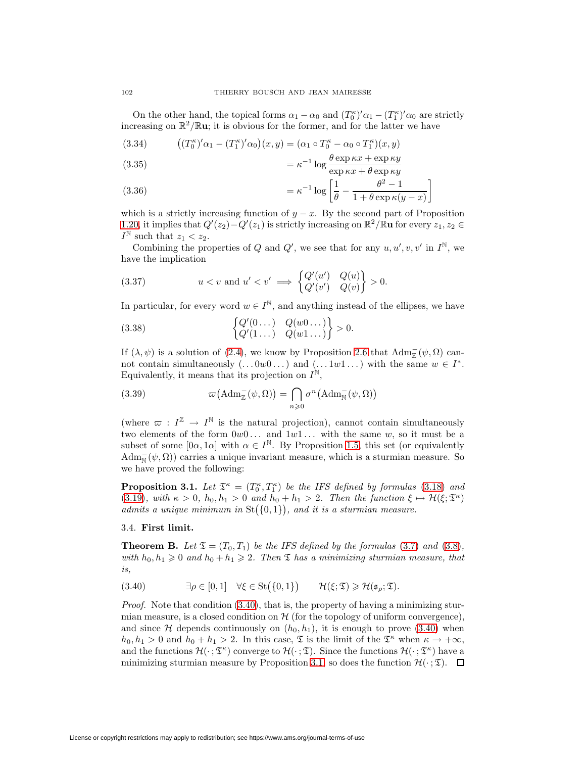On the other hand, the topical forms $\alpha_1 - \alpha_0$ and $(T_0^\kappa)'\alpha_1 - (T_1^\kappa)'\alpha_0$ are strictly increasing on $\mathbb{R}^2/\mathbb{R}\mathbf{u}$; it is obvious for the former, and for the latter we have

$$\big((T_0^\kappa)'\alpha_1 - (T_1^\kappa)'\alpha_0\big)(x,y) = (\alpha_1 \circ T_0^\kappa - \alpha_0 \circ T_1^\kappa)(x,y) \tag{3.34}$$

$$= \kappa^{-1} \log \frac{\theta \exp \kappa x + \exp \kappa y}{\exp \kappa x + \theta \exp \kappa y} \tag{3.35}$$

$$= \kappa^{-1} \log \left[ \frac{1}{\theta} - \frac{\theta^2 - 1}{1 + \theta \exp \kappa (y-x)} \right] \tag{3.36}$$

which is a strictly increasing function of $y - x$. By the second part of Proposition 1.20, it implies that $Q'(z_2) - Q'(z_1)$ is strictly increasing on $\mathbb{R}^2/\mathbb{R}\mathbf{u}$ for every $z_1, z_2 \in I^{\mathbb{N}}$ such that $z_1 < z_2$.

Combining the properties of $Q$ and $Q'$, we see that for any $u, u', v, v'$ in $I^{\mathbb{N}}$, we have the implication

$$u < v \text{ and } u' < v' \implies \begin{Bmatrix} Q'(u') & Q(u) \\ Q'(v') & Q(v) \end{Bmatrix} > 0. \tag{3.37}$$

In particular, for every word $w \in I^{\mathbb{N}}$, and anything instead of the ellipses, we have

$$\begin{Bmatrix} Q'(0\dots) & Q(w0\dots) \\ Q'(1\dots) & Q(w1\dots) \end{Bmatrix} > 0. \tag{3.38}$$

If $(\lambda, \psi)$ is a solution of (2.4), we know by Proposition 2.6 that $\mathrm{Adm}_{\mathbb{Z}}^-(\psi, \Omega)$ cannot contain simultaneously $(\dots 0w0 \dots)$ and $(\dots 1w1 \dots)$ with the same $w \in I^*$. Equivalently, it means that its projection on $I^{\mathbb{N}}$,

$$\varpi\big(\mathrm{Adm}_{\mathbb{Z}}^-(\psi, \Omega)\big) = \bigcap_{n \geqslant 0} \sigma^n \big(\mathrm{Adm}_{\mathbb{N}}^-(\psi, \Omega)\big) \tag{3.39}$$

(where $\varpi : I^{\mathbb{Z}} \to I^{\mathbb{N}}$ is the natural projection), cannot contain simultaneously two elements of the form $0w0\dots$ and $1w1\dots$ with the same $w$, so it must be a subset of some $[0\alpha, 1\alpha]$ with $\alpha \in I^{\mathbb{N}}$. By Proposition 1.5, this set (or equivalently $\mathrm{Adm}_{\mathbb{N}}^-(\psi, \Omega)$) carries a unique invariant measure, which is a sturmian measure. So we have proved the following:

**Proposition 3.1.** *Let $\mathfrak{T}^\kappa = (T_0^\kappa, T_1^\kappa)$ be the IFS defined by formulas (3.18) and (3.19), with $\kappa > 0$, $h_0, h_1 > 0$ and $h_0 + h_1 > 2$. Then the function $\xi \mapsto \mathcal{H}(\xi; \mathfrak{T}^\kappa)$ admits a unique minimum in $\mathrm{St}(\{0,1\})$, and it is a sturmian measure.*

### 3.4. First limit.

**Theorem B.** *Let $\mathfrak{T} = (T_0, T_1)$ be the IFS defined by the formulas (3.7) and (3.8), with $h_0, h_1 \geqslant 0$ and $h_0 + h_1 \geqslant 2$. Then $\mathfrak{T}$ has a minimizing sturmian measure, that is,*

$$\exists \rho \in [0,1] \quad \forall \xi \in \mathrm{St}(\{0,1\}) \qquad \mathcal{H}(\xi; \mathfrak{T}) \geqslant \mathcal{H}(\mathfrak{s}_\rho; \mathfrak{T}). \tag{3.40}$$

*Proof.* Note that condition (3.40), that is, the property of having a minimizing sturmian measure, is a closed condition on $\mathcal{H}$ (for the topology of uniform convergence), and since $\mathcal{H}$ depends continuously on $(h_0, h_1)$, it is enough to prove (3.40) when $h_0, h_1 > 0$ and $h_0 + h_1 > 2$. In this case, $\mathfrak{T}$ is the limit of the $\mathfrak{T}^\kappa$ when $\kappa \to +\infty$, and the functions $\mathcal{H}(\cdot\,; \mathfrak{T}^\kappa)$ converge to $\mathcal{H}(\cdot\,; \mathfrak{T})$. Since the functions $\mathcal{H}(\cdot\,; \mathfrak{T}^\kappa)$ have a minimizing sturmian measure by Proposition 3.1, so does the function $\mathcal{H}(\cdot\,; \mathfrak{T})$. $\square$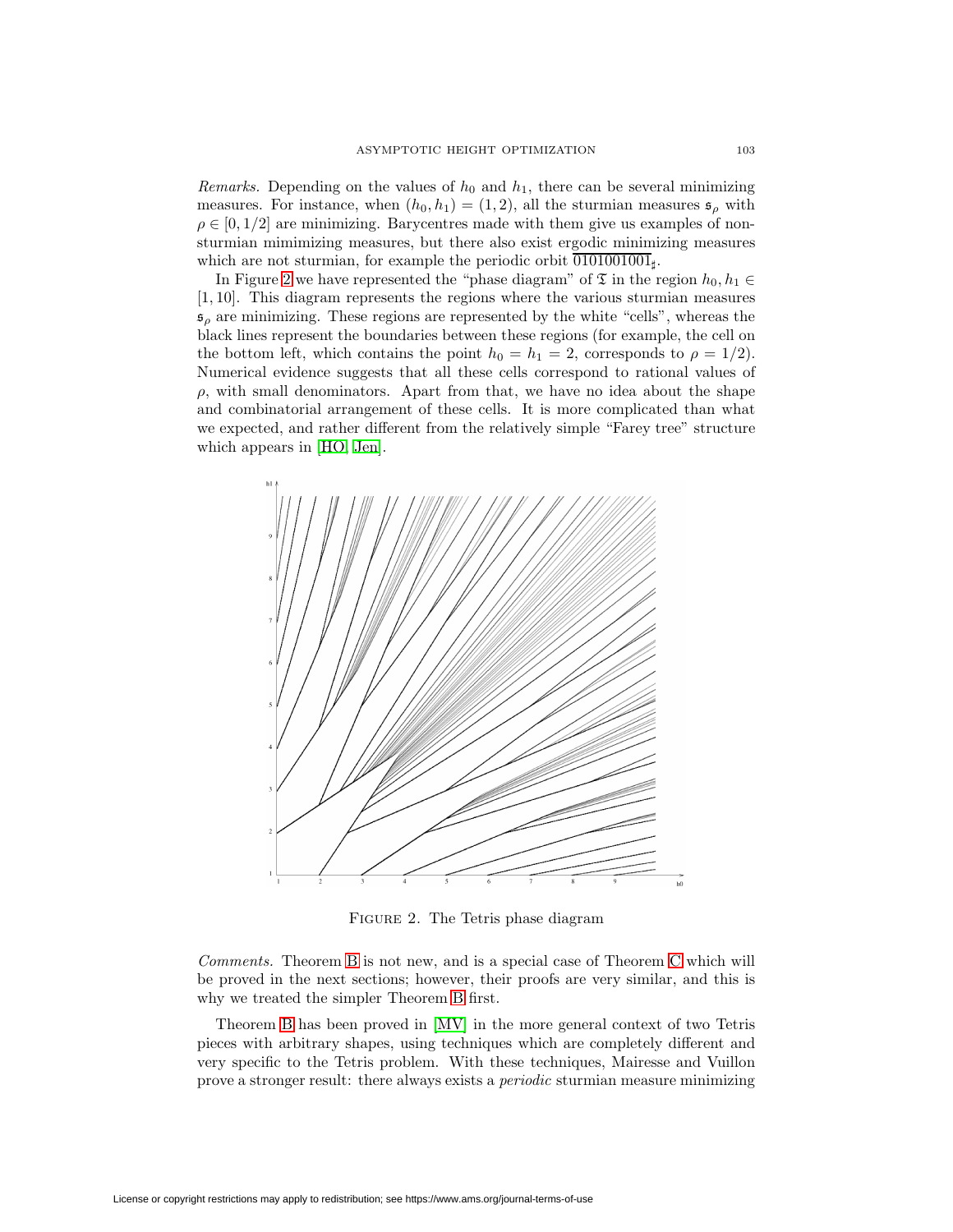*Remarks.* Depending on the values of $h_0$ and $h_1$, there can be several minimizing measures. For instance, when $(h_0, h_1) = (1, 2)$, all the sturmian measures $\mathfrak{s}_\rho$ with $\rho \in [0, 1/2]$ are minimizing. Barycentres made with them give us examples of non-sturmian mimimizing measures, but there also exist ergodic minimizing measures which are not sturmian, for example the periodic orbit $\overline{0101001001}_\sharp$.

In Figure 2 we have represented the "phase diagram" of $\mathfrak{T}$ in the region $h_0, h_1 \in [1, 10]$. This diagram represents the regions where the various sturmian measures $\mathfrak{s}_\rho$ are minimizing. These regions are represented by the white "cells", whereas the black lines represent the boundaries between these regions (for example, the cell on the bottom left, which contains the point $h_0 = h_1 = 2$, corresponds to $\rho = 1/2$). Numerical evidence suggests that all these cells correspond to rational values of $\rho$, with small denominators. Apart from that, we have no idea about the shape and combinatorial arrangement of these cells. It is more complicated than what we expected, and rather different from the relatively simple "Farey tree" structure which appears in [HO, Jen].

FIGURE 2. The Tetris phase diagram

*Comments.* Theorem B is not new, and is a special case of Theorem C which will be proved in the next sections; however, their proofs are very similar, and this is why we treated the simpler Theorem B first.

Theorem B has been proved in [MV] in the more general context of two Tetris pieces with arbitrary shapes, using techniques which are completely different and very specific to the Tetris problem. With these techniques, Mairesse and Vuillon prove a stronger result: there always exists a *periodic* sturmian measure minimizing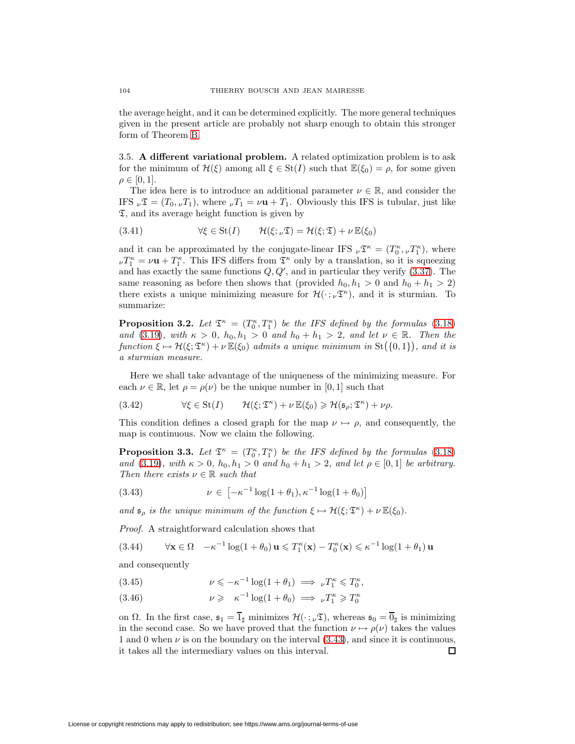the average height, and it can be determined explicitly. The more general techniques given in the present article are probably not sharp enough to obtain this stronger form of Theorem B.

### 3.5. A different variational problem.

A related optimization problem is to ask for the minimum of $\mathcal{H}(\xi)$ among all $\xi \in \mathrm{St}(I)$ such that $\mathbb{E}(\xi_0) = \rho$, for some given $\rho \in [0,1]$.

The idea here is to introduce an additional parameter $\nu \in \mathbb{R}$, and consider the IFS ${}_\nu\mathfrak{T} = (T_0, {}_\nu T_1)$, where ${}_\nu T_1 = \nu\mathbf{u} + T_1$. Obviously this IFS is tubular, just like $\mathfrak{T}$, and its average height function is given by

$$\forall \xi \in \mathrm{St}(I) \qquad \mathcal{H}(\xi; {}_\nu\mathfrak{T}) = \mathcal{H}(\xi; \mathfrak{T}) + \nu\, \mathbb{E}(\xi_0) \tag{3.41}$$

and it can be approximated by the conjugate-linear IFS ${}_\nu\mathfrak{T}^\kappa = (T_0^\kappa, {}_\nu T_1^\kappa)$, where ${}_\nu T_1^\kappa = \nu\mathbf{u} + T_1^\kappa$. This IFS differs from $\mathfrak{T}^\kappa$ only by a translation, so it is squeezing and has exactly the same functions $Q, Q'$, and in particular they verify (3.37). The same reasoning as before then shows that (provided $h_0, h_1 > 0$ and $h_0 + h_1 > 2$) there exists a unique minimizing measure for $\mathcal{H}(\cdot; {}_\nu\mathfrak{T}^\kappa)$, and it is sturmian. To summarize:

**Proposition 3.2.** *Let $\mathfrak{T}^\kappa = (T_0^\kappa, T_1^\kappa)$ be the IFS defined by the formulas (3.18) and (3.19), with $\kappa > 0$, $h_0, h_1 > 0$ and $h_0 + h_1 > 2$, and let $\nu \in \mathbb{R}$. Then the function $\xi \mapsto \mathcal{H}(\xi; \mathfrak{T}^\kappa) + \nu\, \mathbb{E}(\xi_0)$ admits a unique minimum in $\mathrm{St}(\{0,1\})$, and it is a sturmian measure.*

Here we shall take advantage of the uniqueness of the minimizing measure. For each $\nu \in \mathbb{R}$, let $\rho = \rho(\nu)$ be the unique number in $[0,1]$ such that

$$\forall \xi \in \mathrm{St}(I) \qquad \mathcal{H}(\xi; \mathfrak{T}^\kappa) + \nu\, \mathbb{E}(\xi_0) \geqslant \mathcal{H}(\mathfrak{s}_\rho; \mathfrak{T}^\kappa) + \nu\rho. \tag{3.42}$$

This condition defines a closed graph for the map $\nu \mapsto \rho$, and consequently, the map is continuous. Now we claim the following.

**Proposition 3.3.** *Let $\mathfrak{T}^\kappa = (T_0^\kappa, T_1^\kappa)$ be the IFS defined by the formulas (3.18) and (3.19), with $\kappa > 0$, $h_0, h_1 > 0$ and $h_0 + h_1 > 2$, and let $\rho \in [0,1]$ be arbitrary. Then there exists $\nu \in \mathbb{R}$ such that*

$$\nu \in \left[-\kappa^{-1}\log(1+\theta_1), \kappa^{-1}\log(1+\theta_0)\right] \tag{3.43}$$

*and $\mathfrak{s}_\rho$ is the unique minimum of the function $\xi \mapsto \mathcal{H}(\xi; \mathfrak{T}^\kappa) + \nu\, \mathbb{E}(\xi_0)$.*

*Proof.* A straightforward calculation shows that

$$\forall \mathbf{x} \in \Omega \quad -\kappa^{-1}\log(1+\theta_0)\,\mathbf{u} \leqslant T_1^\kappa(\mathbf{x}) - T_0^\kappa(\mathbf{x}) \leqslant \kappa^{-1}\log(1+\theta_1)\,\mathbf{u} \tag{3.44}$$

and consequently

$$\nu \leqslant -\kappa^{-1}\log(1+\theta_1) \implies {}_\nu T_1^\kappa \leqslant T_0^\kappa, \tag{3.45}$$

$$\nu \geqslant \kappa^{-1}\log(1+\theta_0) \implies {}_\nu T_1^\kappa \geqslant T_0^\kappa \tag{3.46}$$

on $\Omega$. In the first case, $\mathfrak{s}_1 = \overline{1}_\sharp$ minimizes $\mathcal{H}(\cdot; {}_\nu\mathfrak{T})$, whereas $\mathfrak{s}_0 = \overline{0}_\sharp$ is minimizing in the second case. So we have proved that the function $\nu \mapsto \rho(\nu)$ takes the values 1 and 0 when $\nu$ is on the boundary on the interval (3.43), and since it is continuous, it takes all the intermediary values on this interval. $\square$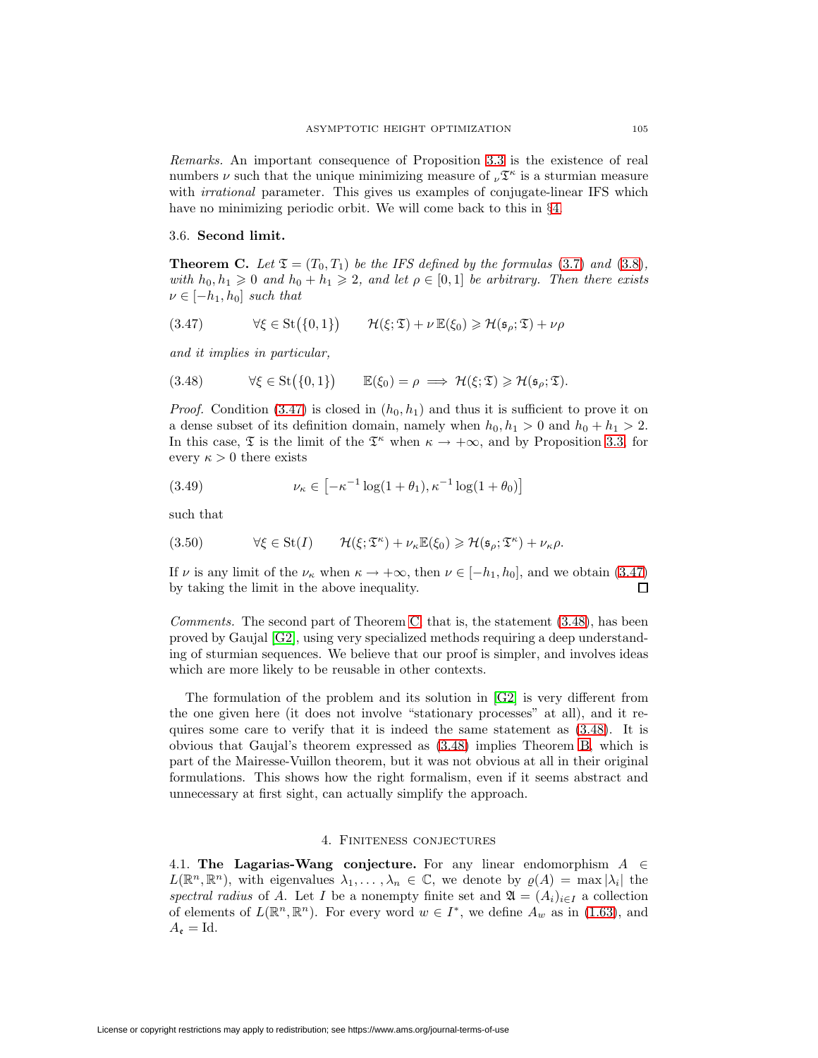*Remarks.* An important consequence of Proposition 3.3 is the existence of real numbers $\nu$ such that the unique minimizing measure of ${}_\nu\mathfrak{T}^\kappa$ is a sturmian measure with *irrational* parameter. This gives us examples of conjugate-linear IFS which have no minimizing periodic orbit. We will come back to this in §4.

### 3.6. Second limit.

**Theorem C.** *Let $\mathfrak{T} = (T_0, T_1)$ be the IFS defined by the formulas (3.7) and (3.8), with $h_0, h_1 \geqslant 0$ and $h_0 + h_1 \geqslant 2$, and let $\rho \in [0,1]$ be arbitrary. Then there exists $\nu \in [-h_1, h_0]$ such that*

$$\forall \xi \in \mathrm{St}\big(\{0,1\}\big) \qquad \mathcal{H}(\xi; \mathfrak{T}) + \nu\, \mathbb{E}(\xi_0) \geqslant \mathcal{H}(\mathfrak{s}_\rho; \mathfrak{T}) + \nu\rho \tag{3.47}$$

*and it implies in particular,*

$$\forall \xi \in \mathrm{St}\big(\{0,1\}\big) \qquad \mathbb{E}(\xi_0) = \rho \implies \mathcal{H}(\xi; \mathfrak{T}) \geqslant \mathcal{H}(\mathfrak{s}_\rho; \mathfrak{T}). \tag{3.48}$$

*Proof.* Condition (3.47) is closed in $(h_0, h_1)$ and thus it is sufficient to prove it on a dense subset of its definition domain, namely when $h_0, h_1 > 0$ and $h_0 + h_1 > 2$. In this case, $\mathfrak{T}$ is the limit of the $\mathfrak{T}^\kappa$ when $\kappa \to +\infty$, and by Proposition 3.3, for every $\kappa > 0$ there exists

$$\nu_\kappa \in \big[-\kappa^{-1}\log(1+\theta_1), \kappa^{-1}\log(1+\theta_0)\big] \tag{3.49}$$

such that

$$\forall \xi \in \mathrm{St}(I) \qquad \mathcal{H}(\xi; \mathfrak{T}^\kappa) + \nu_\kappa \mathbb{E}(\xi_0) \geqslant \mathcal{H}(\mathfrak{s}_\rho; \mathfrak{T}^\kappa) + \nu_\kappa \rho. \tag{3.50}$$

If $\nu$ is any limit of the $\nu_\kappa$ when $\kappa \to +\infty$, then $\nu \in [-h_1, h_0]$, and we obtain (3.47) by taking the limit in the above inequality. $\square$

*Comments.* The second part of Theorem C, that is, the statement (3.48), has been proved by Gaujal [G2], using very specialized methods requiring a deep understanding of sturmian sequences. We believe that our proof is simpler, and involves ideas which are more likely to be reusable in other contexts.

The formulation of the problem and its solution in [G2] is very different from the one given here (it does not involve "stationary processes" at all), and it requires some care to verify that it is indeed the same statement as (3.48). It is obvious that Gaujal's theorem expressed as (3.48) implies Theorem B, which is part of the Mairesse-Vuillon theorem, but it was not obvious at all in their original formulations. This shows how the right formalism, even if it seems abstract and unnecessary at first sight, can actually simplify the approach.

## 4. Finiteness conjectures

### 4.1. The Lagarias-Wang conjecture.

For any linear endomorphism $A \in L(\mathbb{R}^n, \mathbb{R}^n)$, with eigenvalues $\lambda_1, \ldots, \lambda_n \in \mathbb{C}$, we denote by $\varrho(A) = \max|\lambda_i|$ the *spectral radius* of $A$. Let $I$ be a nonempty finite set and $\mathfrak{A} = (A_i)_{i \in I}$ a collection of elements of $L(\mathbb{R}^n, \mathbb{R}^n)$. For every word $w \in I^*$, we define $A_w$ as in (1.63), and $A_\mathfrak{e} = \mathrm{Id}$.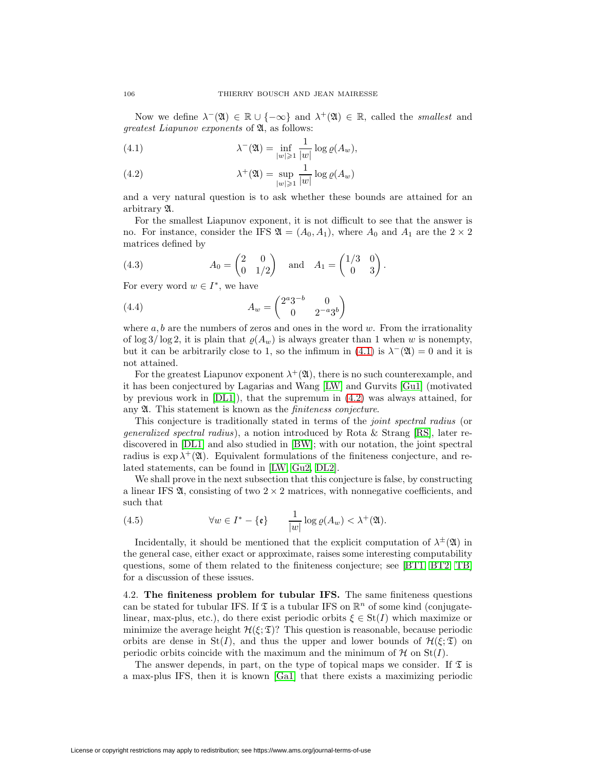Now we define $\lambda^-(\mathfrak{A}) \in \mathbb{R} \cup \{-\infty\}$ and $\lambda^+(\mathfrak{A}) \in \mathbb{R}$, called the *smallest* and *greatest Liapunov exponents* of $\mathfrak{A}$, as follows:

$$\lambda^-(\mathfrak{A}) = \inf_{|w| \geqslant 1} \frac{1}{|w|} \log \varrho(A_w), \tag{4.1}$$

$$\lambda^+(\mathfrak{A}) = \sup_{|w| \geqslant 1} \frac{1}{|w|} \log \varrho(A_w) \tag{4.2}$$

and a very natural question is to ask whether these bounds are attained for an arbitrary $\mathfrak{A}$.

For the smallest Liapunov exponent, it is not difficult to see that the answer is no. For instance, consider the IFS $\mathfrak{A} = (A_0, A_1)$, where $A_0$ and $A_1$ are the $2 \times 2$ matrices defined by

$$A_0 = \begin{pmatrix} 2 & 0 \\ 0 & 1/2 \end{pmatrix} \quad \text{and} \quad A_1 = \begin{pmatrix} 1/3 & 0 \\ 0 & 3 \end{pmatrix}. \tag{4.3}$$

For every word $w \in I^*$, we have

$$A_w = \begin{pmatrix} 2^a 3^{-b} & 0 \\ 0 & 2^{-a} 3^b \end{pmatrix} \tag{4.4}$$

where $a, b$ are the numbers of zeros and ones in the word $w$. From the irrationality of $\log 3 / \log 2$, it is plain that $\varrho(A_w)$ is always greater than 1 when $w$ is nonempty, but it can be arbitrarily close to 1, so the infimum in (4.1) is $\lambda^-(\mathfrak{A}) = 0$ and it is not attained.

For the greatest Liapunov exponent $\lambda^+(\mathfrak{A})$, there is no such counterexample, and it has been conjectured by Lagarias and Wang [LW] and Gurvits [Gu1] (motivated by previous work in [DL1]), that the supremum in (4.2) was always attained, for any $\mathfrak{A}$. This statement is known as the *finiteness conjecture*.

This conjecture is traditionally stated in terms of the *joint spectral radius* (or *generalized spectral radius*), a notion introduced by Rota & Strang [RS], later rediscovered in [DL1] and also studied in [BW]; with our notation, the joint spectral radius is $\exp \lambda^+(\mathfrak{A})$. Equivalent formulations of the finiteness conjecture, and related statements, can be found in [LW, Gu2, DL2].

We shall prove in the next subsection that this conjecture is false, by constructing a linear IFS $\mathfrak{A}$, consisting of two $2 \times 2$ matrices, with nonnegative coefficients, and such that

$$\forall w \in I^* - \{\mathfrak{e}\} \qquad \frac{1}{|w|} \log \varrho(A_w) < \lambda^+(\mathfrak{A}). \tag{4.5}$$

Incidentally, it should be mentioned that the explicit computation of $\lambda^\pm(\mathfrak{A})$ in the general case, either exact or approximate, raises some interesting computability questions, some of them related to the finiteness conjecture; see [BT1, BT2, TB] for a discussion of these issues.

4.2. **The finiteness problem for tubular IFS.** The same finiteness questions can be stated for tubular IFS. If $\mathfrak{T}$ is a tubular IFS on $\mathbb{R}^n$ of some kind (conjugate-linear, max-plus, etc.), do there exist periodic orbits $\xi \in \mathrm{St}(I)$ which maximize or minimize the average height $\mathcal{H}(\xi; \mathfrak{T})$? This question is reasonable, because periodic orbits are dense in $\mathrm{St}(I)$, and thus the upper and lower bounds of $\mathcal{H}(\xi; \mathfrak{T})$ on periodic orbits coincide with the maximum and the minimum of $\mathcal{H}$ on $\mathrm{St}(I)$.

The answer depends, in part, on the type of topical maps we consider. If $\mathfrak{T}$ is a max-plus IFS, then it is known [Ga1] that there exists a maximizing periodic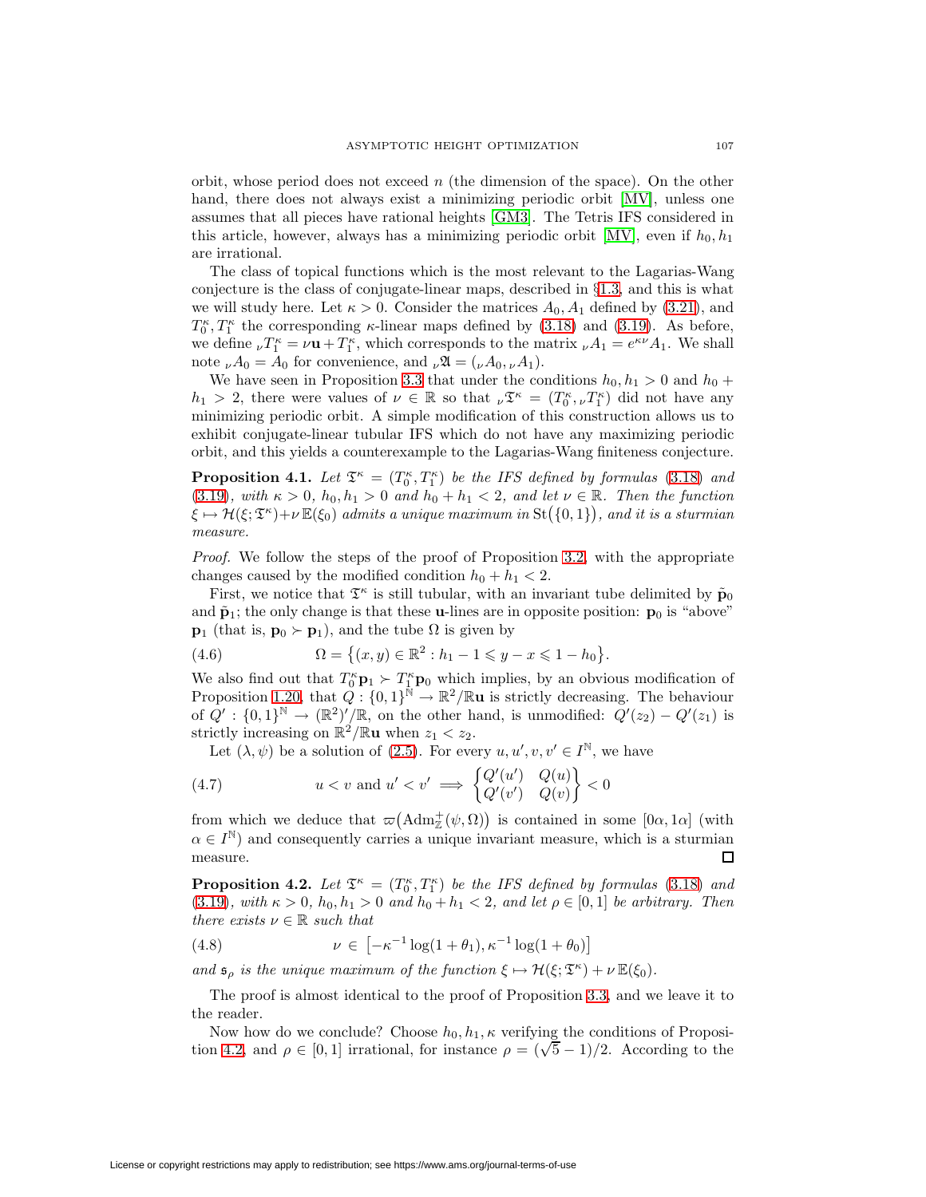orbit, whose period does not exceed $n$ (the dimension of the space). On the other hand, there does not always exist a minimizing periodic orbit [MV], unless one assumes that all pieces have rational heights [GM3]. The Tetris IFS considered in this article, however, always has a minimizing periodic orbit [MV], even if $h_0, h_1$ are irrational.

The class of topical functions which is the most relevant to the Lagarias-Wang conjecture is the class of conjugate-linear maps, described in §1.3, and this is what we will study here. Let $\kappa > 0$. Consider the matrices $A_0, A_1$ defined by (3.21), and $T_0^\kappa, T_1^\kappa$ the corresponding $\kappa$-linear maps defined by (3.18) and (3.19). As before, we define ${}_\nu T_1^\kappa = \nu \mathbf{u} + T_1^\kappa$, which corresponds to the matrix ${}_\nu A_1 = e^{\kappa\nu} A_1$. We shall note ${}_\nu A_0 = A_0$ for convenience, and ${}_\nu \mathfrak{A} = ({}_\nu A_0, {}_\nu A_1)$.

We have seen in Proposition 3.3 that under the conditions $h_0, h_1 > 0$ and $h_0 + h_1 > 2$, there were values of $\nu \in \mathbb{R}$ so that ${}_\nu \mathfrak{T}^\kappa = (T_0^\kappa, {}_\nu T_1^\kappa)$ did not have any minimizing periodic orbit. A simple modification of this construction allows us to exhibit conjugate-linear tubular IFS which do not have any maximizing periodic orbit, and this yields a counterexample to the Lagarias-Wang finiteness conjecture.

**Proposition 4.1.** *Let $\mathfrak{T}^\kappa = (T_0^\kappa, T_1^\kappa)$ be the IFS defined by formulas (3.18) and (3.19), with $\kappa > 0$, $h_0, h_1 > 0$ and $h_0 + h_1 < 2$, and let $\nu \in \mathbb{R}$. Then the function $\xi \mapsto \mathcal{H}(\xi; \mathfrak{T}^\kappa) + \nu\,\mathbb{E}(\xi_0)$ admits a unique maximum in $\mathrm{St}(\{0,1\})$, and it is a sturmian measure.*

*Proof.* We follow the steps of the proof of Proposition 3.2, with the appropriate changes caused by the modified condition $h_0 + h_1 < 2$.

First, we notice that $\mathfrak{T}^\kappa$ is still tubular, with an invariant tube delimited by $\tilde{\mathbf{p}}_0$ and $\tilde{\mathbf{p}}_1$; the only change is that these $\mathbf{u}$-lines are in opposite position: $\mathbf{p}_0$ is "above" $\mathbf{p}_1$ (that is, $\mathbf{p}_0 \succ \mathbf{p}_1$), and the tube $\Omega$ is given by

$$\Omega = \{(x, y) \in \mathbb{R}^2 : h_1 - 1 \leqslant y - x \leqslant 1 - h_0\}. \tag{4.6}$$

We also find out that $T_0^\kappa \mathbf{p}_1 \succ T_1^\kappa \mathbf{p}_0$ which implies, by an obvious modification of Proposition 1.20, that $Q : \{0,1\}^{\mathbb{N}} \to \mathbb{R}^2/\mathbb{R}\mathbf{u}$ is strictly decreasing. The behaviour of $Q' : \{0,1\}^{\mathbb{N}} \to (\mathbb{R}^2)'/\mathbb{R}$, on the other hand, is unmodified: $Q'(z_2) - Q'(z_1)$ is strictly increasing on $\mathbb{R}^2/\mathbb{R}\mathbf{u}$ when $z_1 < z_2$.

Let $(\lambda, \psi)$ be a solution of (2.5). For every $u, u', v, v' \in I^{\mathbb{N}}$, we have

$$u < v \text{ and } u' < v' \implies \begin{Bmatrix} Q'(u') & Q(u) \\ Q'(v') & Q(v) \end{Bmatrix} < 0 \tag{4.7}$$

from which we deduce that $\varpi(\mathrm{Adm}_{\mathbb{Z}}^+(\psi, \Omega))$ is contained in some $[0\alpha, 1\alpha]$ (with $\alpha \in I^{\mathbb{N}}$) and consequently carries a unique invariant measure, which is a sturmian measure. $\square$

**Proposition 4.2.** *Let $\mathfrak{T}^\kappa = (T_0^\kappa, T_1^\kappa)$ be the IFS defined by formulas (3.18) and (3.19), with $\kappa > 0$, $h_0, h_1 > 0$ and $h_0 + h_1 < 2$, and let $\rho \in [0,1]$ be arbitrary. Then there exists $\nu \in \mathbb{R}$ such that*

$$\nu \in \left[-\kappa^{-1}\log(1 + \theta_1), \kappa^{-1}\log(1 + \theta_0)\right] \tag{4.8}$$

*and $\mathfrak{s}_\rho$ is the unique maximum of the function $\xi \mapsto \mathcal{H}(\xi; \mathfrak{T}^\kappa) + \nu\,\mathbb{E}(\xi_0)$.*

The proof is almost identical to the proof of Proposition 3.3, and we leave it to the reader.

Now how do we conclude? Choose $h_0, h_1, \kappa$ verifying the conditions of Proposition 4.2, and $\rho \in [0,1]$ irrational, for instance $\rho = (\sqrt{5} - 1)/2$. According to the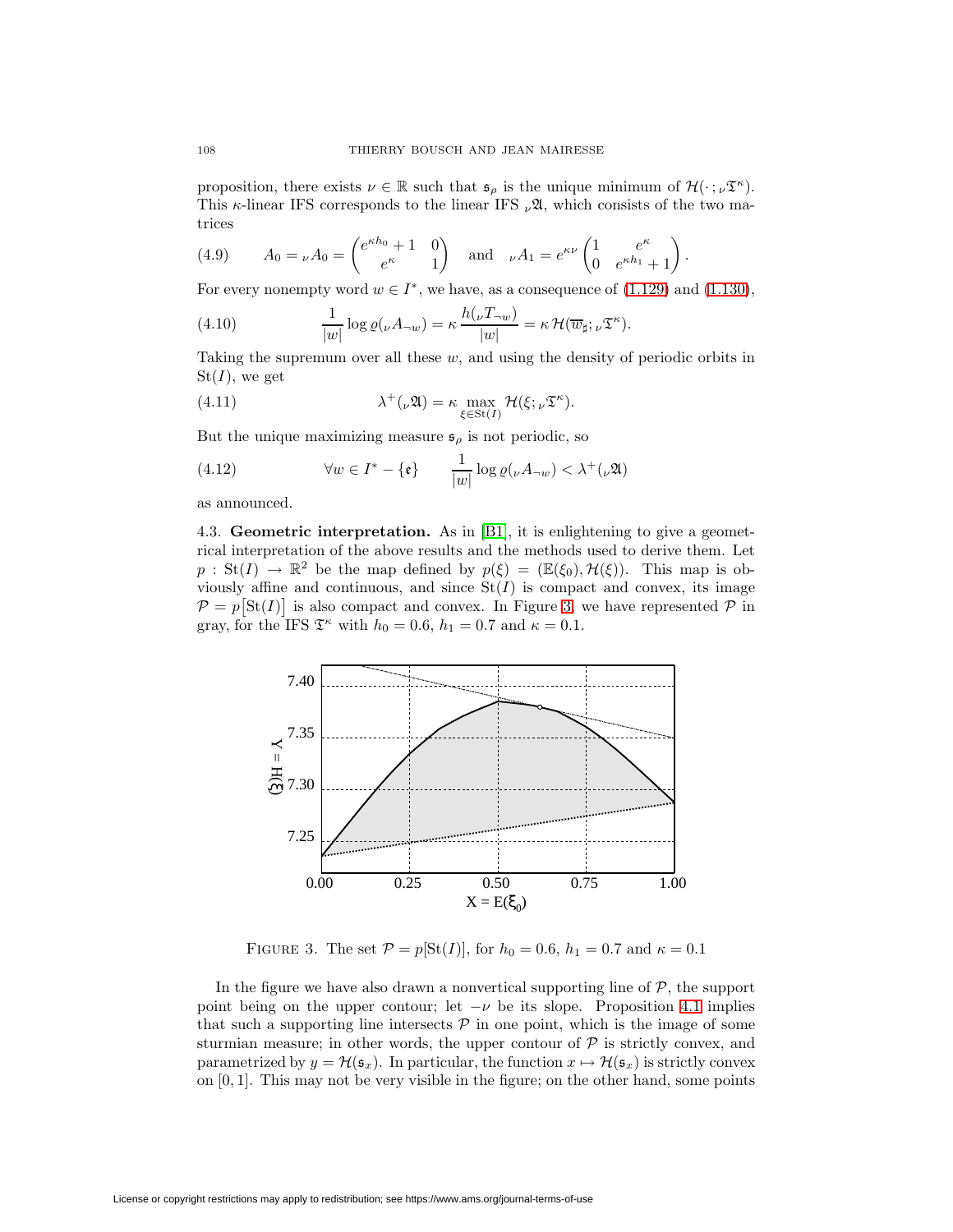proposition, there exists $\nu \in \mathbb{R}$ such that $\mathfrak{s}_\rho$ is the unique minimum of $\mathcal{H}(\cdot\,; {}_\nu\mathfrak{T}^\kappa)$. This $\kappa$-linear IFS corresponds to the linear IFS ${}_\nu\mathfrak{A}$, which consists of the two matrices

$$(4.9) \qquad A_0 = {}_\nu A_0 = \begin{pmatrix} e^{\kappa h_0}+1 & 0 \\ e^{\kappa} & 1 \end{pmatrix} \quad \text{and} \quad {}_\nu A_1 = e^{\kappa\nu} \begin{pmatrix} 1 & e^{\kappa} \\ 0 & e^{\kappa h_1}+1 \end{pmatrix}.$$

For every nonempty word $w \in I^*$, we have, as a consequence of (1.129) and (1.130),

$$(4.10) \qquad \frac{1}{|w|} \log \varrho({}_\nu A_{\neg w}) = \kappa\, \frac{h({}_\nu T_{\neg w})}{|w|} = \kappa\, \mathcal{H}(\overline{w}_\sharp; {}_\nu\mathfrak{T}^\kappa).$$

Taking the supremum over all these $w$, and using the density of periodic orbits in $\mathrm{St}(I)$, we get

$$(4.11) \qquad \lambda^+({}_\nu\mathfrak{A}) = \kappa \max_{\xi\in\mathrm{St}(I)} \mathcal{H}(\xi; {}_\nu\mathfrak{T}^\kappa).$$

But the unique maximizing measure $\mathfrak{s}_\rho$ is not periodic, so

$$(4.12) \qquad \forall w \in I^* - \{\mathfrak{e}\} \qquad \frac{1}{|w|} \log \varrho({}_\nu A_{\neg w}) < \lambda^+({}_\nu\mathfrak{A})$$

as announced.

4.3. **Geometric interpretation.** As in [B1], it is enlightening to give a geometrical interpretation of the above results and the methods used to derive them. Let $p : \mathrm{St}(I) \to \mathbb{R}^2$ be the map defined by $p(\xi) = (\mathbb{E}(\xi_0), \mathcal{H}(\xi))$. This map is obviously affine and continuous, and since $\mathrm{St}(I)$ is compact and convex, its image $\mathcal{P} = p\big[\mathrm{St}(I)\big]$ is also compact and convex. In Figure 3 we have represented $\mathcal{P}$ in gray, for the IFS $\mathfrak{T}^\kappa$ with $h_0 = 0.6$, $h_1 = 0.7$ and $\kappa = 0.1$.

FIGURE 3. The set $\mathcal{P} = p[\mathrm{St}(I)]$, for $h_0 = 0.6$, $h_1 = 0.7$ and $\kappa = 0.1$

In the figure we have also drawn a nonvertical supporting line of $\mathcal{P}$, the support point being on the upper contour; let $-\nu$ be its slope. Proposition 4.1 implies that such a supporting line intersects $\mathcal{P}$ in one point, which is the image of some sturmian measure; in other words, the upper contour of $\mathcal{P}$ is strictly convex, and parametrized by $y = \mathcal{H}(\mathfrak{s}_x)$. In particular, the function $x \mapsto \mathcal{H}(\mathfrak{s}_x)$ is strictly convex on $[0, 1]$. This may not be very visible in the figure; on the other hand, some points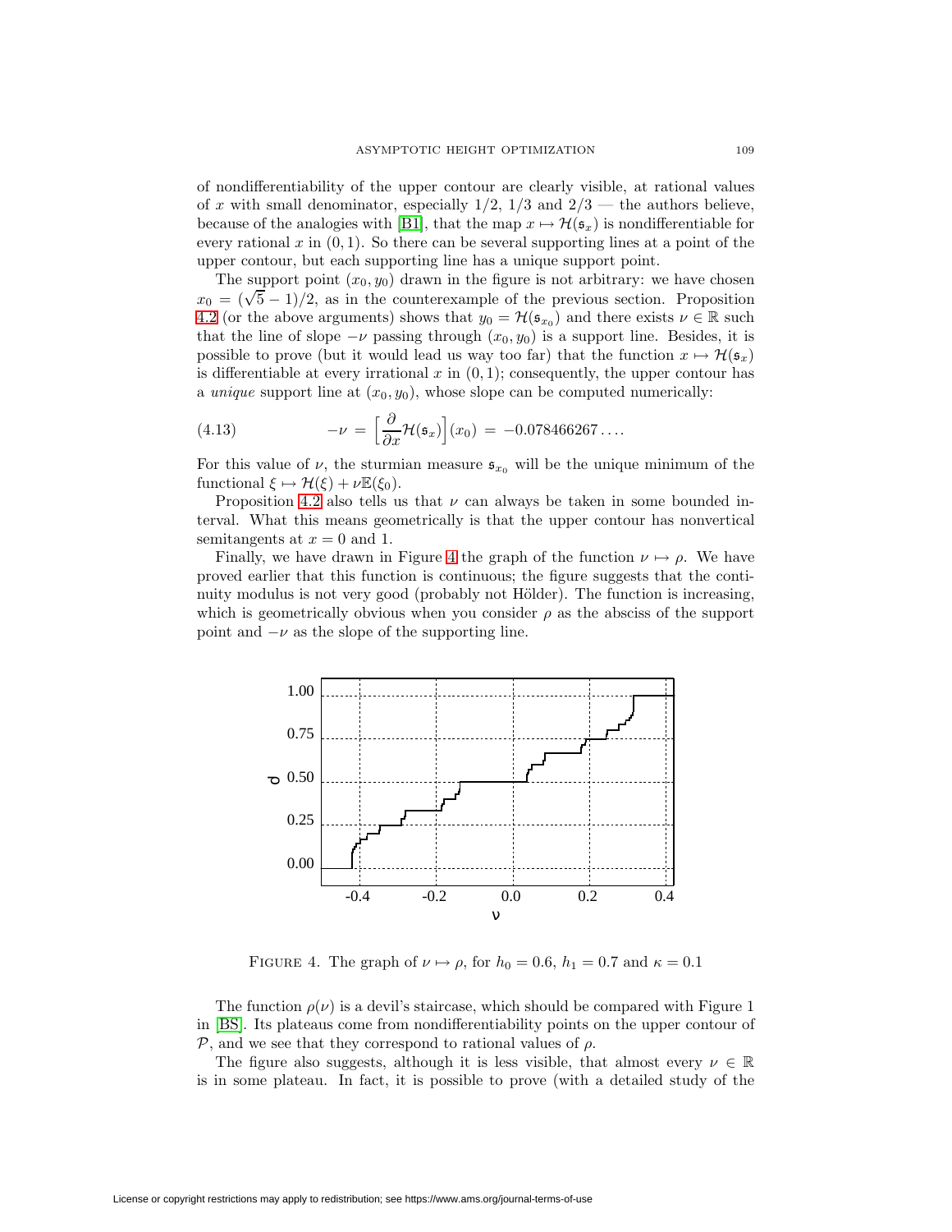of nondifferentiability of the upper contour are clearly visible, at rational values of $x$ with small denominator, especially $1/2$, $1/3$ and $2/3$ — the authors believe, because of the analogies with [B1], that the map $x \mapsto \mathcal{H}(\mathfrak{s}_x)$ is nondifferentiable for every rational $x$ in $(0, 1)$. So there can be several supporting lines at a point of the upper contour, but each supporting line has a unique support point.

The support point $(x_0, y_0)$ drawn in the figure is not arbitrary: we have chosen $x_0 = (\sqrt{5} - 1)/2$, as in the counterexample of the previous section. Proposition 4.2 (or the above arguments) shows that $y_0 = \mathcal{H}(\mathfrak{s}_{x_0})$ and there exists $\nu \in \mathbb{R}$ such that the line of slope $-\nu$ passing through $(x_0, y_0)$ is a support line. Besides, it is possible to prove (but it would lead us way too far) that the function $x \mapsto \mathcal{H}(\mathfrak{s}_x)$ is differentiable at every irrational $x$ in $(0, 1)$; consequently, the upper contour has a *unique* support line at $(x_0, y_0)$, whose slope can be computed numerically:

$$(4.13) \qquad -\nu = \Big[\frac{\partial}{\partial x}\mathcal{H}(\mathfrak{s}_x)\Big](x_0) = -0.078466267\ldots.$$

For this value of $\nu$, the sturmian measure $\mathfrak{s}_{x_0}$ will be the unique minimum of the functional $\xi \mapsto \mathcal{H}(\xi) + \nu\mathbb{E}(\xi_0)$.

Proposition 4.2 also tells us that $\nu$ can always be taken in some bounded interval. What this means geometrically is that the upper contour has nonvertical semitangents at $x = 0$ and 1.

Finally, we have drawn in Figure 4 the graph of the function $\nu \mapsto \rho$. We have proved earlier that this function is continuous; the figure suggests that the continuity modulus is not very good (probably not Hölder). The function is increasing, which is geometrically obvious when you consider $\rho$ as the absciss of the support point and $-\nu$ as the slope of the supporting line.

Figure 4. The graph of $\nu \mapsto \rho$, for $h_0 = 0.6$, $h_1 = 0.7$ and $\kappa = 0.1$

The function $\rho(\nu)$ is a devil's staircase, which should be compared with Figure 1 in [BS]. Its plateaus come from nondifferentiability points on the upper contour of $\mathcal{P}$, and we see that they correspond to rational values of $\rho$.

The figure also suggests, although it is less visible, that almost every $\nu \in \mathbb{R}$ is in some plateau. In fact, it is possible to prove (with a detailed study of the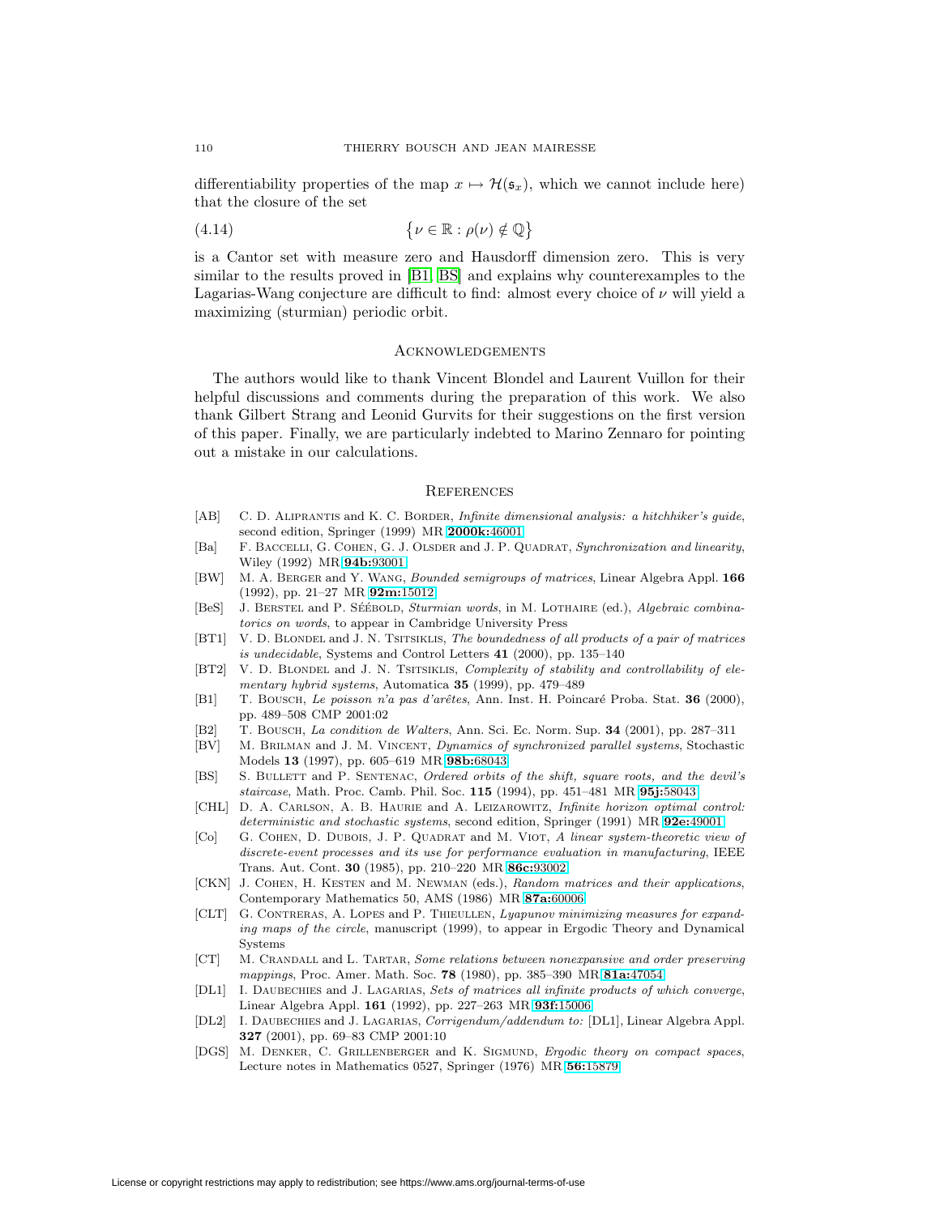differentiability properties of the map $x \mapsto \mathcal{H}(\mathfrak{s}_x)$, which we cannot include here) that the closure of the set

$$\{\nu \in \mathbb{R} : \rho(\nu) \notin \mathbb{Q}\} \tag{4.14}$$

is a Cantor set with measure zero and Hausdorff dimension zero. This is very similar to the results proved in [B1, BS] and explains why counterexamples to the Lagarias-Wang conjecture are difficult to find: almost every choice of $\nu$ will yield a maximizing (sturmian) periodic orbit.

## Acknowledgements

The authors would like to thank Vincent Blondel and Laurent Vuillon for their helpful discussions and comments during the preparation of this work. We also thank Gilbert Strang and Leonid Gurvits for their suggestions on the first version of this paper. Finally, we are particularly indebted to Marino Zennaro for pointing out a mistake in our calculations.

## References

- [AB] C. D. Aliprantis and K. C. Border, *Infinite dimensional analysis: a hitchhiker's guide*, second edition, Springer (1999) MR **2000k:**46001
- [Ba] F. Baccelli, G. Cohen, G. J. Olsder and J. P. Quadrat, *Synchronization and linearity*, Wiley (1992) MR **94b:**93001
- [BW] M. A. Berger and Y. Wang, *Bounded semigroups of matrices*, Linear Algebra Appl. **166** (1992), pp. 21–27 MR **92m:**15012
- [BeS] J. Berstel and P. Séébold, *Sturmian words*, in M. Lothaire (ed.), *Algebraic combinatorics on words*, to appear in Cambridge University Press
- [BT1] V. D. Blondel and J. N. Tsitsiklis, *The boundedness of all products of a pair of matrices is undecidable*, Systems and Control Letters **41** (2000), pp. 135–140
- [BT2] V. D. Blondel and J. N. Tsitsiklis, *Complexity of stability and controllability of elementary hybrid systems*, Automatica **35** (1999), pp. 479–489
- [B1] T. Bousch, *Le poisson n'a pas d'arêtes*, Ann. Inst. H. Poincaré Proba. Stat. **36** (2000), pp. 489–508 CMP 2001:02
- [B2] T. Bousch, *La condition de Walters*, Ann. Sci. Ec. Norm. Sup. **34** (2001), pp. 287–311
- [BV] M. Brilman and J. M. Vincent, *Dynamics of synchronized parallel systems*, Stochastic Models **13** (1997), pp. 605–619 MR **98b:**68043
- [BS] S. Bullett and P. Sentenac, *Ordered orbits of the shift, square roots, and the devil's staircase*, Math. Proc. Camb. Phil. Soc. **115** (1994), pp. 451–481 MR **95j:**58043
- [CHL] D. A. Carlson, A. B. Haurie and A. Leizarowitz, *Infinite horizon optimal control: deterministic and stochastic systems*, second edition, Springer (1991) MR **92e:**49001
- [Co] G. Cohen, D. Dubois, J. P. Quadrat and M. Viot, *A linear system-theoretic view of discrete-event processes and its use for performance evaluation in manufacturing*, IEEE Trans. Aut. Cont. **30** (1985), pp. 210–220 MR **86c:**93002
- [CKN] J. Cohen, H. Kesten and M. Newman (eds.), *Random matrices and their applications*, Contemporary Mathematics 50, AMS (1986) MR **87a:**60006
- [CLT] G. Contreras, A. Lopes and P. Thieullen, *Lyapunov minimizing measures for expanding maps of the circle*, manuscript (1999), to appear in Ergodic Theory and Dynamical Systems
- [CT] M. Crandall and L. Tartar, *Some relations between nonexpansive and order preserving mappings*, Proc. Amer. Math. Soc. **78** (1980), pp. 385–390 MR **81a:**47054
- [DL1] I. Daubechies and J. Lagarias, *Sets of matrices all infinite products of which converge*, Linear Algebra Appl. **161** (1992), pp. 227–263 MR **93f:**15006
- [DL2] I. Daubechies and J. Lagarias, *Corrigendum/addendum to:* [DL1], Linear Algebra Appl. **327** (2001), pp. 69–83 CMP 2001:10
- [DGS] M. Denker, C. Grillenberger and K. Sigmund, *Ergodic theory on compact spaces*, Lecture notes in Mathematics 0527, Springer (1976) MR **56:**15879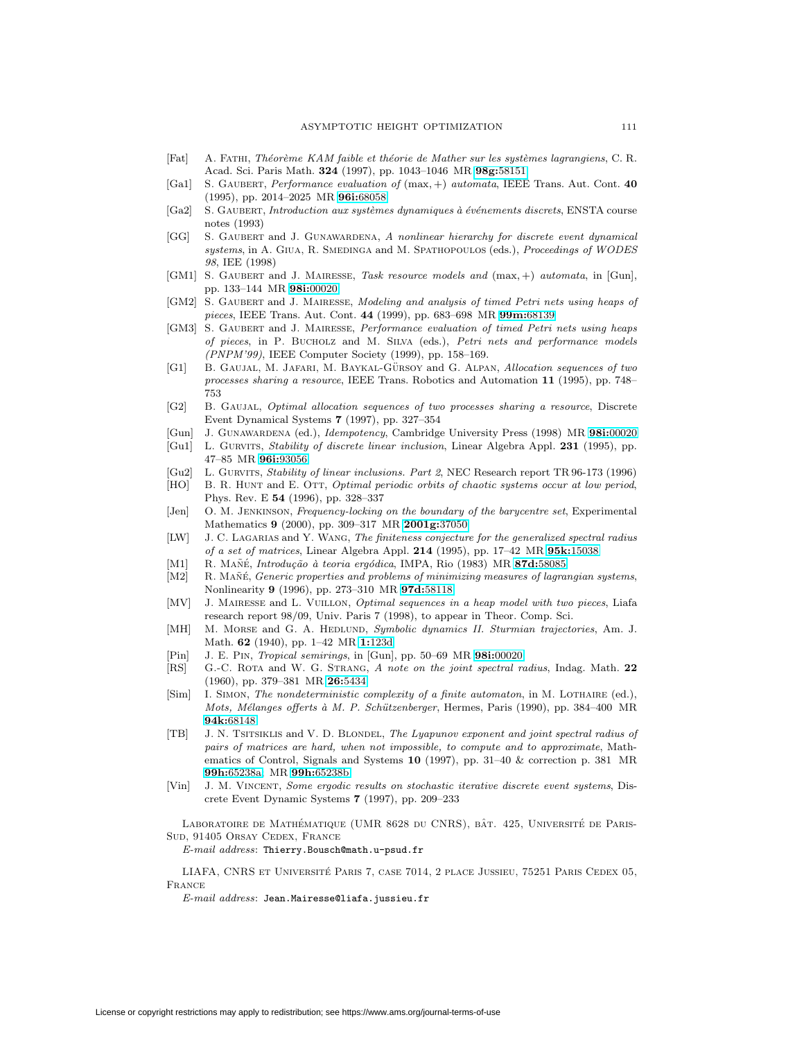[Fat] A. Fathi, *Théorème KAM faible et théorie de Mather sur les systèmes lagrangiens*, C. R. Acad. Sci. Paris Math. **324** (1997), pp. 1043–1046 MR **98g:**58151

[Ga1] S. Gaubert, *Performance evaluation of* $(\max, +)$ *automata*, IEEE Trans. Aut. Cont. **40** (1995), pp. 2014–2025 MR **96i:**68058

[Ga2] S. Gaubert, *Introduction aux systèmes dynamiques à événements discrets*, ENSTA course notes (1993)

[GG] S. Gaubert and J. Gunawardena, *A nonlinear hierarchy for discrete event dynamical systems*, in A. Giua, R. Smedinga and M. Spathopoulos (eds.), *Proceedings of WODES 98*, IEE (1998)

[GM1] S. Gaubert and J. Mairesse, *Task resource models and* $(\max, +)$ *automata*, in [Gun], pp. 133–144 MR **98i:**00020

[GM2] S. Gaubert and J. Mairesse, *Modeling and analysis of timed Petri nets using heaps of pieces*, IEEE Trans. Aut. Cont. **44** (1999), pp. 683–698 MR **99m:**68139

[GM3] S. Gaubert and J. Mairesse, *Performance evaluation of timed Petri nets using heaps of pieces*, in P. Bucholz and M. Silva (eds.), *Petri nets and performance models (PNPM'99)*, IEEE Computer Society (1999), pp. 158–169.

[G1] B. Gaujal, M. Jafari, M. Baykal-Gürsoy and G. Alpan, *Allocation sequences of two processes sharing a resource*, IEEE Trans. Robotics and Automation **11** (1995), pp. 748–753

[G2] B. Gaujal, *Optimal allocation sequences of two processes sharing a resource*, Discrete Event Dynamical Systems **7** (1997), pp. 327–354

[Gun] J. Gunawardena (ed.), *Idempotency*, Cambridge University Press (1998) MR **98i:**00020

[Gu1] L. Gurvits, *Stability of discrete linear inclusion*, Linear Algebra Appl. **231** (1995), pp. 47–85 MR **96i:**93056

[Gu2] L. Gurvits, *Stability of linear inclusions. Part 2*, NEC Research report TR 96-173 (1996)

[HO] B. R. Hunt and E. Ott, *Optimal periodic orbits of chaotic systems occur at low period*, Phys. Rev. E **54** (1996), pp. 328–337

[Jen] O. M. Jenkinson, *Frequency-locking on the boundary of the barycentre set*, Experimental Mathematics **9** (2000), pp. 309–317 MR **2001g:**37050

[LW] J. C. Lagarias and Y. Wang, *The finiteness conjecture for the generalized spectral radius of a set of matrices*, Linear Algebra Appl. **214** (1995), pp. 17–42 MR **95k:**15038

[M1] R. Mañé, *Introdução à teoria ergódica*, IMPA, Rio (1983) MR **87d:**58085

[M2] R. Mañé, *Generic properties and problems of minimizing measures of lagrangian systems*, Nonlinearity **9** (1996), pp. 273–310 MR **97d:**58118

[MV] J. Mairesse and L. Vuillon, *Optimal sequences in a heap model with two pieces*, Liafa research report 98/09, Univ. Paris 7 (1998), to appear in Theor. Comp. Sci.

[MH] M. Morse and G. A. Hedlund, *Symbolic dynamics II. Sturmian trajectories*, Am. J. Math. **62** (1940), pp. 1–42 MR **1:**123d

[Pin] J. E. Pin, *Tropical semirings*, in [Gun], pp. 50–69 MR **98i:**00020

[RS] G.-C. Rota and W. G. Strang, *A note on the joint spectral radius*, Indag. Math. **22** (1960), pp. 379–381 MR **26:**5434

[Sim] I. Simon, *The nondeterministic complexity of a finite automaton*, in M. Lothaire (ed.), *Mots, Mélanges offerts à M. P. Schützenberger*, Hermes, Paris (1990), pp. 384–400 MR **94k:**68148

[TB] J. N. Tsitsiklis and V. D. Blondel, *The Lyapunov exponent and joint spectral radius of pairs of matrices are hard, when not impossible, to compute and to approximate*, Mathematics of Control, Signals and Systems **10** (1997), pp. 31–40 & correction p. 381 MR **99h:**65238a MR **99h:**65238b

[Vin] J. M. Vincent, *Some ergodic results on stochastic iterative discrete event systems*, Discrete Event Dynamic Systems **7** (1997), pp. 209–233

Laboratoire de Mathématique (UMR 8628 du CNRS), bât. 425, Université de Paris-Sud, 91405 Orsay Cedex, France

*E-mail address*: Thierry.Bousch@math.u-psud.fr

LIAFA, CNRS et Université Paris 7, case 7014, 2 place Jussieu, 75251 Paris Cedex 05, France

*E-mail address*: Jean.Mairesse@liafa.jussieu.fr